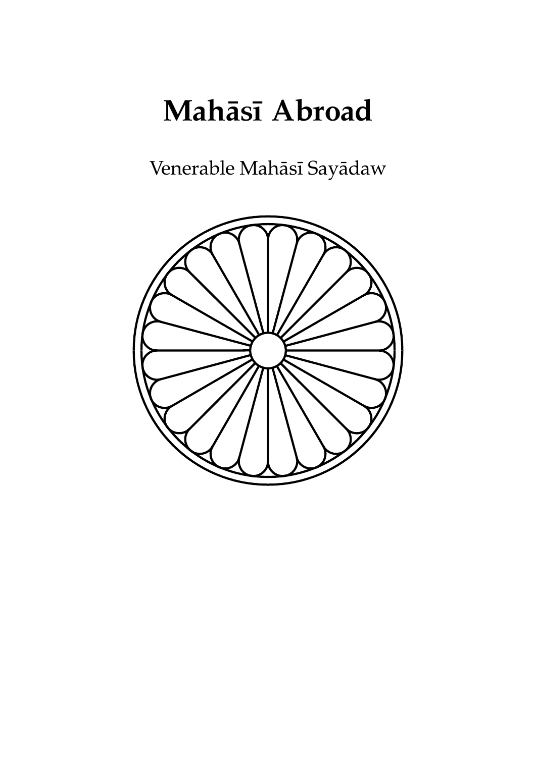# Mahāsī Abroad

Venerable Mahāsī Sayādaw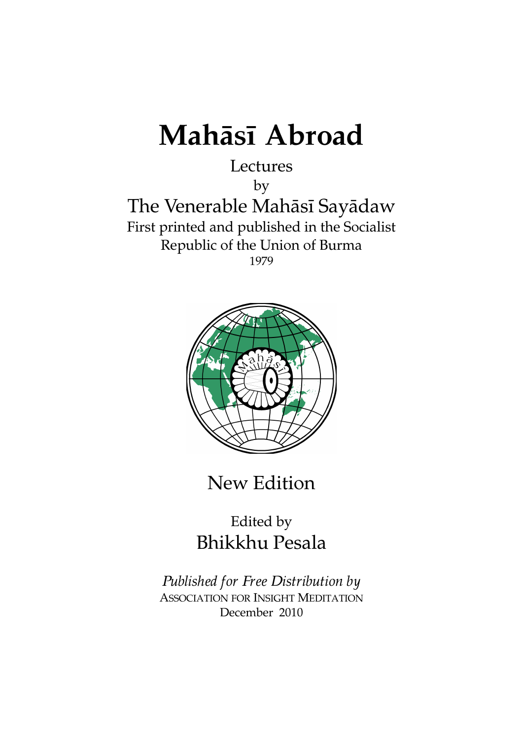# Mahāsī Abroad

Lectures

by

The Venerable Mahāsī Sayādaw

First printed and published in the Socialist Republic of the Union of Burma

1979

New Edition

Edited by

Bhikkhu Pesala

*Published for Free Distribution by*

ASSOCIATION FOR INSIGHT MEDITATION

December 2010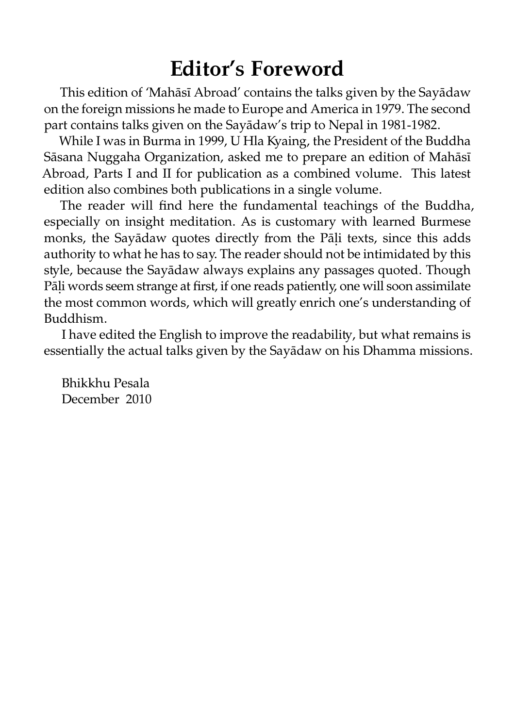# Editor's Foreword

This edition of 'Mahāsī Abroad' contains the talks given by the Sayādaw on the foreign missions he made to Europe and America in 1979. The second part contains talks given on the Sayādaw's trip to Nepal in 1981-1982.

While I was in Burma in 1999, U Hla Kyaing, the President of the Buddha Sāsana Nuggaha Organization, asked me to prepare an edition of Mahāsī Abroad, Parts I and II for publication as a combined volume. This latest edition also combines both publications in a single volume.

The reader will find here the fundamental teachings of the Buddha, especially on insight meditation. As is customary with learned Burmese monks, the Sayādaw quotes directly from the Pāḷi texts, since this adds authority to what he has to say. The reader should not be intimidated by this style, because the Sayādaw always explains any passages quoted. Though Pāḷi words seem strange at first, if one reads patiently, one will soon assimilate the most common words, which will greatly enrich one's understanding of Buddhism.

I have edited the English to improve the readability, but what remains is essentially the actual talks given by the Sayādaw on his Dhamma missions.

Bhikkhu Pesala
December 2010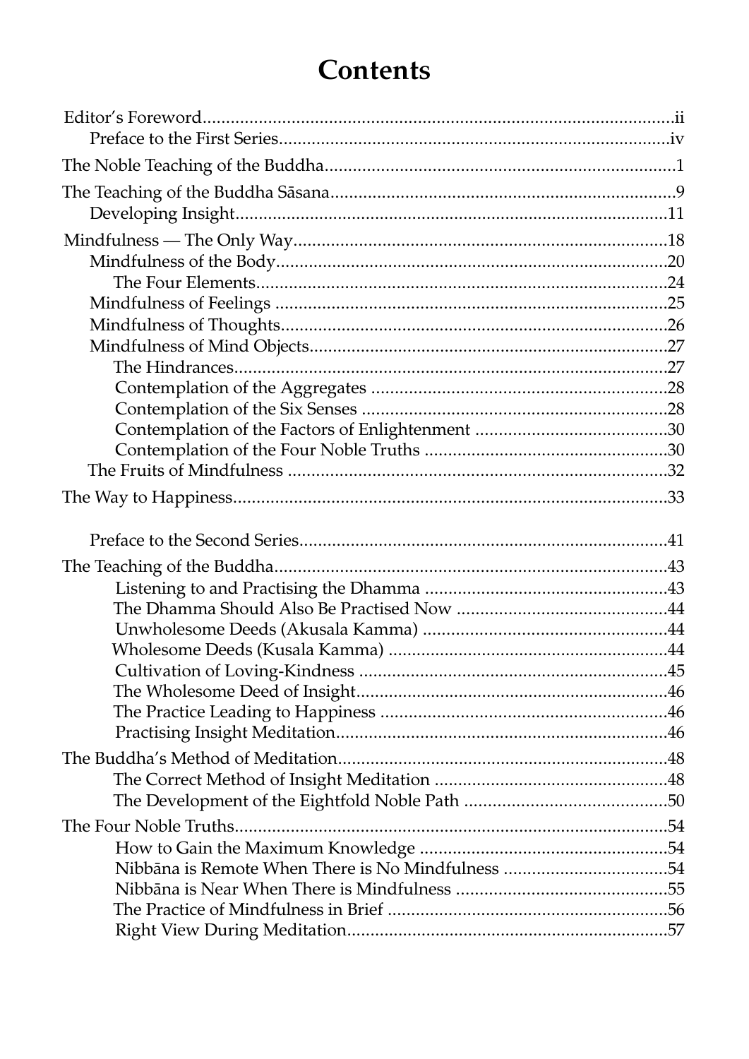# Contents

Editor's Foreword....................ii

- Preface to the First Series....................iv

The Noble Teaching of the Buddha....................1

The Teaching of the Buddha Sāsana....................9

- Developing Insight....................11

Mindfulness — The Only Way....................18

- Mindfulness of the Body....................20
  - The Four Elements....................24
- Mindfulness of Feelings....................25
- Mindfulness of Thoughts....................26
- Mindfulness of Mind Objects....................27
  - The Hindrances....................27
  - Contemplation of the Aggregates....................28
  - Contemplation of the Six Senses....................28
  - Contemplation of the Factors of Enlightenment....................30
  - Contemplation of the Four Noble Truths....................30
- The Fruits of Mindfulness....................32

The Way to Happiness....................33

- Preface to the Second Series....................41

The Teaching of the Buddha....................43

- Listening to and Practising the Dhamma....................43
- The Dhamma Should Also Be Practised Now....................44
- Unwholesome Deeds (Akusala Kamma)....................44
- Wholesome Deeds (Kusala Kamma)....................44
- Cultivation of Loving-Kindness....................45
- The Wholesome Deed of Insight....................46
- The Practice Leading to Happiness....................46
- Practising Insight Meditation....................46

The Buddha's Method of Meditation....................48

- The Correct Method of Insight Meditation....................48
- The Development of the Eightfold Noble Path....................50

The Four Noble Truths....................54

- How to Gain the Maximum Knowledge....................54
- Nibbāna is Remote When There is No Mindfulness....................54
- Nibbāna is Near When There is Mindfulness....................55
- The Practice of Mindfulness in Brief....................56
- Right View During Meditation....................57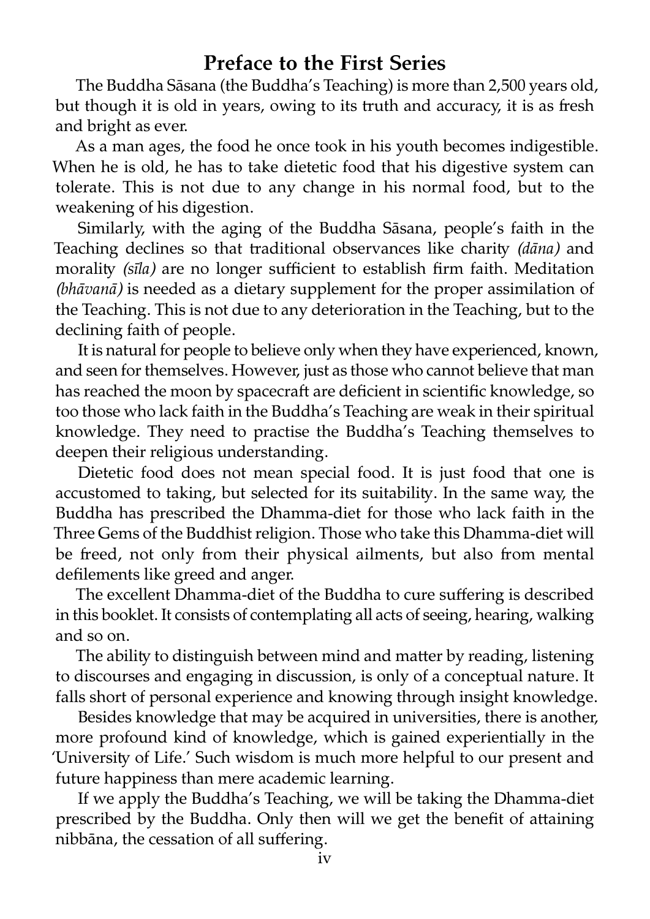## Preface to the First Series

The Buddha Sāsana (the Buddha's Teaching) is more than 2,500 years old, but though it is old in years, owing to its truth and accuracy, it is as fresh and bright as ever.

As a man ages, the food he once took in his youth becomes indigestible. When he is old, he has to take dietetic food that his digestive system can tolerate. This is not due to any change in his normal food, but to the weakening of his digestion.

Similarly, with the aging of the Buddha Sāsana, people's faith in the Teaching declines so that traditional observances like charity *(dāna)* and morality *(sīla)* are no longer sufficient to establish firm faith. Meditation *(bhāvanā)* is needed as a dietary supplement for the proper assimilation of the Teaching. This is not due to any deterioration in the Teaching, but to the declining faith of people.

It is natural for people to believe only when they have experienced, known, and seen for themselves. However, just as those who cannot believe that man has reached the moon by spacecraft are deficient in scientific knowledge, so too those who lack faith in the Buddha's Teaching are weak in their spiritual knowledge. They need to practise the Buddha's Teaching themselves to deepen their religious understanding.

Dietetic food does not mean special food. It is just food that one is accustomed to taking, but selected for its suitability. In the same way, the Buddha has prescribed the Dhamma-diet for those who lack faith in the Three Gems of the Buddhist religion. Those who take this Dhamma-diet will be freed, not only from their physical ailments, but also from mental defilements like greed and anger.

The excellent Dhamma-diet of the Buddha to cure suffering is described in this booklet. It consists of contemplating all acts of seeing, hearing, walking and so on.

The ability to distinguish between mind and matter by reading, listening to discourses and engaging in discussion, is only of a conceptual nature. It falls short of personal experience and knowing through insight knowledge.

Besides knowledge that may be acquired in universities, there is another, more profound kind of knowledge, which is gained experientially in the 'University of Life.' Such wisdom is much more helpful to our present and future happiness than mere academic learning.

If we apply the Buddha's Teaching, we will be taking the Dhamma-diet prescribed by the Buddha. Only then will we get the benefit of attaining nibbāna, the cessation of all suffering.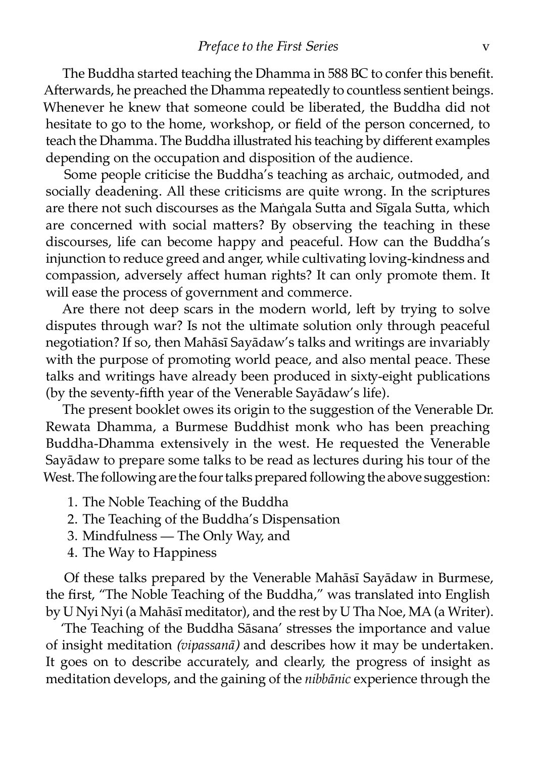The Buddha started teaching the Dhamma in 588 BC to confer this benefit. Afterwards, he preached the Dhamma repeatedly to countless sentient beings. Whenever he knew that someone could be liberated, the Buddha did not hesitate to go to the home, workshop, or field of the person concerned, to teach the Dhamma. The Buddha illustrated his teaching by different examples depending on the occupation and disposition of the audience.

Some people criticise the Buddha's teaching as archaic, outmoded, and socially deadening. All these criticisms are quite wrong. In the scriptures are there not such discourses as the Maṅgala Sutta and Sīgala Sutta, which are concerned with social matters? By observing the teaching in these discourses, life can become happy and peaceful. How can the Buddha's injunction to reduce greed and anger, while cultivating loving-kindness and compassion, adversely affect human rights? It can only promote them. It will ease the process of government and commerce.

Are there not deep scars in the modern world, left by trying to solve disputes through war? Is not the ultimate solution only through peaceful negotiation? If so, then Mahāsī Sayādaw's talks and writings are invariably with the purpose of promoting world peace, and also mental peace. These talks and writings have already been produced in sixty-eight publications (by the seventy-fifth year of the Venerable Sayādaw's life).

The present booklet owes its origin to the suggestion of the Venerable Dr. Rewata Dhamma, a Burmese Buddhist monk who has been preaching Buddha-Dhamma extensively in the west. He requested the Venerable Sayādaw to prepare some talks to be read as lectures during his tour of the West. The following are the four talks prepared following the above suggestion:

1. The Noble Teaching of the Buddha
2. The Teaching of the Buddha's Dispensation
3. Mindfulness — The Only Way, and
4. The Way to Happiness

Of these talks prepared by the Venerable Mahāsī Sayādaw in Burmese, the first, "The Noble Teaching of the Buddha," was translated into English by U Nyi Nyi (a Mahāsī meditator), and the rest by U Tha Noe, MA (a Writer).

'The Teaching of the Buddha Sāsana' stresses the importance and value of insight meditation *(vipassanā)* and describes how it may be undertaken. It goes on to describe accurately, and clearly, the progress of insight as meditation develops, and the gaining of the *nibbānic* experience through the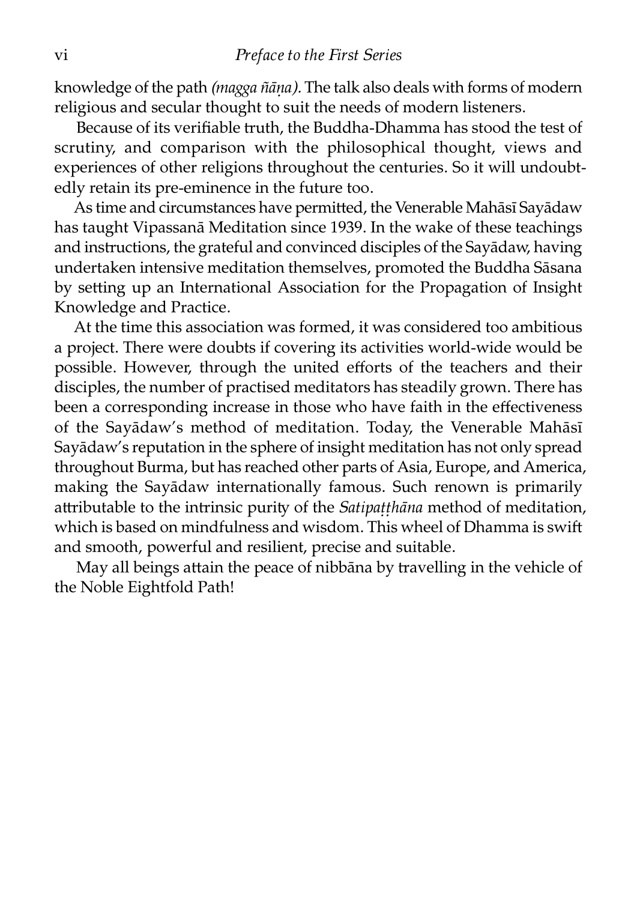knowledge of the path *(magga ñāṇa).* The talk also deals with forms of modern religious and secular thought to suit the needs of modern listeners.

Because of its verifiable truth, the Buddha-Dhamma has stood the test of scrutiny, and comparison with the philosophical thought, views and experiences of other religions throughout the centuries. So it will undoubtedly retain its pre-eminence in the future too.

As time and circumstances have permitted, the Venerable Mahāsī Sayādaw has taught Vipassanā Meditation since 1939. In the wake of these teachings and instructions, the grateful and convinced disciples of the Sayādaw, having undertaken intensive meditation themselves, promoted the Buddha Sāsana by setting up an International Association for the Propagation of Insight Knowledge and Practice.

At the time this association was formed, it was considered too ambitious a project. There were doubts if covering its activities world-wide would be possible. However, through the united efforts of the teachers and their disciples, the number of practised meditators has steadily grown. There has been a corresponding increase in those who have faith in the effectiveness of the Sayādaw's method of meditation. Today, the Venerable Mahāsī Sayādaw's reputation in the sphere of insight meditation has not only spread throughout Burma, but has reached other parts of Asia, Europe, and America, making the Sayādaw internationally famous. Such renown is primarily attributable to the intrinsic purity of the *Satipaṭṭhāna* method of meditation, which is based on mindfulness and wisdom. This wheel of Dhamma is swift and smooth, powerful and resilient, precise and suitable.

May all beings attain the peace of nibbāna by travelling in the vehicle of the Noble Eightfold Path!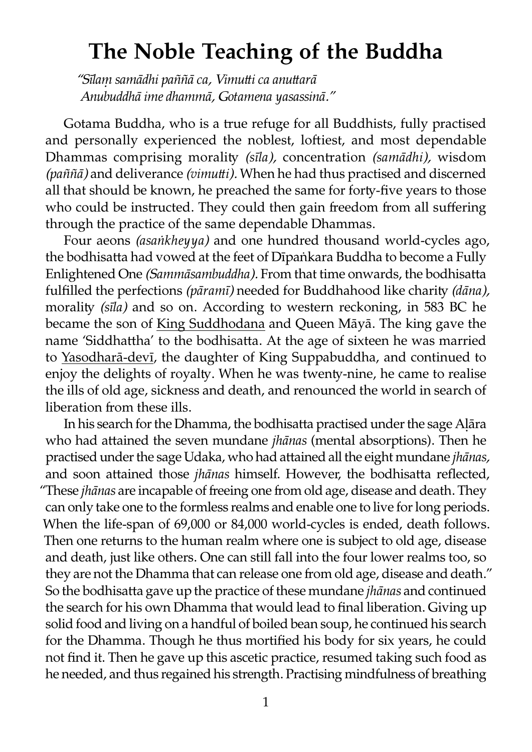# The Noble Teaching of the Buddha

*"Sīlaṃ samādhi paññā ca, Vimutti ca anuttarā*
*Anubuddhā ime dhammā, Gotamena yasassinā."*

Gotama Buddha, who is a true refuge for all Buddhists, fully practised and personally experienced the noblest, loftiest, and most dependable Dhammas comprising morality *(sīla),* concentration *(samādhi),* wisdom *(paññā)* and deliverance *(vimutti).* When he had thus practised and discerned all that should be known, he preached the same for forty-five years to those who could be instructed. They could then gain freedom from all suffering through the practice of the same dependable Dhammas.

Four aeons *(asaṅkheyya)* and one hundred thousand world-cycles ago, the bodhisatta had vowed at the feet of Dīpaṅkara Buddha to become a Fully Enlightened One *(Sammāsambuddha).* From that time onwards, the bodhisatta fulfilled the perfections *(pāramī)* needed for Buddhahood like charity *(dāna),* morality *(sīla)* and so on. According to western reckoning, in 583 BC he became the son of King Suddhodana and Queen Māyā. The king gave the name 'Siddhattha' to the bodhisatta. At the age of sixteen he was married to Yasodharā-devī, the daughter of King Suppabuddha, and continued to enjoy the delights of royalty. When he was twenty-nine, he came to realise the ills of old age, sickness and death, and renounced the world in search of liberation from these ills.

In his search for the Dhamma, the bodhisatta practised under the sage Aḷāra who had attained the seven mundane *jhānas* (mental absorptions). Then he practised under the sage Udaka, who had attained all the eight mundane *jhānas,* and soon attained those *jhānas* himself. However, the bodhisatta reflected, "These *jhānas* are incapable of freeing one from old age, disease and death. They can only take one to the formless realms and enable one to live for long periods. When the life-span of 69,000 or 84,000 world-cycles is ended, death follows. Then one returns to the human realm where one is subject to old age, disease and death, just like others. One can still fall into the four lower realms too, so they are not the Dhamma that can release one from old age, disease and death." So the bodhisatta gave up the practice of these mundane *jhānas* and continued the search for his own Dhamma that would lead to final liberation. Giving up solid food and living on a handful of boiled bean soup, he continued his search for the Dhamma. Though he thus mortified his body for six years, he could not find it. Then he gave up this ascetic practice, resumed taking such food as he needed, and thus regained his strength. Practising mindfulness of breathing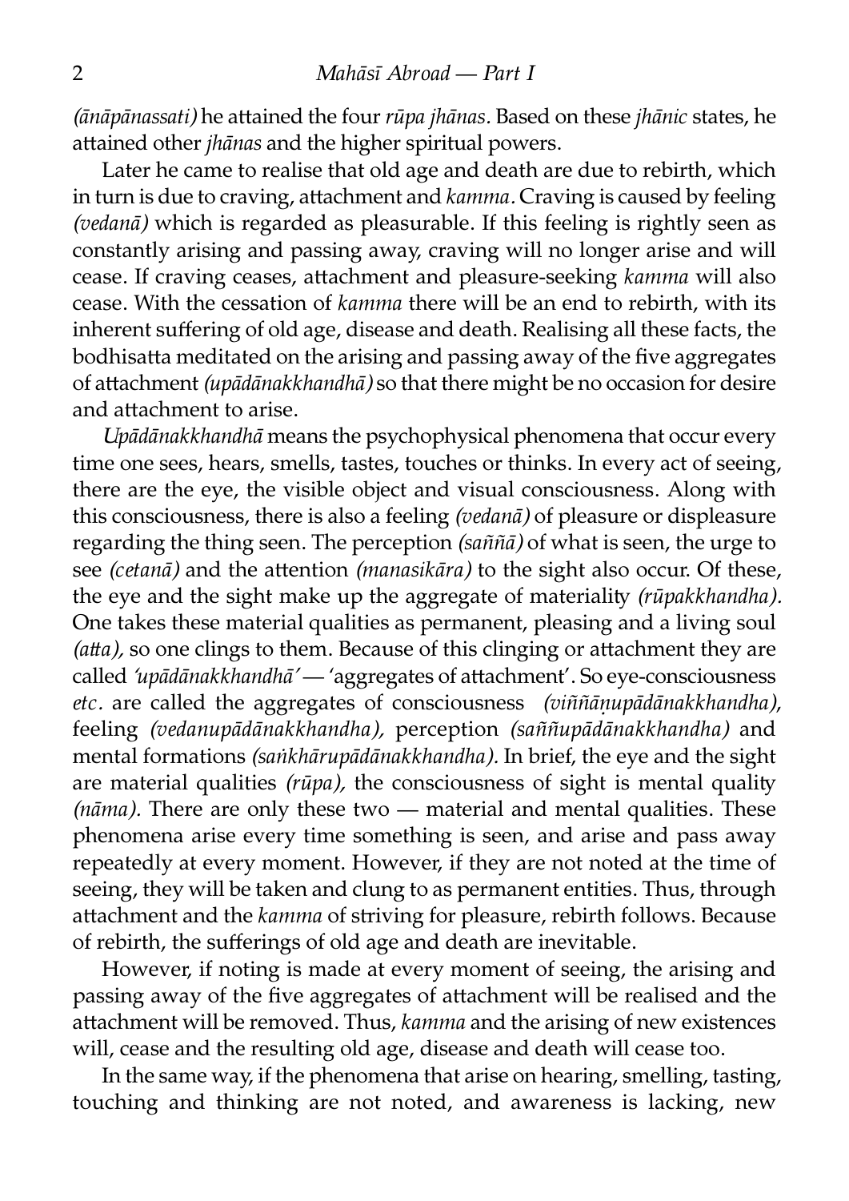*(ānāpānassati)* he attained the four *rūpa jhānas.* Based on these *jhānic* states, he attained other *jhānas* and the higher spiritual powers.

Later he came to realise that old age and death are due to rebirth, which in turn is due to craving, attachment and *kamma.* Craving is caused by feeling *(vedanā)* which is regarded as pleasurable. If this feeling is rightly seen as constantly arising and passing away, craving will no longer arise and will cease. If craving ceases, attachment and pleasure-seeking *kamma* will also cease. With the cessation of *kamma* there will be an end to rebirth, with its inherent suffering of old age, disease and death. Realising all these facts, the bodhisatta meditated on the arising and passing away of the five aggregates of attachment *(upādānakkhandhā)* so that there might be no occasion for desire and attachment to arise.

*Upādānakkhandhā* means the psychophysical phenomena that occur every time one sees, hears, smells, tastes, touches or thinks. In every act of seeing, there are the eye, the visible object and visual consciousness. Along with this consciousness, there is also a feeling *(vedanā)* of pleasure or displeasure regarding the thing seen. The perception *(saññā)* of what is seen, the urge to see *(cetanā)* and the attention *(manasikāra)* to the sight also occur. Of these, the eye and the sight make up the aggregate of materiality *(rūpakkhandha).* One takes these material qualities as permanent, pleasing and a living soul *(atta),* so one clings to them. Because of this clinging or attachment they are called *'upādānakkhandhā'* — 'aggregates of attachment'. So eye-consciousness *etc.* are called the aggregates of consciousness *(viññāṇupādānakkhandha)*, feeling *(vedanupādānakkhandha),* perception *(saññupādānakkhandha)* and mental formations *(saṅkhārupādānakkhandha).* In brief, the eye and the sight are material qualities *(rūpa),* the consciousness of sight is mental quality *(nāma).* There are only these two — material and mental qualities. These phenomena arise every time something is seen, and arise and pass away repeatedly at every moment. However, if they are not noted at the time of seeing, they will be taken and clung to as permanent entities. Thus, through attachment and the *kamma* of striving for pleasure, rebirth follows. Because of rebirth, the sufferings of old age and death are inevitable.

However, if noting is made at every moment of seeing, the arising and passing away of the five aggregates of attachment will be realised and the attachment will be removed. Thus, *kamma* and the arising of new existences will, cease and the resulting old age, disease and death will cease too.

In the same way, if the phenomena that arise on hearing, smelling, tasting, touching and thinking are not noted, and awareness is lacking, new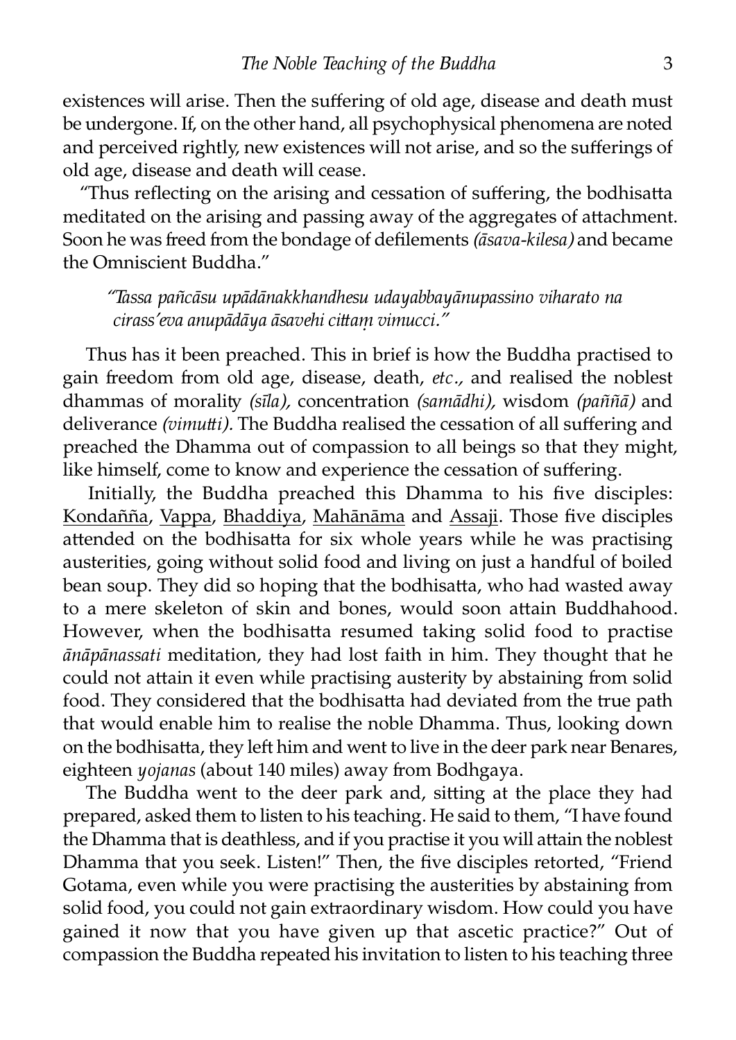existences will arise. Then the suffering of old age, disease and death must be undergone. If, on the other hand, all psychophysical phenomena are noted and perceived rightly, new existences will not arise, and so the sufferings of old age, disease and death will cease.

"Thus reflecting on the arising and cessation of suffering, the bodhisatta meditated on the arising and passing away of the aggregates of attachment. Soon he was freed from the bondage of defilements *(āsava-kilesa)* and became the Omniscient Buddha."

> *"Tassa pañcāsu upādānakkhandhesu udayabbayānupassino viharato na cirass'eva anupādāya āsavehi cittaṃ vimucci."*

Thus has it been preached. This in brief is how the Buddha practised to gain freedom from old age, disease, death, *etc.,* and realised the noblest dhammas of morality *(sīla),* concentration *(samādhi),* wisdom *(paññā)* and deliverance *(vimutti).* The Buddha realised the cessation of all suffering and preached the Dhamma out of compassion to all beings so that they might, like himself, come to know and experience the cessation of suffering.

Initially, the Buddha preached this Dhamma to his five disciples: <u>Kondañña</u>, <u>Vappa</u>, <u>Bhaddiya</u>, <u>Mahānāma</u> and <u>Assaji</u>. Those five disciples attended on the bodhisatta for six whole years while he was practising austerities, going without solid food and living on just a handful of boiled bean soup. They did so hoping that the bodhisatta, who had wasted away to a mere skeleton of skin and bones, would soon attain Buddhahood. However, when the bodhisatta resumed taking solid food to practise *ānāpānassati* meditation, they had lost faith in him. They thought that he could not attain it even while practising austerity by abstaining from solid food. They considered that the bodhisatta had deviated from the true path that would enable him to realise the noble Dhamma. Thus, looking down on the bodhisatta, they left him and went to live in the deer park near Benares, eighteen *yojanas* (about 140 miles) away from Bodhgaya.

The Buddha went to the deer park and, sitting at the place they had prepared, asked them to listen to his teaching. He said to them, "I have found the Dhamma that is deathless, and if you practise it you will attain the noblest Dhamma that you seek. Listen!" Then, the five disciples retorted, "Friend Gotama, even while you were practising the austerities by abstaining from solid food, you could not gain extraordinary wisdom. How could you have gained it now that you have given up that ascetic practice?" Out of compassion the Buddha repeated his invitation to listen to his teaching three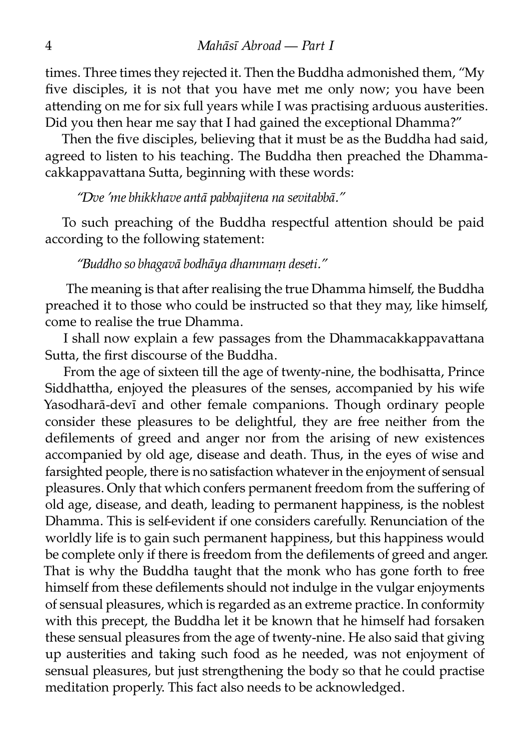times. Three times they rejected it. Then the Buddha admonished them, "My five disciples, it is not that you have met me only now; you have been attending on me for six full years while I was practising arduous austerities. Did you then hear me say that I had gained the exceptional Dhamma?"

Then the five disciples, believing that it must be as the Buddha had said, agreed to listen to his teaching. The Buddha then preached the Dhammacakkappavattana Sutta, beginning with these words:

*"Dve 'me bhikkhave antā pabbajitena na sevitabbā."*

To such preaching of the Buddha respectful attention should be paid according to the following statement:

*"Buddho so bhagavā bodhāya dhammaṃ deseti."*

The meaning is that after realising the true Dhamma himself, the Buddha preached it to those who could be instructed so that they may, like himself, come to realise the true Dhamma.

I shall now explain a few passages from the Dhammacakkappavattana Sutta, the first discourse of the Buddha.

From the age of sixteen till the age of twenty-nine, the bodhisatta, Prince Siddhattha, enjoyed the pleasures of the senses, accompanied by his wife Yasodharā-devī and other female companions. Though ordinary people consider these pleasures to be delightful, they are free neither from the defilements of greed and anger nor from the arising of new existences accompanied by old age, disease and death. Thus, in the eyes of wise and farsighted people, there is no satisfaction whatever in the enjoyment of sensual pleasures. Only that which confers permanent freedom from the suffering of old age, disease, and death, leading to permanent happiness, is the noblest Dhamma. This is self-evident if one considers carefully. Renunciation of the worldly life is to gain such permanent happiness, but this happiness would be complete only if there is freedom from the defilements of greed and anger. That is why the Buddha taught that the monk who has gone forth to free himself from these defilements should not indulge in the vulgar enjoyments of sensual pleasures, which is regarded as an extreme practice. In conformity with this precept, the Buddha let it be known that he himself had forsaken these sensual pleasures from the age of twenty-nine. He also said that giving up austerities and taking such food as he needed, was not enjoyment of sensual pleasures, but just strengthening the body so that he could practise meditation properly. This fact also needs to be acknowledged.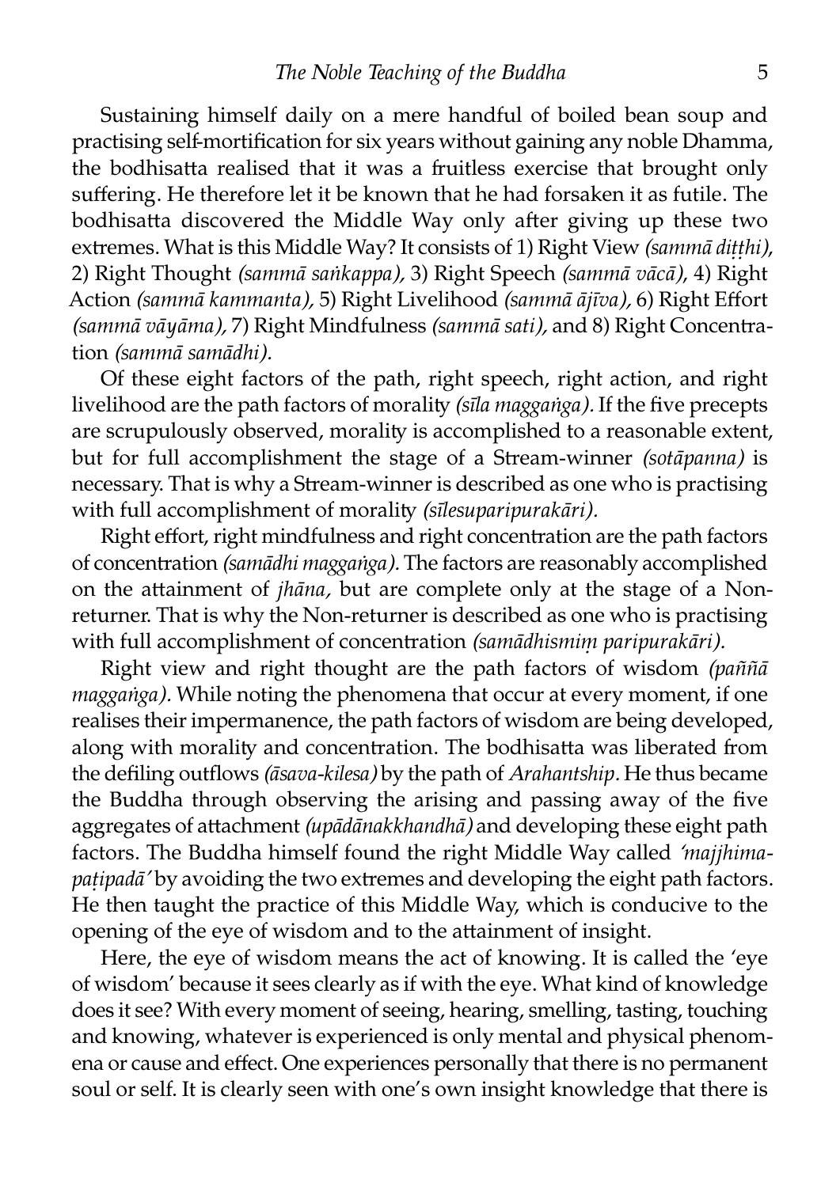Sustaining himself daily on a mere handful of boiled bean soup and practising self-mortification for six years without gaining any noble Dhamma, the bodhisatta realised that it was a fruitless exercise that brought only suffering. He therefore let it be known that he had forsaken it as futile. The bodhisatta discovered the Middle Way only after giving up these two extremes. What is this Middle Way? It consists of 1) Right View *(sammā diṭṭhi)*, 2) Right Thought *(sammā saṅkappa),* 3) Right Speech *(sammā vācā)*, 4) Right Action *(sammā kammanta),* 5) Right Livelihood *(sammā ājīva),* 6) Right Effort *(sammā vāyāma),* 7) Right Mindfulness *(sammā sati),* and 8) Right Concentration *(sammā samādhi).*

Of these eight factors of the path, right speech, right action, and right livelihood are the path factors of morality *(sīla maggaṅga).* If the five precepts are scrupulously observed, morality is accomplished to a reasonable extent, but for full accomplishment the stage of a Stream-winner *(sotāpanna)* is necessary. That is why a Stream-winner is described as one who is practising with full accomplishment of morality *(sīlesuparipurakāri).*

Right effort, right mindfulness and right concentration are the path factors of concentration *(samādhi maggaṅga).* The factors are reasonably accomplished on the attainment of *jhāna,* but are complete only at the stage of a Non-returner. That is why the Non-returner is described as one who is practising with full accomplishment of concentration *(samādhismiṃ paripurakāri).*

Right view and right thought are the path factors of wisdom *(paññā maggaṅga).* While noting the phenomena that occur at every moment, if one realises their impermanence, the path factors of wisdom are being developed, along with morality and concentration. The bodhisatta was liberated from the defiling outflows *(āsava-kilesa)* by the path of *Arahantship*. He thus became the Buddha through observing the arising and passing away of the five aggregates of attachment *(upādānakkhandhā)* and developing these eight path factors. The Buddha himself found the right Middle Way called *'majjhima-paṭipadā'* by avoiding the two extremes and developing the eight path factors. He then taught the practice of this Middle Way, which is conducive to the opening of the eye of wisdom and to the attainment of insight.

Here, the eye of wisdom means the act of knowing. It is called the 'eye of wisdom' because it sees clearly as if with the eye. What kind of knowledge does it see? With every moment of seeing, hearing, smelling, tasting, touching and knowing, whatever is experienced is only mental and physical phenomena or cause and effect. One experiences personally that there is no permanent soul or self. It is clearly seen with one's own insight knowledge that there is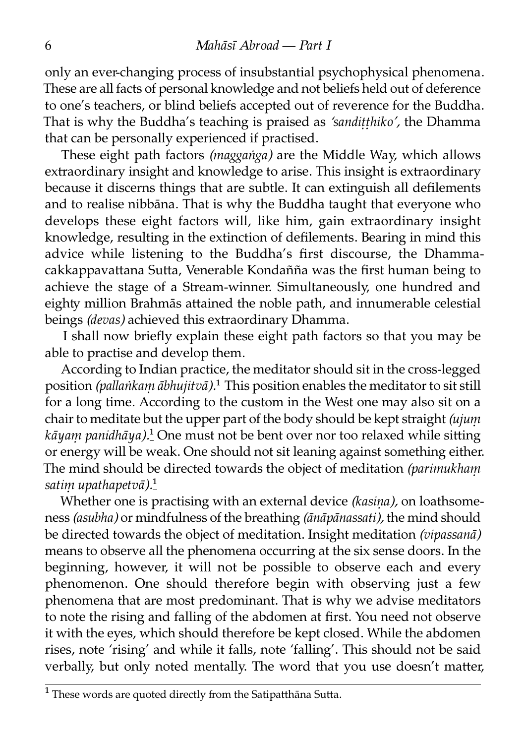only an ever-changing process of insubstantial psychophysical phenomena. These are all facts of personal knowledge and not beliefs held out of deference to one's teachers, or blind beliefs accepted out of reverence for the Buddha. That is why the Buddha's teaching is praised as *'sandiṭṭhiko',* the Dhamma that can be personally experienced if practised.

These eight path factors *(maggaṅga)* are the Middle Way, which allows extraordinary insight and knowledge to arise. This insight is extraordinary because it discerns things that are subtle. It can extinguish all defilements and to realise nibbāna. That is why the Buddha taught that everyone who develops these eight factors will, like him, gain extraordinary insight knowledge, resulting in the extinction of defilements. Bearing in mind this advice while listening to the Buddha's first discourse, the Dhammacakkappavattana Sutta, Venerable Kondañña was the first human being to achieve the stage of a Stream-winner. Simultaneously, one hundred and eighty million Brahmās attained the noble path, and innumerable celestial beings *(devas)* achieved this extraordinary Dhamma.

I shall now briefly explain these eight path factors so that you may be able to practise and develop them.

According to Indian practice, the meditator should sit in the cross-legged position *(pallaṅkaṃ ābhujitvā)*.[1] This position enables the meditator to sit still for a long time. According to the custom in the West one may also sit on a chair to meditate but the upper part of the body should be kept straight *(ujuṃ kāyaṃ panidhāya)*.[1] One must not be bent over nor too relaxed while sitting or energy will be weak. One should not sit leaning against something either. The mind should be directed towards the object of meditation *(parimukhaṃ satiṃ upathapetvā)*.[1]

Whether one is practising with an external device *(kasiṇa),* on loathsomeness *(asubha)* or mindfulness of the breathing *(ānāpānassati),* the mind should be directed towards the object of meditation. Insight meditation *(vipassanā)* means to observe all the phenomena occurring at the six sense doors. In the beginning, however, it will not be possible to observe each and every phenomenon. One should therefore begin with observing just a few phenomena that are most predominant. That is why we advise meditators to note the rising and falling of the abdomen at first. You need not observe it with the eyes, which should therefore be kept closed. While the abdomen rises, note 'rising' and while it falls, note 'falling'. This should not be said verbally, but only noted mentally. The word that you use doesn't matter,

---

[1] These words are quoted directly from the Satipatthāna Sutta.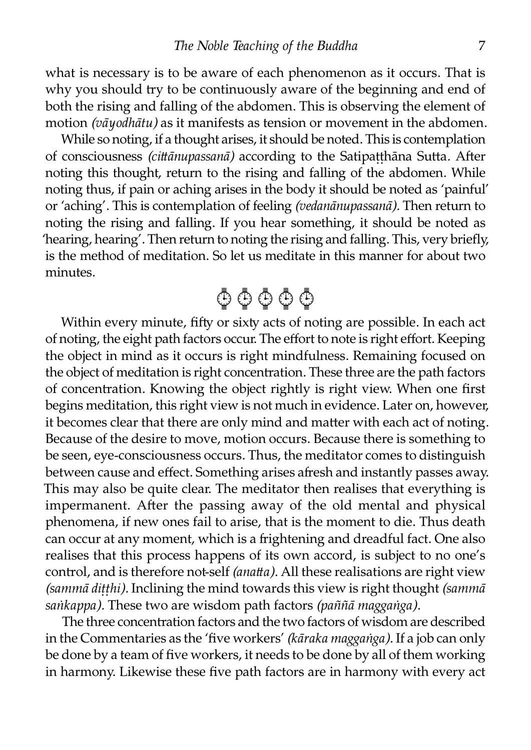what is necessary is to be aware of each phenomenon as it occurs. That is why you should try to be continuously aware of the beginning and end of both the rising and falling of the abdomen. This is observing the element of motion *(vāyodhātu)* as it manifests as tension or movement in the abdomen.

While so noting, if a thought arises, it should be noted. This is contemplation of consciousness *(cittānupassanā)* according to the Satipaṭṭhāna Sutta. After noting this thought, return to the rising and falling of the abdomen. While noting thus, if pain or aching arises in the body it should be noted as 'painful' or 'aching'. This is contemplation of feeling *(vedanānupassanā).* Then return to noting the rising and falling. If you hear something, it should be noted as 'hearing, hearing'. Then return to noting the rising and falling. This, very briefly, is the method of meditation. So let us meditate in this manner for about two minutes.

⌚ ⌚ ⌚ ⌚ ⌚

Within every minute, fifty or sixty acts of noting are possible. In each act of noting, the eight path factors occur. The effort to note is right effort. Keeping the object in mind as it occurs is right mindfulness. Remaining focused on the object of meditation is right concentration. These three are the path factors of concentration. Knowing the object rightly is right view. When one first begins meditation, this right view is not much in evidence. Later on, however, it becomes clear that there are only mind and matter with each act of noting. Because of the desire to move, motion occurs. Because there is something to be seen, eye-consciousness occurs. Thus, the meditator comes to distinguish between cause and effect. Something arises afresh and instantly passes away. This may also be quite clear. The meditator then realises that everything is impermanent. After the passing away of the old mental and physical phenomena, if new ones fail to arise, that is the moment to die. Thus death can occur at any moment, which is a frightening and dreadful fact. One also realises that this process happens of its own accord, is subject to no one's control, and is therefore not-self *(anatta).* All these realisations are right view *(sammā diṭṭhi).* Inclining the mind towards this view is right thought *(sammā saṅkappa).* These two are wisdom path factors *(paññā maggaṅga).*

The three concentration factors and the two factors of wisdom are described in the Commentaries as the 'five workers' *(kāraka maggaṅga).* If a job can only be done by a team of five workers, it needs to be done by all of them working in harmony. Likewise these five path factors are in harmony with every act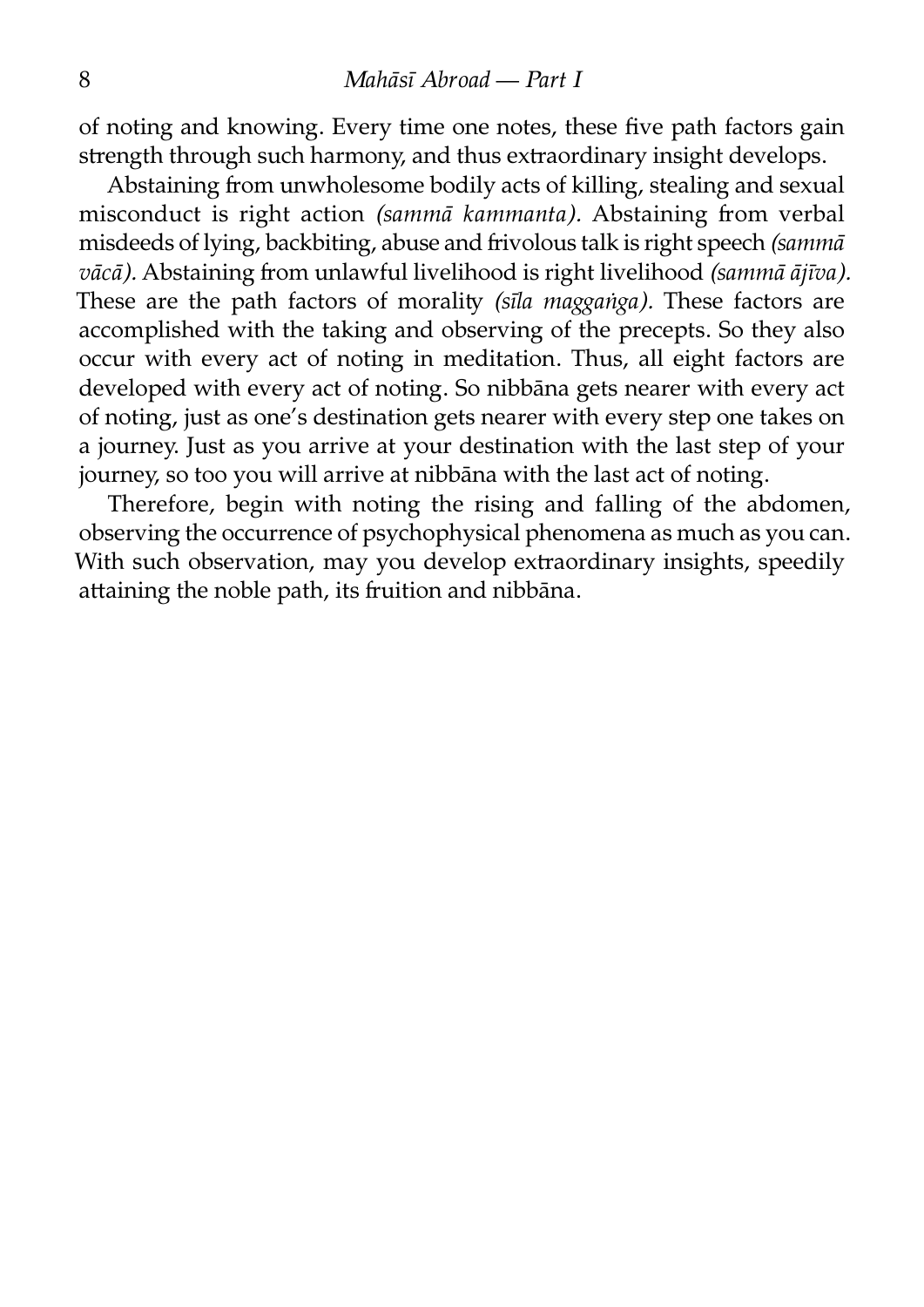of noting and knowing. Every time one notes, these five path factors gain strength through such harmony, and thus extraordinary insight develops.

Abstaining from unwholesome bodily acts of killing, stealing and sexual misconduct is right action *(sammā kammanta).* Abstaining from verbal misdeeds of lying, backbiting, abuse and frivolous talk is right speech *(sammā vācā).* Abstaining from unlawful livelihood is right livelihood *(sammā ājīva).* These are the path factors of morality *(sīla maggaṅga).* These factors are accomplished with the taking and observing of the precepts. So they also occur with every act of noting in meditation. Thus, all eight factors are developed with every act of noting. So nibbāna gets nearer with every act of noting, just as one's destination gets nearer with every step one takes on a journey. Just as you arrive at your destination with the last step of your journey, so too you will arrive at nibbāna with the last act of noting.

Therefore, begin with noting the rising and falling of the abdomen, observing the occurrence of psychophysical phenomena as much as you can. With such observation, may you develop extraordinary insights, speedily attaining the noble path, its fruition and nibbāna.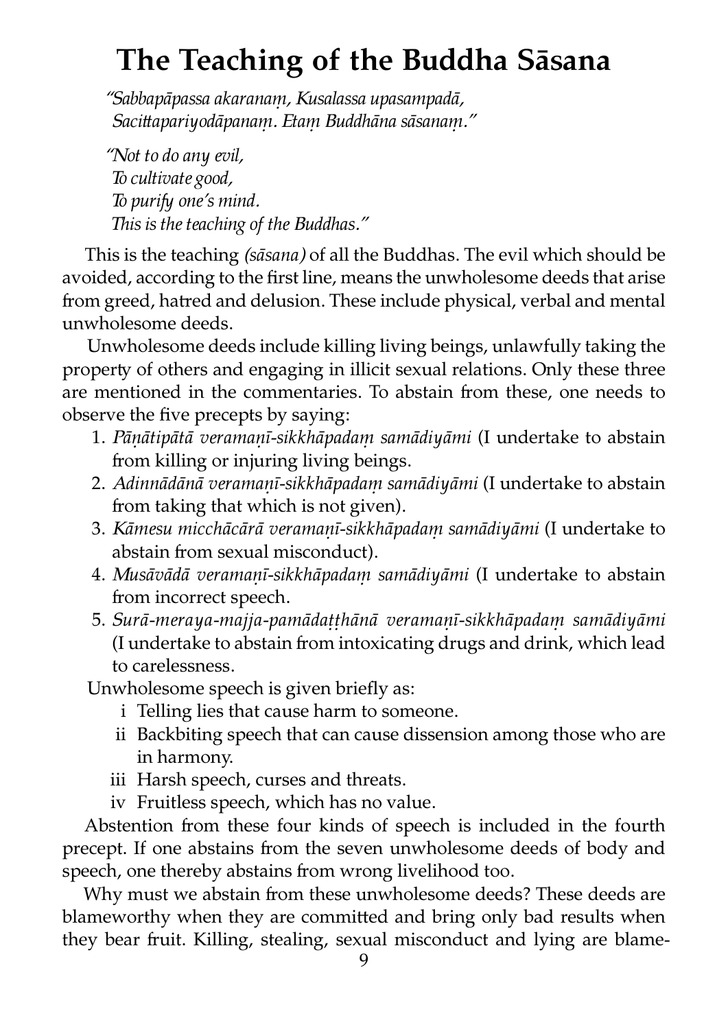# The Teaching of the Buddha Sāsana

*"Sabbapāpassa akaranaṃ, Kusalassa upasampadā,*
*Sacittapariyodāpanaṃ. Etaṃ Buddhāna sāsanaṃ."*

*"Not to do any evil,*
*To cultivate good,*
*To purify one's mind.*
*This is the teaching of the Buddhas."*

This is the teaching *(sāsana)* of all the Buddhas. The evil which should be avoided, according to the first line, means the unwholesome deeds that arise from greed, hatred and delusion. These include physical, verbal and mental unwholesome deeds.

Unwholesome deeds include killing living beings, unlawfully taking the property of others and engaging in illicit sexual relations. Only these three are mentioned in the commentaries. To abstain from these, one needs to observe the five precepts by saying:

1. *Pāṇātipātā veramaṇī-sikkhāpadaṃ samādiyāmi* (I undertake to abstain from killing or injuring living beings.
2. *Adinnādānā veramaṇī-sikkhāpadaṃ samādiyāmi* (I undertake to abstain from taking that which is not given).
3. *Kāmesu micchācārā veramaṇī-sikkhāpadaṃ samādiyāmi* (I undertake to abstain from sexual misconduct).
4. *Musāvādā veramaṇī-sikkhāpadaṃ samādiyāmi* (I undertake to abstain from incorrect speech.
5. *Surā-meraya-majja-pamādaṭṭhānā veramaṇī-sikkhāpadaṃ samādiyāmi* (I undertake to abstain from intoxicating drugs and drink, which lead to carelessness.

Unwholesome speech is given briefly as:

- i Telling lies that cause harm to someone.
- ii Backbiting speech that can cause dissension among those who are in harmony.
- iii Harsh speech, curses and threats.
- iv Fruitless speech, which has no value.

Abstention from these four kinds of speech is included in the fourth precept. If one abstains from the seven unwholesome deeds of body and speech, one thereby abstains from wrong livelihood too.

Why must we abstain from these unwholesome deeds? These deeds are blameworthy when they are committed and bring only bad results when they bear fruit. Killing, stealing, sexual misconduct and lying are blame-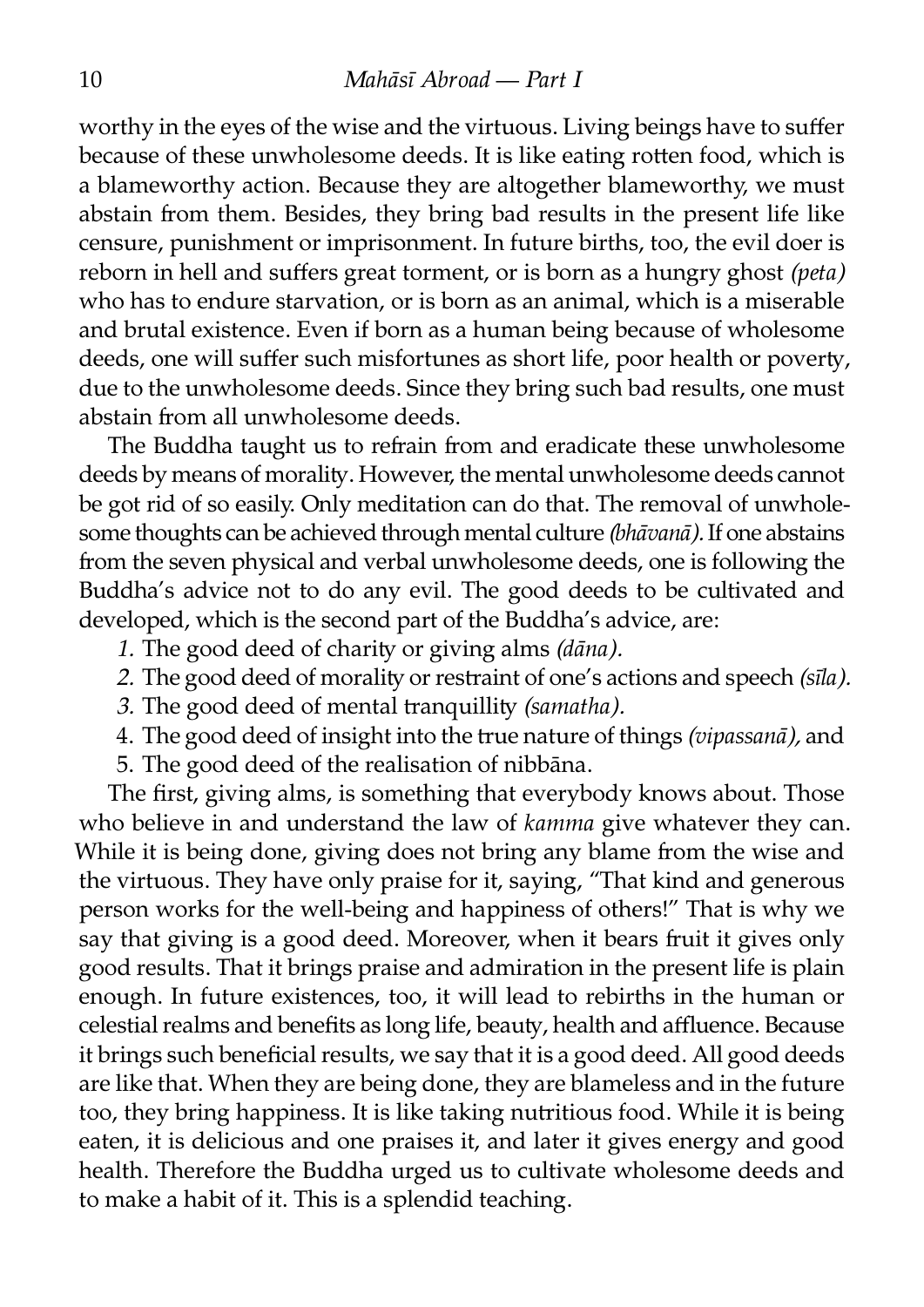worthy in the eyes of the wise and the virtuous. Living beings have to suffer because of these unwholesome deeds. It is like eating rotten food, which is a blameworthy action. Because they are altogether blameworthy, we must abstain from them. Besides, they bring bad results in the present life like censure, punishment or imprisonment. In future births, too, the evil doer is reborn in hell and suffers great torment, or is born as a hungry ghost *(peta)* who has to endure starvation, or is born as an animal, which is a miserable and brutal existence. Even if born as a human being because of wholesome deeds, one will suffer such misfortunes as short life, poor health or poverty, due to the unwholesome deeds. Since they bring such bad results, one must abstain from all unwholesome deeds.

The Buddha taught us to refrain from and eradicate these unwholesome deeds by means of morality. However, the mental unwholesome deeds cannot be got rid of so easily. Only meditation can do that. The removal of unwholesome thoughts can be achieved through mental culture *(bhāvanā).* If one abstains from the seven physical and verbal unwholesome deeds, one is following the Buddha's advice not to do any evil. The good deeds to be cultivated and developed, which is the second part of the Buddha's advice, are:

1. The good deed of charity or giving alms *(dāna).*
2. The good deed of morality or restraint of one's actions and speech *(sīla).*
3. The good deed of mental tranquillity *(samatha).*
4. The good deed of insight into the true nature of things *(vipassanā),* and
5. The good deed of the realisation of nibbāna.

The first, giving alms, is something that everybody knows about. Those who believe in and understand the law of *kamma* give whatever they can. While it is being done, giving does not bring any blame from the wise and the virtuous. They have only praise for it, saying, "That kind and generous person works for the well-being and happiness of others!" That is why we say that giving is a good deed. Moreover, when it bears fruit it gives only good results. That it brings praise and admiration in the present life is plain enough. In future existences, too, it will lead to rebirths in the human or celestial realms and benefits as long life, beauty, health and affluence. Because it brings such beneficial results, we say that it is a good deed. All good deeds are like that. When they are being done, they are blameless and in the future too, they bring happiness. It is like taking nutritious food. While it is being eaten, it is delicious and one praises it, and later it gives energy and good health. Therefore the Buddha urged us to cultivate wholesome deeds and to make a habit of it. This is a splendid teaching.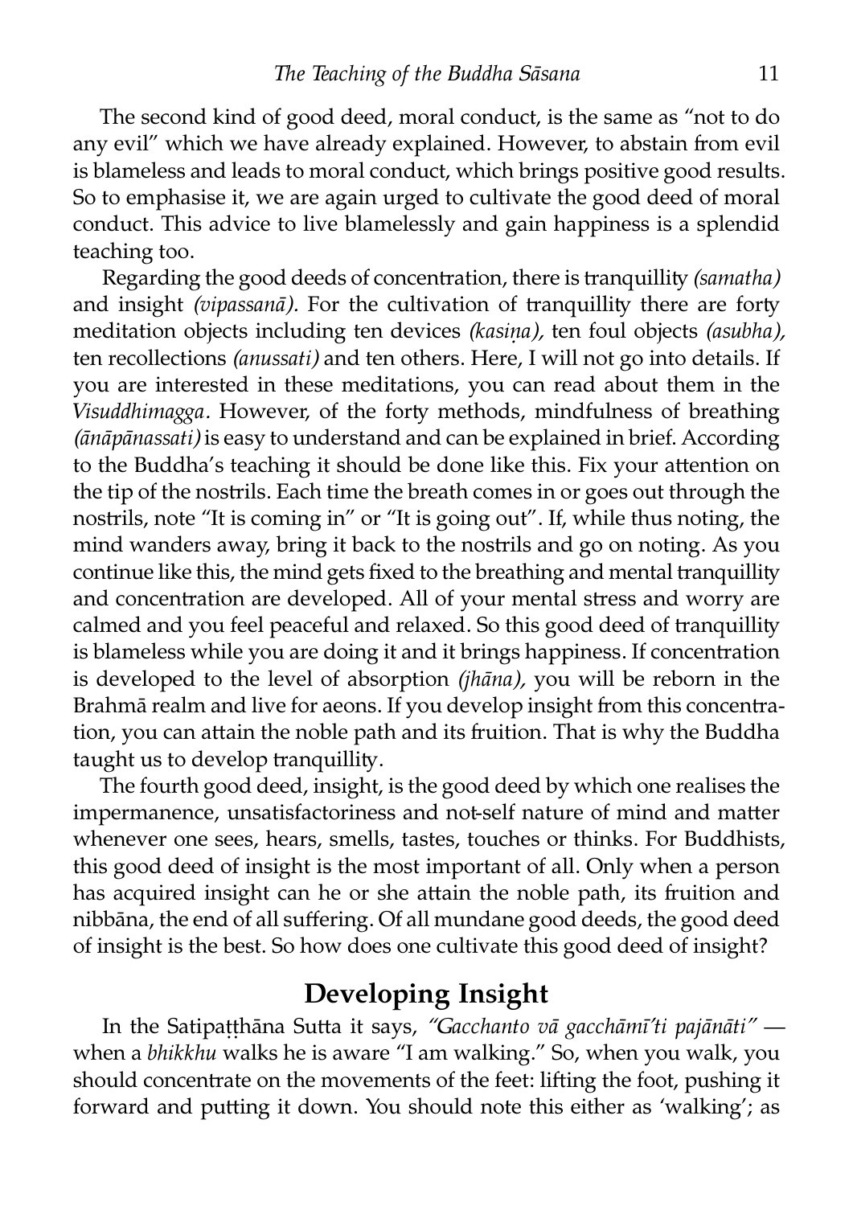The second kind of good deed, moral conduct, is the same as "not to do any evil" which we have already explained. However, to abstain from evil is blameless and leads to moral conduct, which brings positive good results. So to emphasise it, we are again urged to cultivate the good deed of moral conduct. This advice to live blamelessly and gain happiness is a splendid teaching too.

Regarding the good deeds of concentration, there is tranquillity *(samatha)* and insight *(vipassanā).* For the cultivation of tranquillity there are forty meditation objects including ten devices *(kasiṇa),* ten foul objects *(asubha),* ten recollections *(anussati)* and ten others. Here, I will not go into details. If you are interested in these meditations, you can read about them in the *Visuddhimagga*. However, of the forty methods, mindfulness of breathing *(ānāpānassati)* is easy to understand and can be explained in brief. According to the Buddha's teaching it should be done like this. Fix your attention on the tip of the nostrils. Each time the breath comes in or goes out through the nostrils, note "It is coming in" or "It is going out". If, while thus noting, the mind wanders away, bring it back to the nostrils and go on noting. As you continue like this, the mind gets fixed to the breathing and mental tranquillity and concentration are developed. All of your mental stress and worry are calmed and you feel peaceful and relaxed. So this good deed of tranquillity is blameless while you are doing it and it brings happiness. If concentration is developed to the level of absorption *(jhāna),* you will be reborn in the Brahmā realm and live for aeons. If you develop insight from this concentration, you can attain the noble path and its fruition. That is why the Buddha taught us to develop tranquillity.

The fourth good deed, insight, is the good deed by which one realises the impermanence, unsatisfactoriness and not-self nature of mind and matter whenever one sees, hears, smells, tastes, touches or thinks. For Buddhists, this good deed of insight is the most important of all. Only when a person has acquired insight can he or she attain the noble path, its fruition and nibbāna, the end of all suffering. Of all mundane good deeds, the good deed of insight is the best. So how does one cultivate this good deed of insight?

## Developing Insight

In the Satipaṭṭhāna Sutta it says, *"Gacchanto vā gacchāmī'ti pajānāti"* — when a *bhikkhu* walks he is aware "I am walking." So, when you walk, you should concentrate on the movements of the feet: lifting the foot, pushing it forward and putting it down. You should note this either as 'walking'; as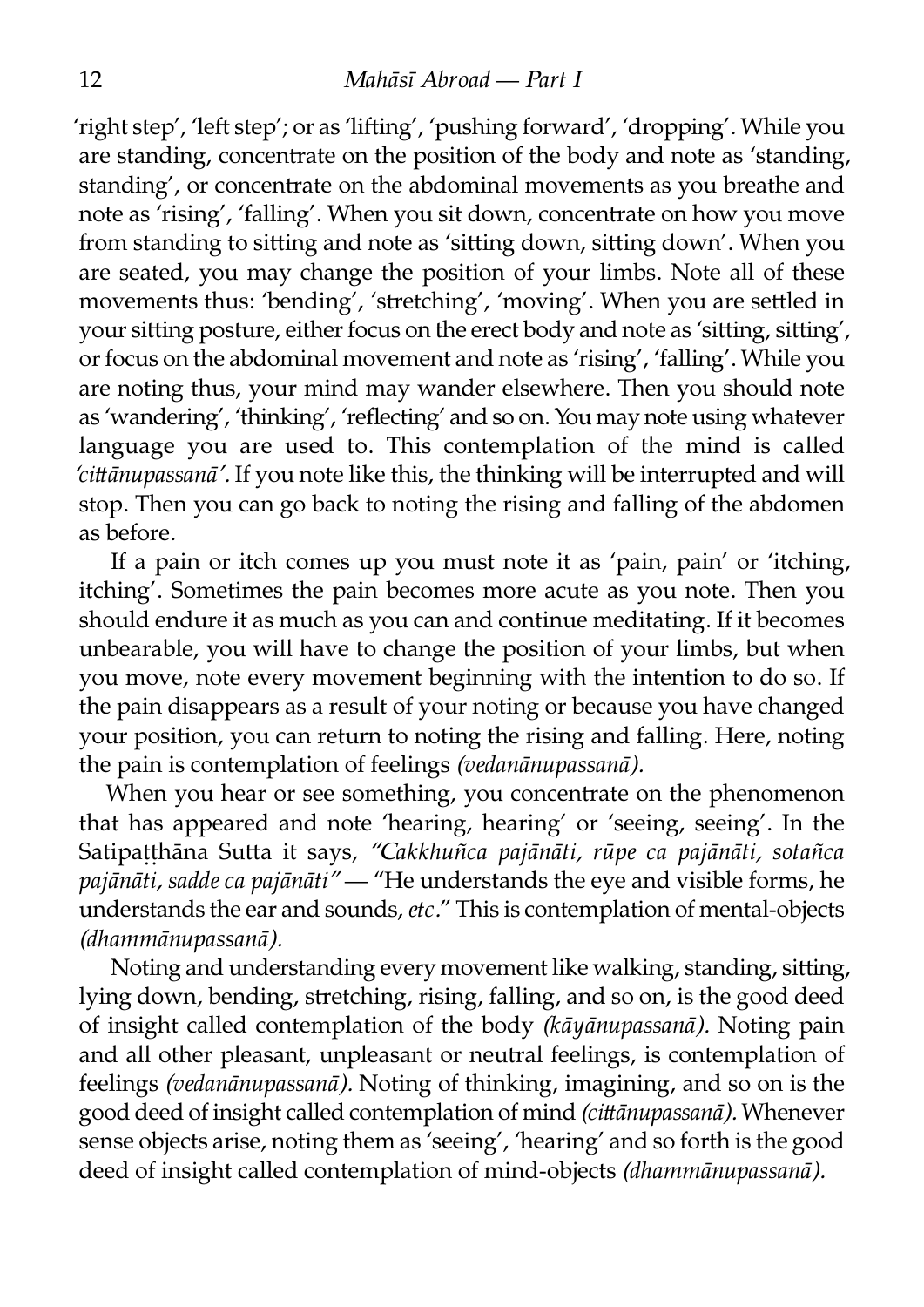'right step', 'left step'; or as 'lifting', 'pushing forward', 'dropping'. While you are standing, concentrate on the position of the body and note as 'standing, standing', or concentrate on the abdominal movements as you breathe and note as 'rising', 'falling'. When you sit down, concentrate on how you move from standing to sitting and note as 'sitting down, sitting down'. When you are seated, you may change the position of your limbs. Note all of these movements thus: 'bending', 'stretching', 'moving'. When you are settled in your sitting posture, either focus on the erect body and note as 'sitting, sitting', or focus on the abdominal movement and note as 'rising', 'falling'. While you are noting thus, your mind may wander elsewhere. Then you should note as 'wandering', 'thinking', 'reflecting' and so on. You may note using whatever language you are used to. This contemplation of the mind is called *'cittānupassanā'*. If you note like this, the thinking will be interrupted and will stop. Then you can go back to noting the rising and falling of the abdomen as before.

If a pain or itch comes up you must note it as 'pain, pain' or 'itching, itching'. Sometimes the pain becomes more acute as you note. Then you should endure it as much as you can and continue meditating. If it becomes unbearable, you will have to change the position of your limbs, but when you move, note every movement beginning with the intention to do so. If the pain disappears as a result of your noting or because you have changed your position, you can return to noting the rising and falling. Here, noting the pain is contemplation of feelings *(vedanānupassanā).*

When you hear or see something, you concentrate on the phenomenon that has appeared and note 'hearing, hearing' or 'seeing, seeing'. In the Satipaṭṭhāna Sutta it says, *"Cakkhuñca pajānāti, rūpe ca pajānāti, sotañca pajānāti, sadde ca pajānāti"* — "He understands the eye and visible forms, he understands the ear and sounds, *etc*." This is contemplation of mental-objects *(dhammānupassanā).*

Noting and understanding every movement like walking, standing, sitting, lying down, bending, stretching, rising, falling, and so on, is the good deed of insight called contemplation of the body *(kāyānupassanā).* Noting pain and all other pleasant, unpleasant or neutral feelings, is contemplation of feelings *(vedanānupassanā).* Noting of thinking, imagining, and so on is the good deed of insight called contemplation of mind *(cittānupassanā).* Whenever sense objects arise, noting them as 'seeing', 'hearing' and so forth is the good deed of insight called contemplation of mind-objects *(dhammānupassanā).*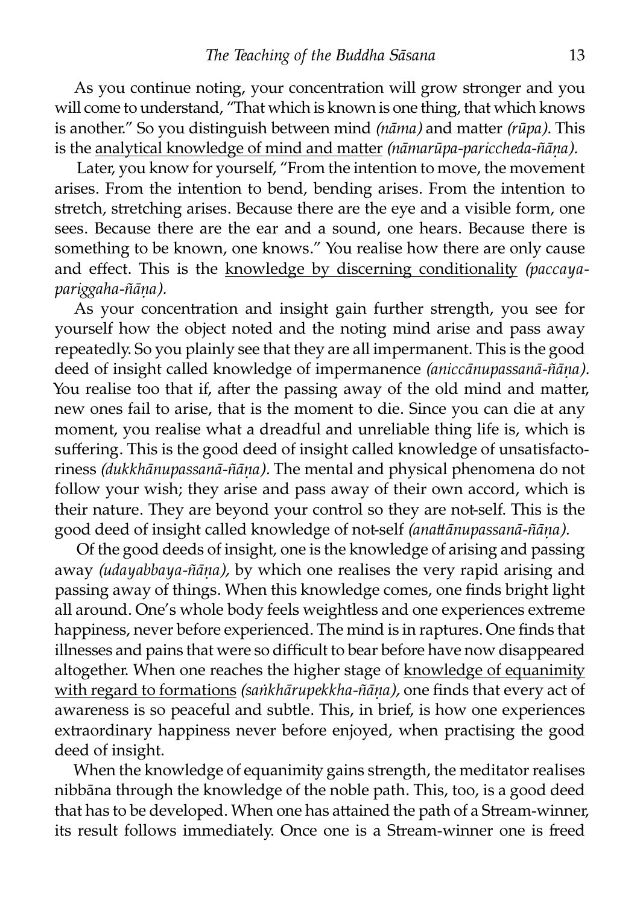As you continue noting, your concentration will grow stronger and you will come to understand, "That which is known is one thing, that which knows is another." So you distinguish between mind *(nāma)* and matter *(rūpa).* This is the analytical knowledge of mind and matter *(nāmarūpa-pariccheda-ñāṇa).*

Later, you know for yourself, "From the intention to move, the movement arises. From the intention to bend, bending arises. From the intention to stretch, stretching arises. Because there are the eye and a visible form, one sees. Because there are the ear and a sound, one hears. Because there is something to be known, one knows." You realise how there are only cause and effect. This is the knowledge by discerning conditionality *(paccaya-pariggaha-ñāṇa).*

As your concentration and insight gain further strength, you see for yourself how the object noted and the noting mind arise and pass away repeatedly. So you plainly see that they are all impermanent. This is the good deed of insight called knowledge of impermanence *(aniccānupassanā-ñāṇa).* You realise too that if, after the passing away of the old mind and matter, new ones fail to arise, that is the moment to die. Since you can die at any moment, you realise what a dreadful and unreliable thing life is, which is suffering. This is the good deed of insight called knowledge of unsatisfactoriness *(dukkhānupassanā-ñāṇa).* The mental and physical phenomena do not follow your wish; they arise and pass away of their own accord, which is their nature. They are beyond your control so they are not-self. This is the good deed of insight called knowledge of not-self *(anattānupassanā-ñāṇa).*

Of the good deeds of insight, one is the knowledge of arising and passing away *(udayabbaya-ñāṇa),* by which one realises the very rapid arising and passing away of things. When this knowledge comes, one finds bright light all around. One's whole body feels weightless and one experiences extreme happiness, never before experienced. The mind is in raptures. One finds that illnesses and pains that were so difficult to bear before have now disappeared altogether. When one reaches the higher stage of knowledge of equanimity with regard to formations *(saṅkhārupekkha-ñāṇa),* one finds that every act of awareness is so peaceful and subtle. This, in brief, is how one experiences extraordinary happiness never before enjoyed, when practising the good deed of insight.

When the knowledge of equanimity gains strength, the meditator realises nibbāna through the knowledge of the noble path. This, too, is a good deed that has to be developed. When one has attained the path of a Stream-winner, its result follows immediately. Once one is a Stream-winner one is freed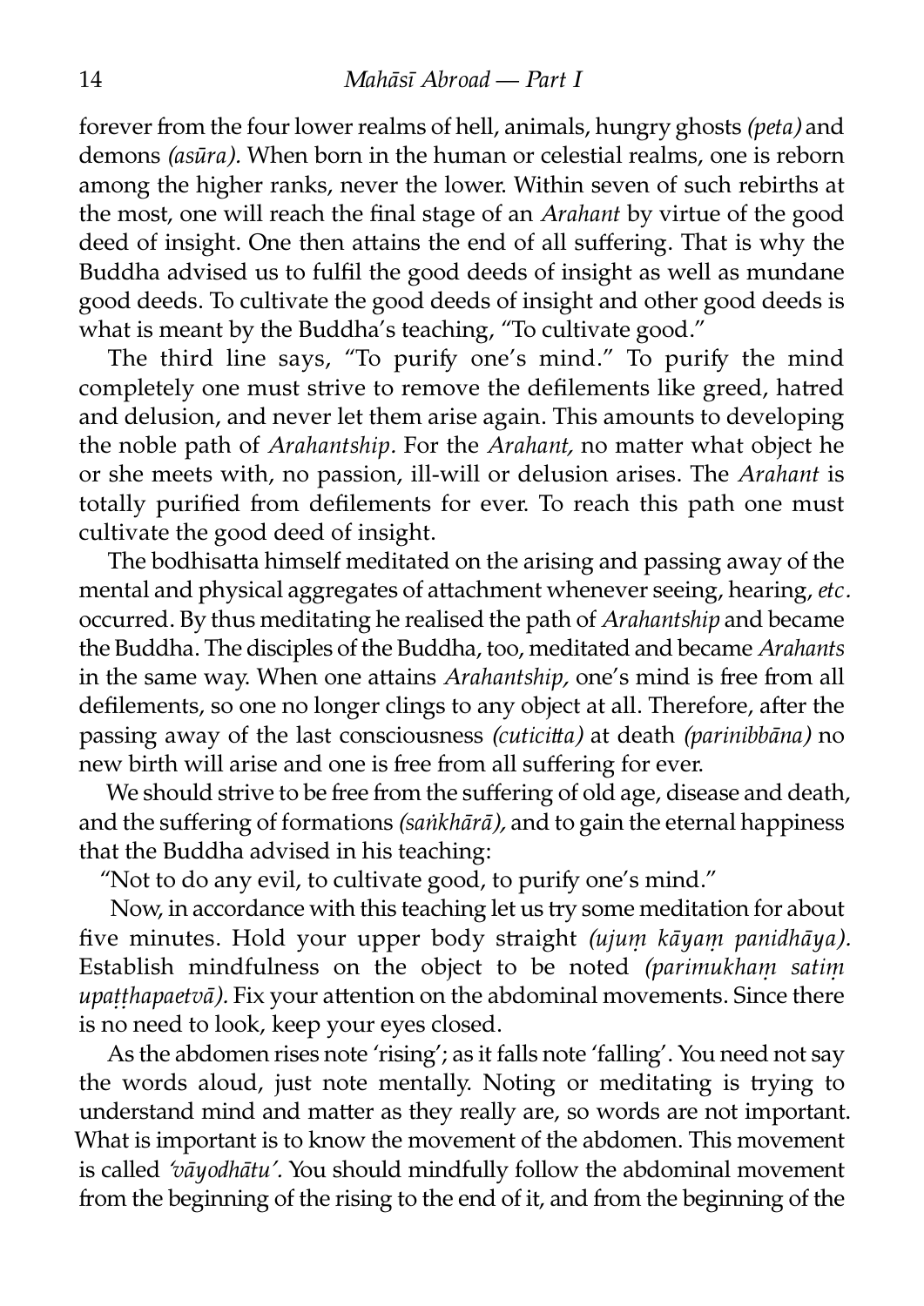forever from the four lower realms of hell, animals, hungry ghosts *(peta)* and demons *(asūra)*. When born in the human or celestial realms, one is reborn among the higher ranks, never the lower. Within seven of such rebirths at the most, one will reach the final stage of an *Arahant* by virtue of the good deed of insight. One then attains the end of all suffering. That is why the Buddha advised us to fulfil the good deeds of insight as well as mundane good deeds. To cultivate the good deeds of insight and other good deeds is what is meant by the Buddha's teaching, "To cultivate good."

The third line says, "To purify one's mind." To purify the mind completely one must strive to remove the defilements like greed, hatred and delusion, and never let them arise again. This amounts to developing the noble path of *Arahantship*. For the *Arahant,* no matter what object he or she meets with, no passion, ill-will or delusion arises. The *Arahant* is totally purified from defilements for ever. To reach this path one must cultivate the good deed of insight.

The bodhisatta himself meditated on the arising and passing away of the mental and physical aggregates of attachment whenever seeing, hearing, *etc*. occurred. By thus meditating he realised the path of *Arahantship* and became the Buddha. The disciples of the Buddha, too, meditated and became *Arahants* in the same way. When one attains *Arahantship,* one's mind is free from all defilements, so one no longer clings to any object at all. Therefore, after the passing away of the last consciousness *(cuticitta)* at death *(parinibbāna)* no new birth will arise and one is free from all suffering for ever.

We should strive to be free from the suffering of old age, disease and death, and the suffering of formations *(saṅkhārā),* and to gain the eternal happiness that the Buddha advised in his teaching:

"Not to do any evil, to cultivate good, to purify one's mind."

Now, in accordance with this teaching let us try some meditation for about five minutes. Hold your upper body straight *(ujuṃ kāyaṃ panidhāya)*. Establish mindfulness on the object to be noted *(parimukhaṃ satiṃ upaṭṭhapaetvā)*. Fix your attention on the abdominal movements. Since there is no need to look, keep your eyes closed.

As the abdomen rises note 'rising'; as it falls note 'falling'. You need not say the words aloud, just note mentally. Noting or meditating is trying to understand mind and matter as they really are, so words are not important. What is important is to know the movement of the abdomen. This movement is called *'vāyodhātu'*. You should mindfully follow the abdominal movement from the beginning of the rising to the end of it, and from the beginning of the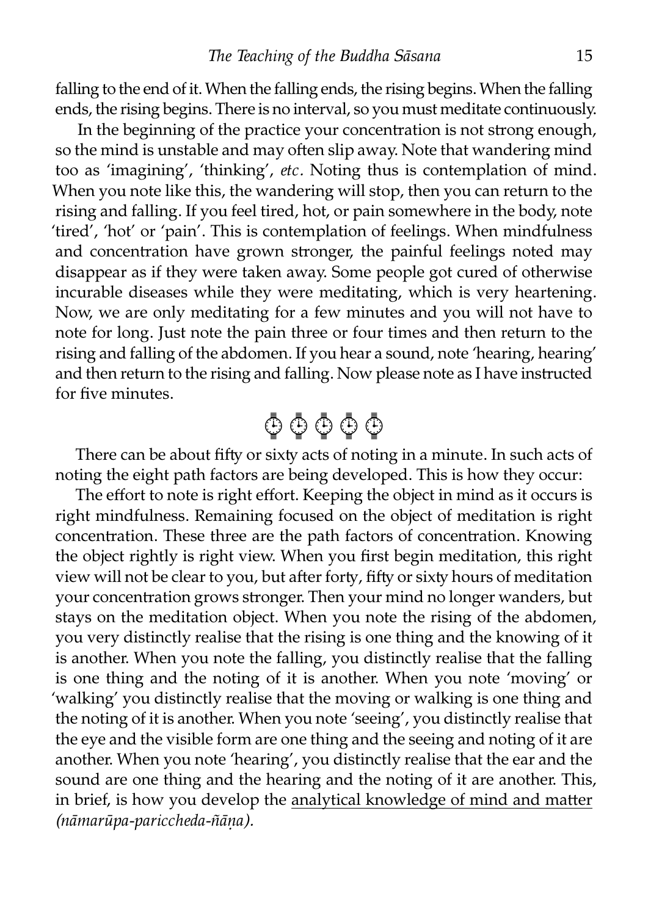falling to the end of it. When the falling ends, the rising begins. When the falling ends, the rising begins. There is no interval, so you must meditate continuously.

In the beginning of the practice your concentration is not strong enough, so the mind is unstable and may often slip away. Note that wandering mind too as 'imagining', 'thinking', *etc*. Noting thus is contemplation of mind. When you note like this, the wandering will stop, then you can return to the rising and falling. If you feel tired, hot, or pain somewhere in the body, note 'tired', 'hot' or 'pain'. This is contemplation of feelings. When mindfulness and concentration have grown stronger, the painful feelings noted may disappear as if they were taken away. Some people got cured of otherwise incurable diseases while they were meditating, which is very heartening. Now, we are only meditating for a few minutes and you will not have to note for long. Just note the pain three or four times and then return to the rising and falling of the abdomen. If you hear a sound, note 'hearing, hearing' and then return to the rising and falling. Now please note as I have instructed for five minutes.

⏱ ⏱ ⏱ ⏱ ⏱

There can be about fifty or sixty acts of noting in a minute. In such acts of noting the eight path factors are being developed. This is how they occur:

The effort to note is right effort. Keeping the object in mind as it occurs is right mindfulness. Remaining focused on the object of meditation is right concentration. These three are the path factors of concentration. Knowing the object rightly is right view. When you first begin meditation, this right view will not be clear to you, but after forty, fifty or sixty hours of meditation your concentration grows stronger. Then your mind no longer wanders, but stays on the meditation object. When you note the rising of the abdomen, you very distinctly realise that the rising is one thing and the knowing of it is another. When you note the falling, you distinctly realise that the falling is one thing and the noting of it is another. When you note 'moving' or 'walking' you distinctly realise that the moving or walking is one thing and the noting of it is another. When you note 'seeing', you distinctly realise that the eye and the visible form are one thing and the seeing and noting of it are another. When you note 'hearing', you distinctly realise that the ear and the sound are one thing and the hearing and the noting of it are another. This, in brief, is how you develop the <u>analytical knowledge of mind and matter</u> *(nāmarūpa-pariccheda-ñāṇa).*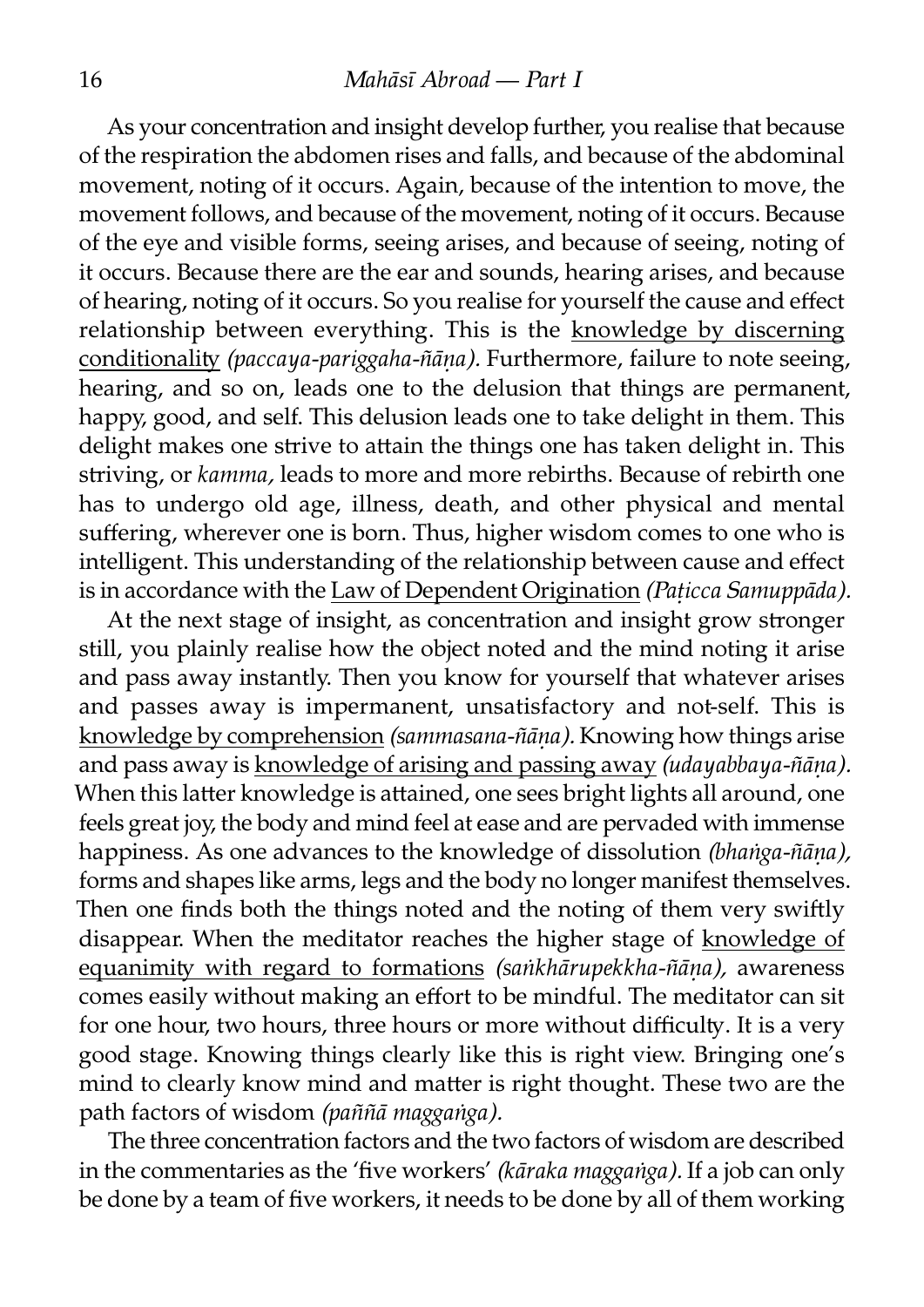As your concentration and insight develop further, you realise that because of the respiration the abdomen rises and falls, and because of the abdominal movement, noting of it occurs. Again, because of the intention to move, the movement follows, and because of the movement, noting of it occurs. Because of the eye and visible forms, seeing arises, and because of seeing, noting of it occurs. Because there are the ear and sounds, hearing arises, and because of hearing, noting of it occurs. So you realise for yourself the cause and effect relationship between everything. This is the knowledge by discerning conditionality *(paccaya-pariggaha-ñāṇa).* Furthermore, failure to note seeing, hearing, and so on, leads one to the delusion that things are permanent, happy, good, and self. This delusion leads one to take delight in them. This delight makes one strive to attain the things one has taken delight in. This striving, or *kamma,* leads to more and more rebirths. Because of rebirth one has to undergo old age, illness, death, and other physical and mental suffering, wherever one is born. Thus, higher wisdom comes to one who is intelligent. This understanding of the relationship between cause and effect is in accordance with the Law of Dependent Origination *(Paṭicca Samuppāda).*

At the next stage of insight, as concentration and insight grow stronger still, you plainly realise how the object noted and the mind noting it arise and pass away instantly. Then you know for yourself that whatever arises and passes away is impermanent, unsatisfactory and not-self. This is knowledge by comprehension *(sammasana-ñāṇa).* Knowing how things arise and pass away is knowledge of arising and passing away *(udayabbaya-ñāṇa).* When this latter knowledge is attained, one sees bright lights all around, one feels great joy, the body and mind feel at ease and are pervaded with immense happiness. As one advances to the knowledge of dissolution *(bhaṅga-ñāṇa),* forms and shapes like arms, legs and the body no longer manifest themselves. Then one finds both the things noted and the noting of them very swiftly disappear. When the meditator reaches the higher stage of knowledge of equanimity with regard to formations *(saṅkhārupekkha-ñāṇa),* awareness comes easily without making an effort to be mindful. The meditator can sit for one hour, two hours, three hours or more without difficulty. It is a very good stage. Knowing things clearly like this is right view. Bringing one's mind to clearly know mind and matter is right thought. These two are the path factors of wisdom *(paññā maggaṅga).*

The three concentration factors and the two factors of wisdom are described in the commentaries as the 'five workers' *(kāraka maggaṅga).* If a job can only be done by a team of five workers, it needs to be done by all of them working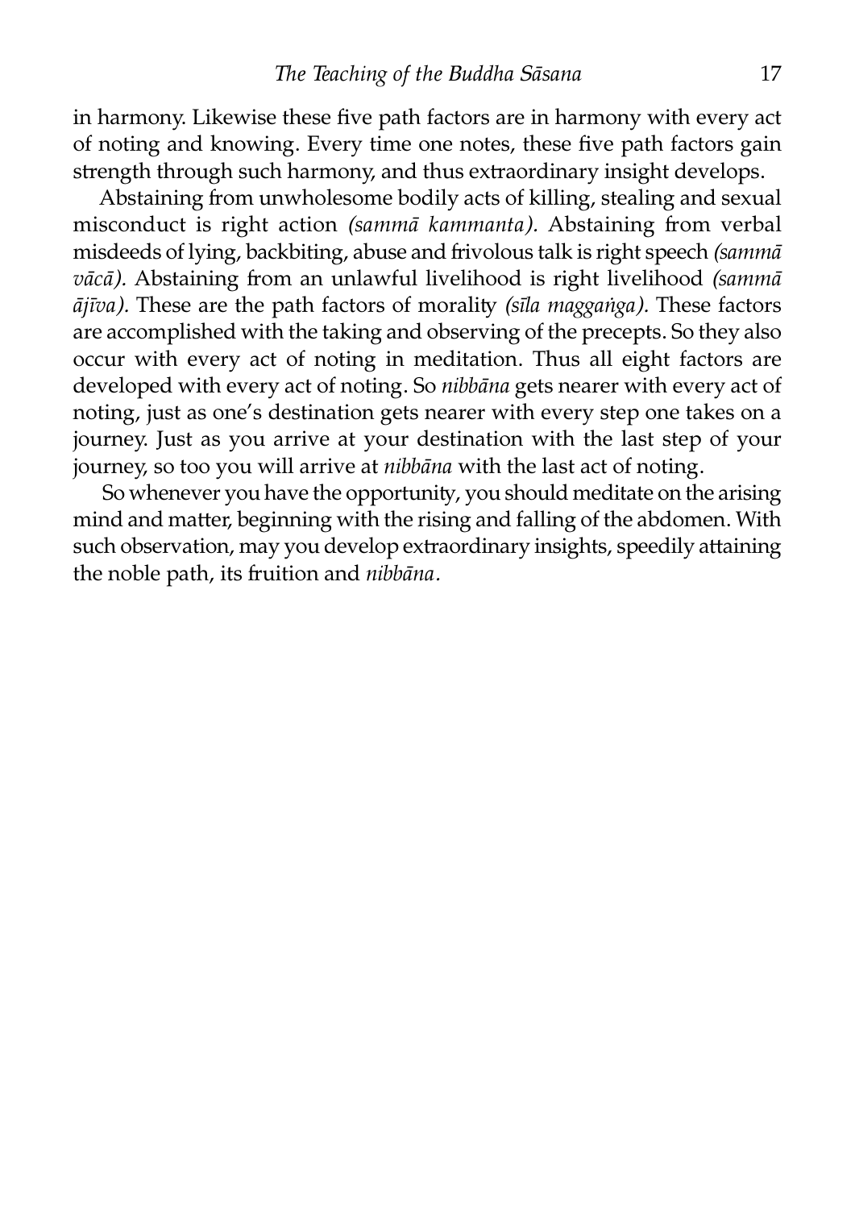in harmony. Likewise these five path factors are in harmony with every act of noting and knowing. Every time one notes, these five path factors gain strength through such harmony, and thus extraordinary insight develops.

Abstaining from unwholesome bodily acts of killing, stealing and sexual misconduct is right action *(sammā kammanta).* Abstaining from verbal misdeeds of lying, backbiting, abuse and frivolous talk is right speech *(sammā vācā).* Abstaining from an unlawful livelihood is right livelihood *(sammā ājīva).* These are the path factors of morality *(sīla maggaṅga).* These factors are accomplished with the taking and observing of the precepts. So they also occur with every act of noting in meditation. Thus all eight factors are developed with every act of noting. So *nibbāna* gets nearer with every act of noting, just as one's destination gets nearer with every step one takes on a journey. Just as you arrive at your destination with the last step of your journey, so too you will arrive at *nibbāna* with the last act of noting.

So whenever you have the opportunity, you should meditate on the arising mind and matter, beginning with the rising and falling of the abdomen. With such observation, may you develop extraordinary insights, speedily attaining the noble path, its fruition and *nibbāna.*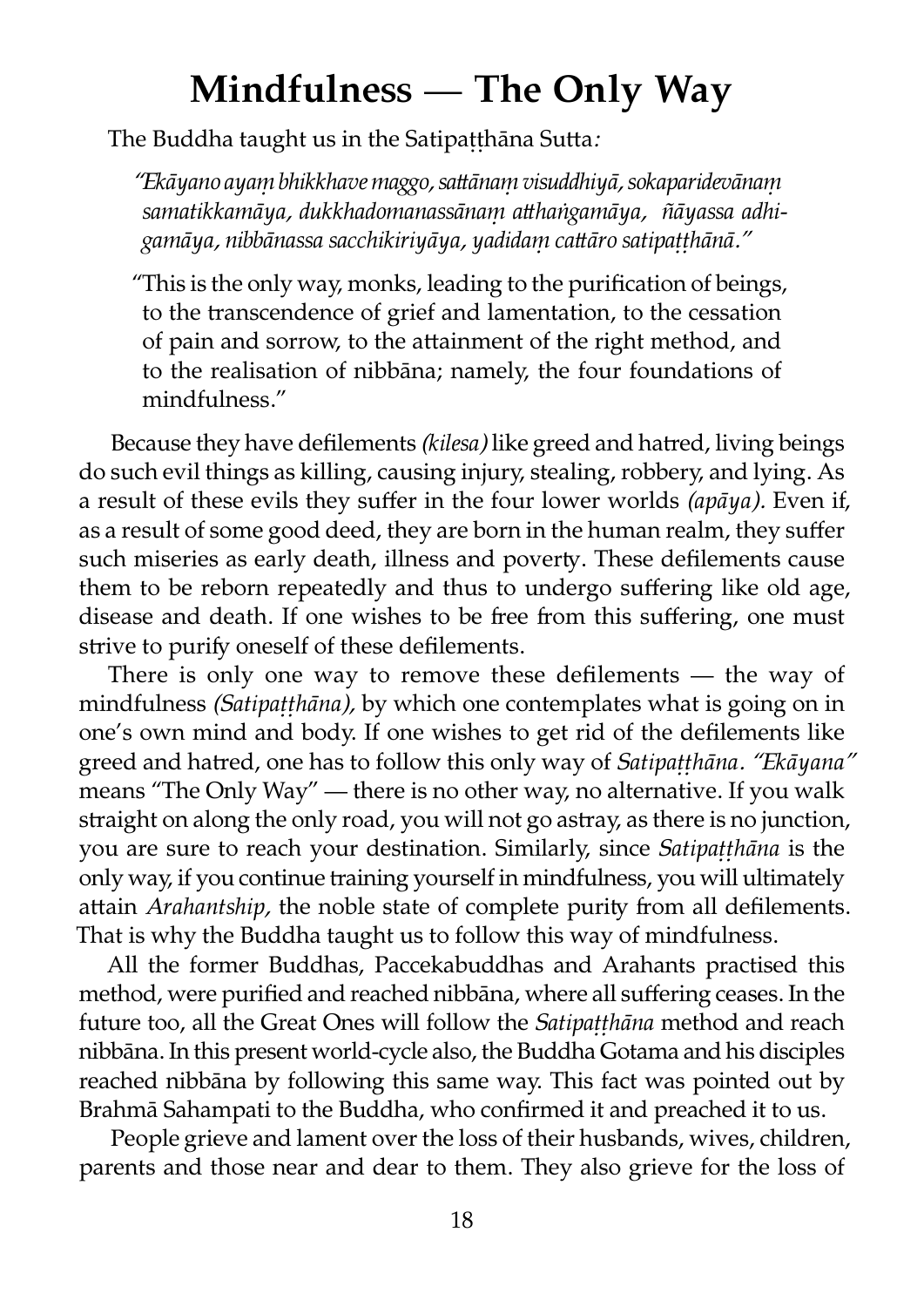# Mindfulness — The Only Way

The Buddha taught us in the Satipaṭṭhāna Sutta*:*

> *"Ekāyano ayaṃ bhikkhave maggo, sattānaṃ visuddhiyā, sokaparidevānaṃ samatikkamāya, dukkhadomanassānaṃ atthaṅgamāya, ñāyassa adhigamāya, nibbānassa sacchikiriyāya, yadidaṃ cattāro satipaṭṭhānā."*

> "This is the only way, monks, leading to the purification of beings, to the transcendence of grief and lamentation, to the cessation of pain and sorrow, to the attainment of the right method, and to the realisation of nibbāna; namely, the four foundations of mindfulness."

Because they have defilements *(kilesa)* like greed and hatred, living beings do such evil things as killing, causing injury, stealing, robbery, and lying. As a result of these evils they suffer in the four lower worlds *(apāya).* Even if, as a result of some good deed, they are born in the human realm, they suffer such miseries as early death, illness and poverty. These defilements cause them to be reborn repeatedly and thus to undergo suffering like old age, disease and death. If one wishes to be free from this suffering, one must strive to purify oneself of these defilements.

There is only one way to remove these defilements — the way of mindfulness *(Satipaṭṭhāna),* by which one contemplates what is going on in one's own mind and body. If one wishes to get rid of the defilements like greed and hatred, one has to follow this only way of *Satipaṭṭhāna*. *"Ekāyana"* means "The Only Way" — there is no other way, no alternative. If you walk straight on along the only road, you will not go astray, as there is no junction, you are sure to reach your destination. Similarly, since *Satipaṭṭhāna* is the only way, if you continue training yourself in mindfulness, you will ultimately attain *Arahantship,* the noble state of complete purity from all defilements. That is why the Buddha taught us to follow this way of mindfulness.

All the former Buddhas, Paccekabuddhas and Arahants practised this method, were purified and reached nibbāna, where all suffering ceases. In the future too, all the Great Ones will follow the *Satipaṭṭhāna* method and reach nibbāna. In this present world-cycle also, the Buddha Gotama and his disciples reached nibbāna by following this same way. This fact was pointed out by Brahmā Sahampati to the Buddha, who confirmed it and preached it to us.

People grieve and lament over the loss of their husbands, wives, children, parents and those near and dear to them. They also grieve for the loss of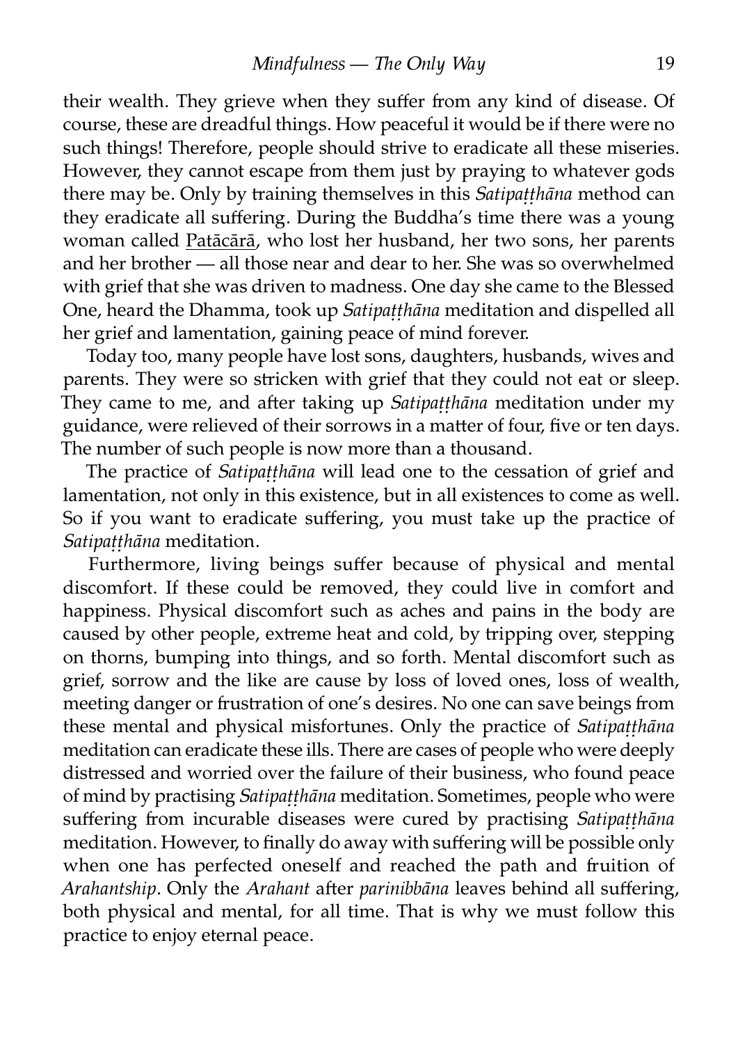their wealth. They grieve when they suffer from any kind of disease. Of course, these are dreadful things. How peaceful it would be if there were no such things! Therefore, people should strive to eradicate all these miseries. However, they cannot escape from them just by praying to whatever gods there may be. Only by training themselves in this *Satipaṭṭhāna* method can they eradicate all suffering. During the Buddha's time there was a young woman called Paṭācārā, who lost her husband, her two sons, her parents and her brother — all those near and dear to her. She was so overwhelmed with grief that she was driven to madness. One day she came to the Blessed One, heard the Dhamma, took up *Satipaṭṭhāna* meditation and dispelled all her grief and lamentation, gaining peace of mind forever.

Today too, many people have lost sons, daughters, husbands, wives and parents. They were so stricken with grief that they could not eat or sleep. They came to me, and after taking up *Satipaṭṭhāna* meditation under my guidance, were relieved of their sorrows in a matter of four, five or ten days. The number of such people is now more than a thousand.

The practice of *Satipaṭṭhāna* will lead one to the cessation of grief and lamentation, not only in this existence, but in all existences to come as well. So if you want to eradicate suffering, you must take up the practice of *Satipaṭṭhāna* meditation.

Furthermore, living beings suffer because of physical and mental discomfort. If these could be removed, they could live in comfort and happiness. Physical discomfort such as aches and pains in the body are caused by other people, extreme heat and cold, by tripping over, stepping on thorns, bumping into things, and so forth. Mental discomfort such as grief, sorrow and the like are cause by loss of loved ones, loss of wealth, meeting danger or frustration of one's desires. No one can save beings from these mental and physical misfortunes. Only the practice of *Satipaṭṭhāna* meditation can eradicate these ills. There are cases of people who were deeply distressed and worried over the failure of their business, who found peace of mind by practising *Satipaṭṭhāna* meditation. Sometimes, people who were suffering from incurable diseases were cured by practising *Satipaṭṭhāna* meditation. However, to finally do away with suffering will be possible only when one has perfected oneself and reached the path and fruition of *Arahantship*. Only the *Arahant* after *parinibbāna* leaves behind all suffering, both physical and mental, for all time. That is why we must follow this practice to enjoy eternal peace.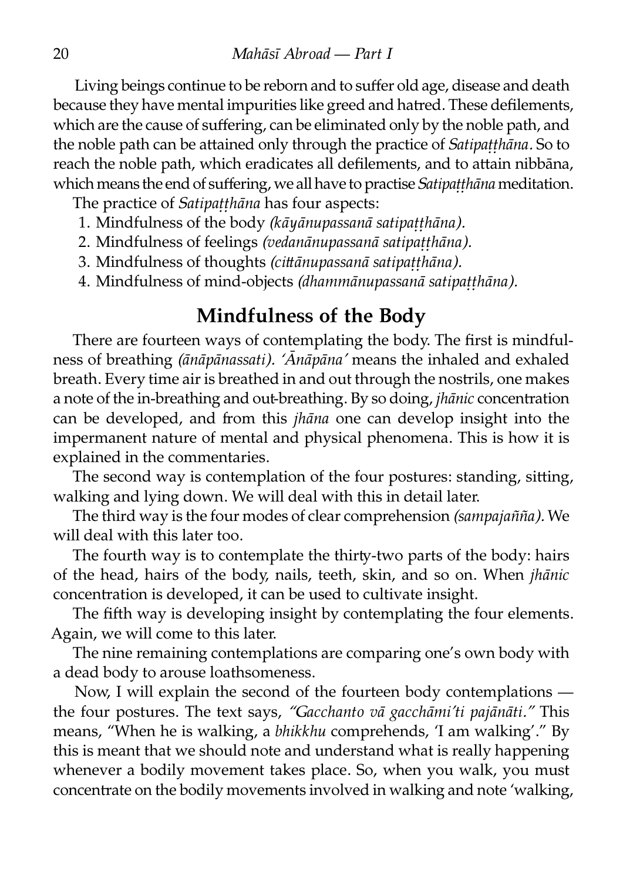Living beings continue to be reborn and to suffer old age, disease and death because they have mental impurities like greed and hatred. These defilements, which are the cause of suffering, can be eliminated only by the noble path, and the noble path can be attained only through the practice of *Satipaṭṭhāna*. So to reach the noble path, which eradicates all defilements, and to attain nibbāna, which means the end of suffering, we all have to practise *Satipaṭṭhāna* meditation.

The practice of *Satipaṭṭhāna* has four aspects:

1. Mindfulness of the body *(kāyānupassanā satipaṭṭhāna).*
2. Mindfulness of feelings *(vedanānupassanā satipaṭṭhāna).*
3. Mindfulness of thoughts *(cittānupassanā satipaṭṭhāna).*
4. Mindfulness of mind-objects *(dhammānupassanā satipaṭṭhāna).*

## Mindfulness of the Body

There are fourteen ways of contemplating the body. The first is mindfulness of breathing *(ānāpānassati). 'Ānāpāna'* means the inhaled and exhaled breath. Every time air is breathed in and out through the nostrils, one makes a note of the in-breathing and out-breathing. By so doing, *jhānic* concentration can be developed, and from this *jhāna* one can develop insight into the impermanent nature of mental and physical phenomena. This is how it is explained in the commentaries.

The second way is contemplation of the four postures: standing, sitting, walking and lying down. We will deal with this in detail later.

The third way is the four modes of clear comprehension *(sampajañña).* We will deal with this later too.

The fourth way is to contemplate the thirty-two parts of the body: hairs of the head, hairs of the body, nails, teeth, skin, and so on. When *jhānic* concentration is developed, it can be used to cultivate insight.

The fifth way is developing insight by contemplating the four elements. Again, we will come to this later.

The nine remaining contemplations are comparing one's own body with a dead body to arouse loathsomeness.

Now, I will explain the second of the fourteen body contemplations — the four postures. The text says, *"Gacchanto vā gacchāmi'ti pajānāti."* This means, "When he is walking, a *bhikkhu* comprehends, 'I am walking'." By this is meant that we should note and understand what is really happening whenever a bodily movement takes place. So, when you walk, you must concentrate on the bodily movements involved in walking and note 'walking,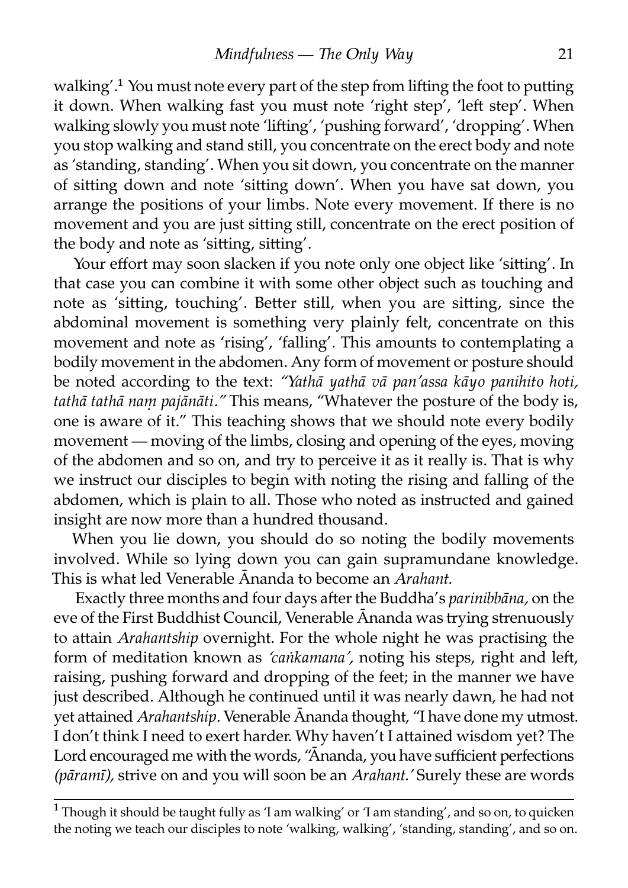walking'.[1] You must note every part of the step from lifting the foot to putting it down. When walking fast you must note 'right step', 'left step'. When walking slowly you must note 'lifting', 'pushing forward', 'dropping'. When you stop walking and stand still, you concentrate on the erect body and note as 'standing, standing'. When you sit down, you concentrate on the manner of sitting down and note 'sitting down'. When you have sat down, you arrange the positions of your limbs. Note every movement. If there is no movement and you are just sitting still, concentrate on the erect position of the body and note as 'sitting, sitting'.

Your effort may soon slacken if you note only one object like 'sitting'. In that case you can combine it with some other object such as touching and note as 'sitting, touching'. Better still, when you are sitting, since the abdominal movement is something very plainly felt, concentrate on this movement and note as 'rising', 'falling'. This amounts to contemplating a bodily movement in the abdomen. Any form of movement or posture should be noted according to the text: *"Yathā yathā vā pan'assa kāyo panihito hoti, tathā tathā naṃ pajānāti."* This means, "Whatever the posture of the body is, one is aware of it." This teaching shows that we should note every bodily movement — moving of the limbs, closing and opening of the eyes, moving of the abdomen and so on, and try to perceive it as it really is. That is why we instruct our disciples to begin with noting the rising and falling of the abdomen, which is plain to all. Those who noted as instructed and gained insight are now more than a hundred thousand.

When you lie down, you should do so noting the bodily movements involved. While so lying down you can gain supramundane knowledge. This is what led Venerable Ānanda to become an *Arahant.*

Exactly three months and four days after the Buddha's *parinibbāna,* on the eve of the First Buddhist Council, Venerable Ānanda was trying strenuously to attain *Arahantship* overnight. For the whole night he was practising the form of meditation known as *'caṅkamana',* noting his steps, right and left, raising, pushing forward and dropping of the feet; in the manner we have just described. Although he continued until it was nearly dawn, he had not yet attained *Arahantship*. Venerable Ānanda thought, "I have done my utmost. I don't think I need to exert harder. Why haven't I attained wisdom yet? The Lord encouraged me with the words, "Ānanda, you have sufficient perfections *(pāramī),* strive on and you will soon be an *Arahant.'* Surely these are words

[1] Though it should be taught fully as 'I am walking' or 'I am standing', and so on, to quicken the noting we teach our disciples to note 'walking, walking', 'standing, standing', and so on.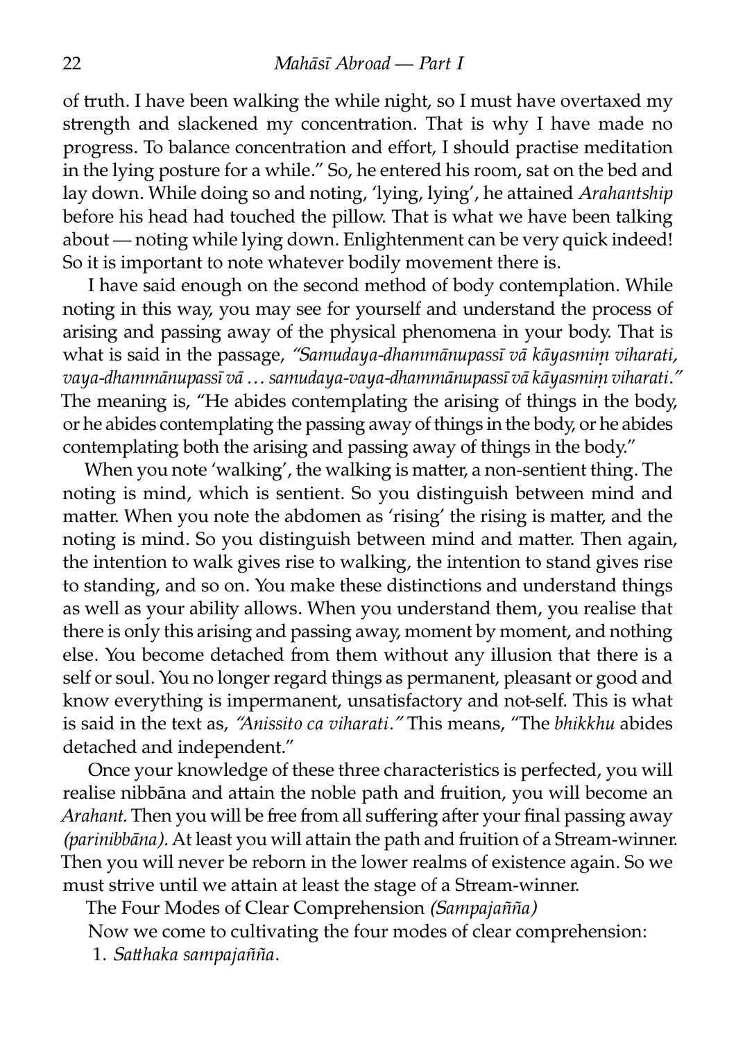of truth. I have been walking the while night, so I must have overtaxed my strength and slackened my concentration. That is why I have made no progress. To balance concentration and effort, I should practise meditation in the lying posture for a while." So, he entered his room, sat on the bed and lay down. While doing so and noting, 'lying, lying', he attained *Arahantship* before his head had touched the pillow. That is what we have been talking about — noting while lying down. Enlightenment can be very quick indeed! So it is important to note whatever bodily movement there is.

I have said enough on the second method of body contemplation. While noting in this way, you may see for yourself and understand the process of arising and passing away of the physical phenomena in your body. That is what is said in the passage, *"Samudaya-dhammānupassī vā kāyasmiṃ viharati, vaya-dhammānupassī vā … samudaya-vaya-dhammānupassī vā kāyasmiṃ viharati."* The meaning is, "He abides contemplating the arising of things in the body, or he abides contemplating the passing away of things in the body, or he abides contemplating both the arising and passing away of things in the body."

When you note 'walking', the walking is matter, a non-sentient thing. The noting is mind, which is sentient. So you distinguish between mind and matter. When you note the abdomen as 'rising' the rising is matter, and the noting is mind. So you distinguish between mind and matter. Then again, the intention to walk gives rise to walking, the intention to stand gives rise to standing, and so on. You make these distinctions and understand things as well as your ability allows. When you understand them, you realise that there is only this arising and passing away, moment by moment, and nothing else. You become detached from them without any illusion that there is a self or soul. You no longer regard things as permanent, pleasant or good and know everything is impermanent, unsatisfactory and not-self. This is what is said in the text as, *"Anissito ca viharati."* This means, "The *bhikkhu* abides detached and independent."

Once your knowledge of these three characteristics is perfected, you will realise nibbāna and attain the noble path and fruition, you will become an *Arahant.* Then you will be free from all suffering after your final passing away *(parinibbāna).* At least you will attain the path and fruition of a Stream-winner. Then you will never be reborn in the lower realms of existence again. So we must strive until we attain at least the stage of a Stream-winner.

The Four Modes of Clear Comprehension *(Sampajañña)*

Now we come to cultivating the four modes of clear comprehension:

1. *Satthaka sampajañña*.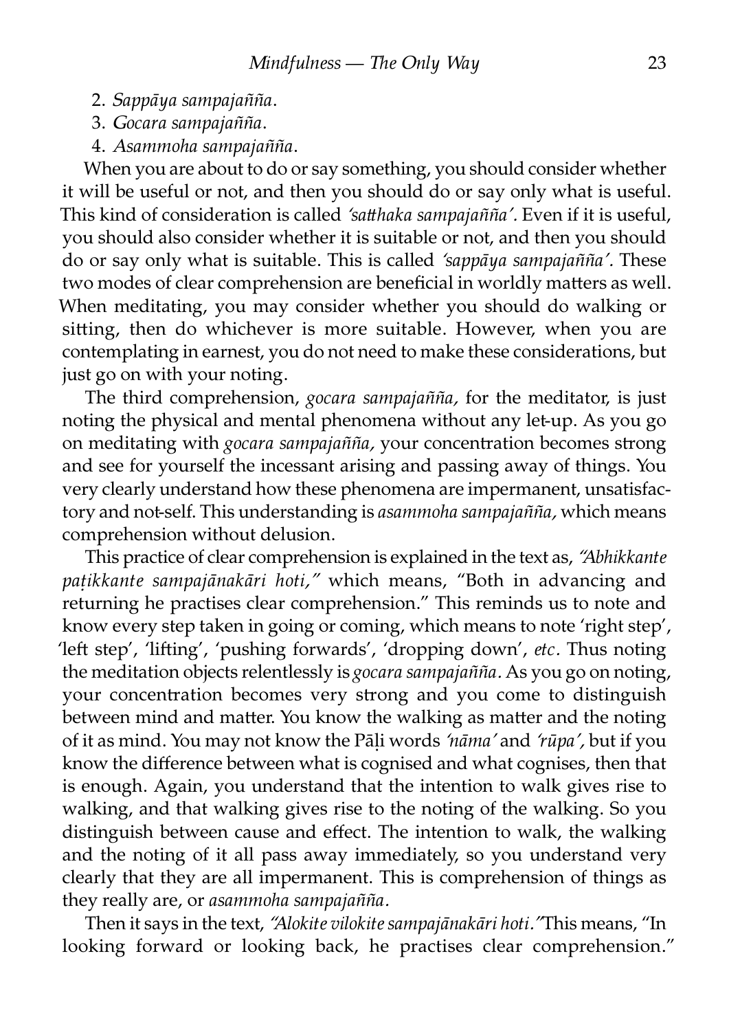2. *Sappāya sampajañña*.
3. *Gocara sampajañña*.
4. *Asammoha sampajañña*.

When you are about to do or say something, you should consider whether it will be useful or not, and then you should do or say only what is useful. This kind of consideration is called *'satthaka sampajañña'.* Even if it is useful, you should also consider whether it is suitable or not, and then you should do or say only what is suitable. This is called *'sappāya sampajañña'.* These two modes of clear comprehension are beneficial in worldly matters as well. When meditating, you may consider whether you should do walking or sitting, then do whichever is more suitable. However, when you are contemplating in earnest, you do not need to make these considerations, but just go on with your noting.

The third comprehension, *gocara sampajañña,* for the meditator, is just noting the physical and mental phenomena without any let-up. As you go on meditating with *gocara sampajañña,* your concentration becomes strong and see for yourself the incessant arising and passing away of things. You very clearly understand how these phenomena are impermanent, unsatisfactory and not-self. This understanding is *asammoha sampajañña,* which means comprehension without delusion.

This practice of clear comprehension is explained in the text as, *"Abhikkante paṭikkante sampajānakāri hoti,"* which means, "Both in advancing and returning he practises clear comprehension." This reminds us to note and know every step taken in going or coming, which means to note 'right step', 'left step', 'lifting', 'pushing forwards', 'dropping down', *etc*. Thus noting the meditation objects relentlessly is *gocara sampajañña*. As you go on noting, your concentration becomes very strong and you come to distinguish between mind and matter. You know the walking as matter and the noting of it as mind. You may not know the Pāḷi words *'nāma'* and *'rūpa',* but if you know the difference between what is cognised and what cognises, then that is enough. Again, you understand that the intention to walk gives rise to walking, and that walking gives rise to the noting of the walking. So you distinguish between cause and effect. The intention to walk, the walking and the noting of it all pass away immediately, so you understand very clearly that they are all impermanent. This is comprehension of things as they really are, or *asammoha sampajañña*.

Then it says in the text, *"Alokite vilokite sampajānakāri hoti."* This means, "In looking forward or looking back, he practises clear comprehension."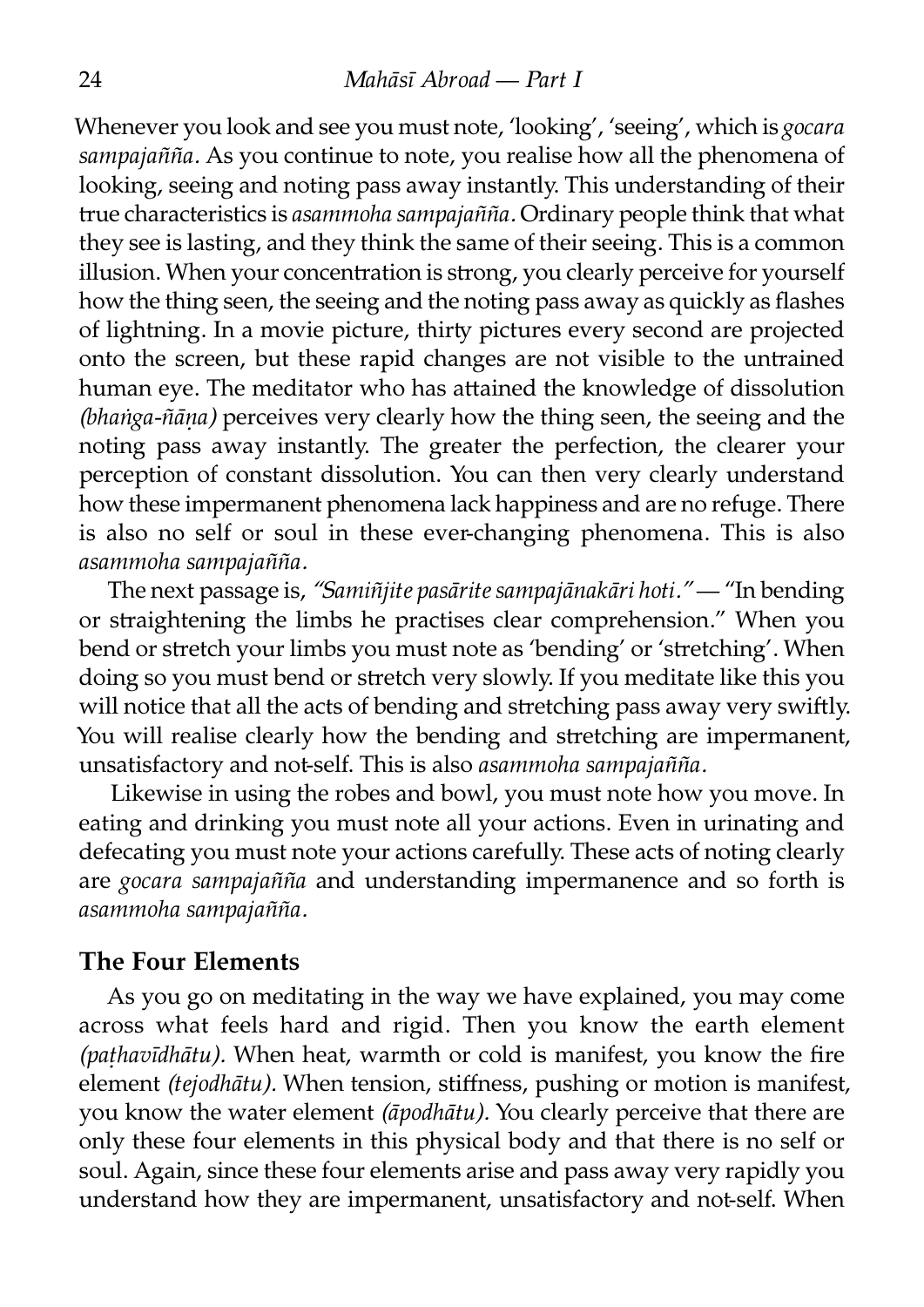Whenever you look and see you must note, 'looking', 'seeing', which is *gocara sampajañña*. As you continue to note, you realise how all the phenomena of looking, seeing and noting pass away instantly. This understanding of their true characteristics is *asammoha sampajañña*. Ordinary people think that what they see is lasting, and they think the same of their seeing. This is a common illusion. When your concentration is strong, you clearly perceive for yourself how the thing seen, the seeing and the noting pass away as quickly as flashes of lightning. In a movie picture, thirty pictures every second are projected onto the screen, but these rapid changes are not visible to the untrained human eye. The meditator who has attained the knowledge of dissolution *(bhaṅga-ñāṇa)* perceives very clearly how the thing seen, the seeing and the noting pass away instantly. The greater the perfection, the clearer your perception of constant dissolution. You can then very clearly understand how these impermanent phenomena lack happiness and are no refuge. There is also no self or soul in these ever-changing phenomena. This is also *asammoha sampajañña*.

The next passage is, *"Samiñjite pasārite sampajānakāri hoti."* — "In bending or straightening the limbs he practises clear comprehension." When you bend or stretch your limbs you must note as 'bending' or 'stretching'. When doing so you must bend or stretch very slowly. If you meditate like this you will notice that all the acts of bending and stretching pass away very swiftly. You will realise clearly how the bending and stretching are impermanent, unsatisfactory and not-self. This is also *asammoha sampajañña*.

Likewise in using the robes and bowl, you must note how you move. In eating and drinking you must note all your actions. Even in urinating and defecating you must note your actions carefully. These acts of noting clearly are *gocara sampajañña* and understanding impermanence and so forth is *asammoha sampajañña*.

## The Four Elements

As you go on meditating in the way we have explained, you may come across what feels hard and rigid. Then you know the earth element *(paṭhavīdhātu)*. When heat, warmth or cold is manifest, you know the fire element *(tejodhātu)*. When tension, stiffness, pushing or motion is manifest, you know the water element *(āpodhātu)*. You clearly perceive that there are only these four elements in this physical body and that there is no self or soul. Again, since these four elements arise and pass away very rapidly you understand how they are impermanent, unsatisfactory and not-self. When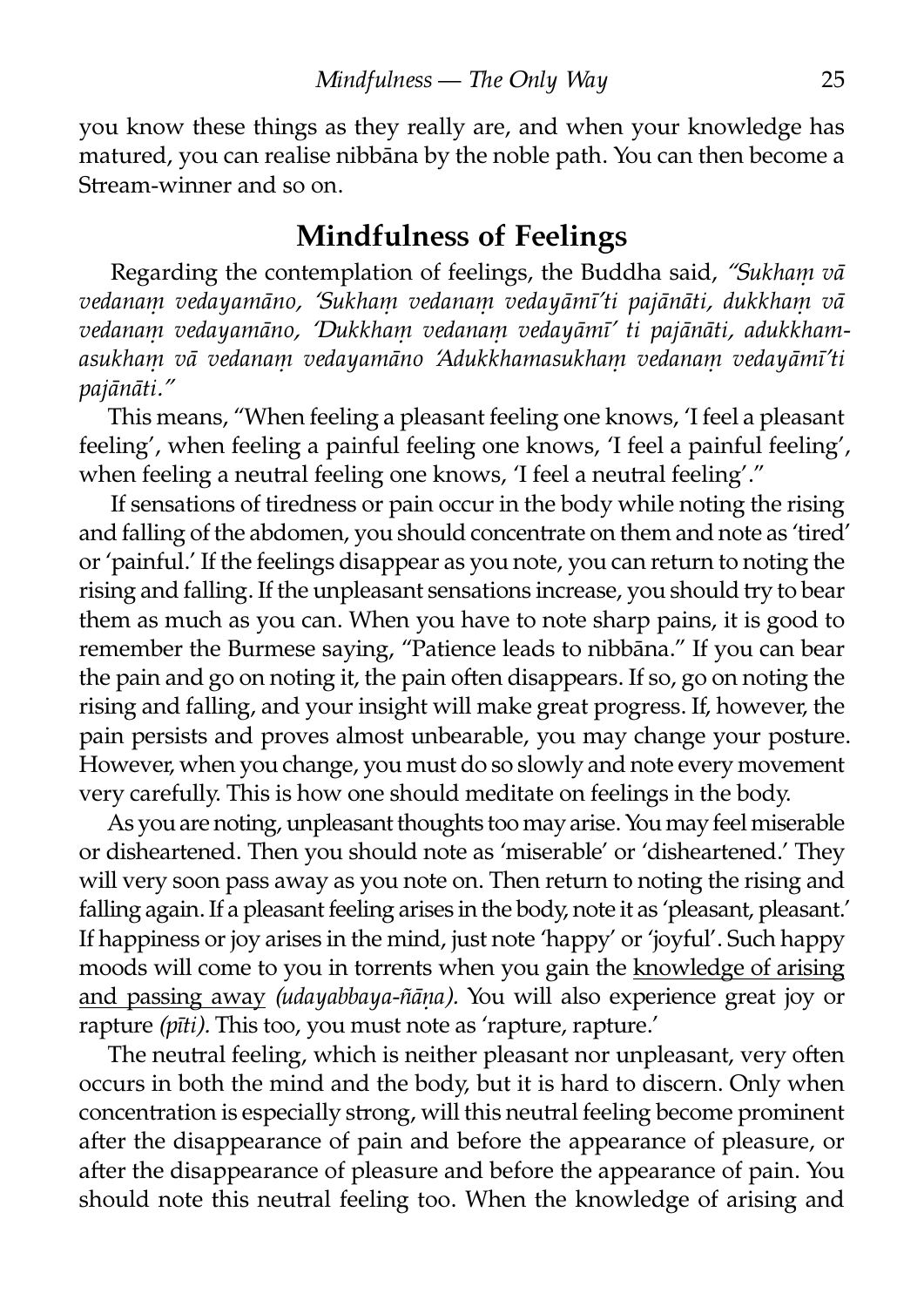you know these things as they really are, and when your knowledge has matured, you can realise nibbāna by the noble path. You can then become a Stream-winner and so on.

## Mindfulness of Feelings

Regarding the contemplation of feelings, the Buddha said, *"Sukhaṃ vā vedanaṃ vedayamāno, 'Sukhaṃ vedanaṃ vedayāmī'ti pajānāti, dukkhaṃ vā vedanaṃ vedayamāno, 'Dukkhaṃ vedanaṃ vedayāmī' ti pajānāti, adukkham-asukhaṃ vā vedanaṃ vedayamāno 'Adukkhamasukhaṃ vedanaṃ vedayāmī'ti pajānāti."*

This means, "When feeling a pleasant feeling one knows, 'I feel a pleasant feeling', when feeling a painful feeling one knows, 'I feel a painful feeling', when feeling a neutral feeling one knows, 'I feel a neutral feeling'."

If sensations of tiredness or pain occur in the body while noting the rising and falling of the abdomen, you should concentrate on them and note as 'tired' or 'painful.' If the feelings disappear as you note, you can return to noting the rising and falling. If the unpleasant sensations increase, you should try to bear them as much as you can. When you have to note sharp pains, it is good to remember the Burmese saying, "Patience leads to nibbāna." If you can bear the pain and go on noting it, the pain often disappears. If so, go on noting the rising and falling, and your insight will make great progress. If, however, the pain persists and proves almost unbearable, you may change your posture. However, when you change, you must do so slowly and note every movement very carefully. This is how one should meditate on feelings in the body.

As you are noting, unpleasant thoughts too may arise. You may feel miserable or disheartened. Then you should note as 'miserable' or 'disheartened.' They will very soon pass away as you note on. Then return to noting the rising and falling again. If a pleasant feeling arises in the body, note it as 'pleasant, pleasant.' If happiness or joy arises in the mind, just note 'happy' or 'joyful'. Such happy moods will come to you in torrents when you gain the <u>knowledge of arising and passing away</u> *(udayabbaya-ñāṇa).* You will also experience great joy or rapture *(pīti).* This too, you must note as 'rapture, rapture.'

The neutral feeling, which is neither pleasant nor unpleasant, very often occurs in both the mind and the body, but it is hard to discern. Only when concentration is especially strong, will this neutral feeling become prominent after the disappearance of pain and before the appearance of pleasure, or after the disappearance of pleasure and before the appearance of pain. You should note this neutral feeling too. When the knowledge of arising and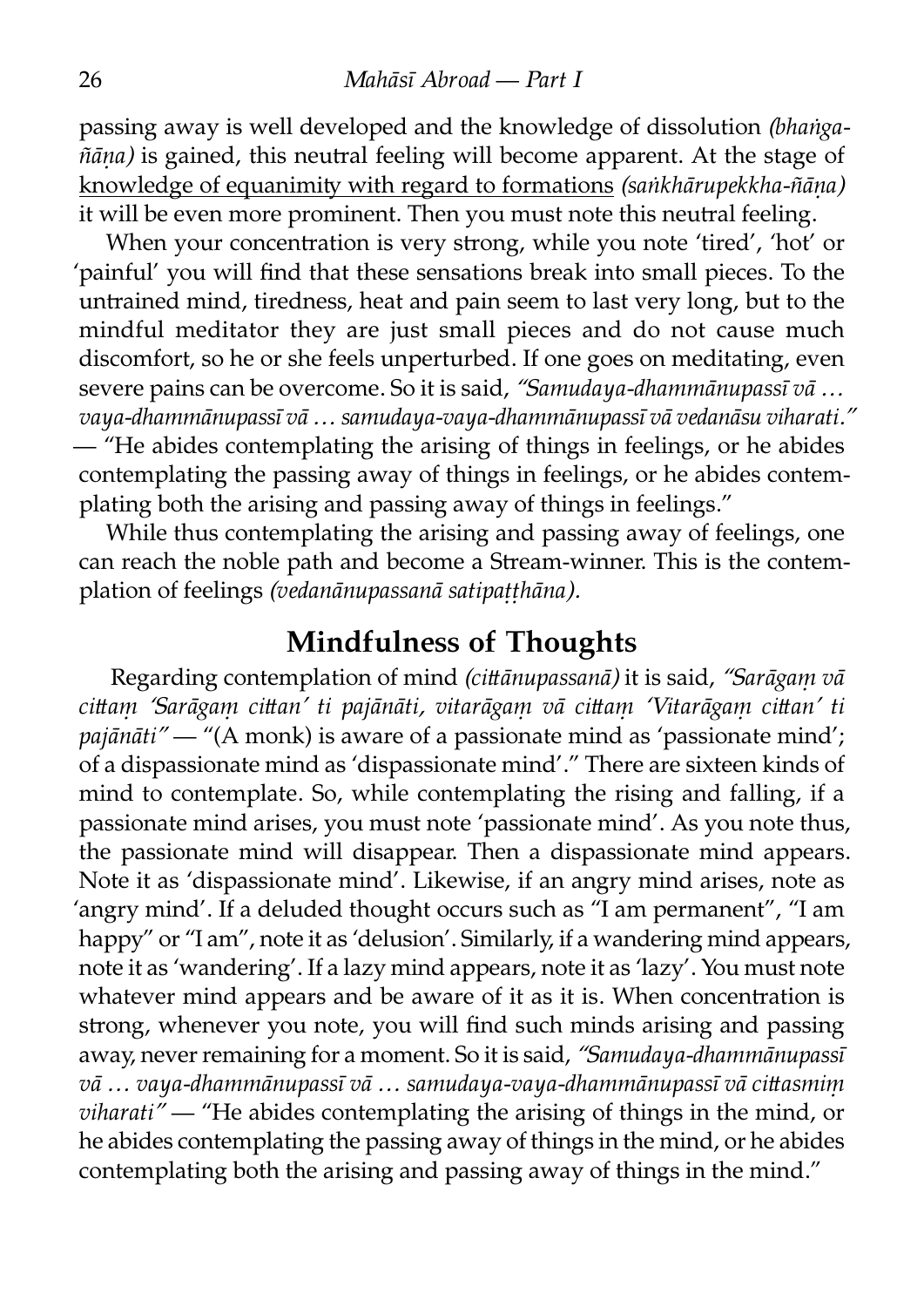passing away is well developed and the knowledge of dissolution *(bhaṅga-ñāṇa)* is gained, this neutral feeling will become apparent. At the stage of knowledge of equanimity with regard to formations *(saṅkhārupekkha-ñāṇa)* it will be even more prominent. Then you must note this neutral feeling.

When your concentration is very strong, while you note 'tired', 'hot' or 'painful' you will find that these sensations break into small pieces. To the untrained mind, tiredness, heat and pain seem to last very long, but to the mindful meditator they are just small pieces and do not cause much discomfort, so he or she feels unperturbed. If one goes on meditating, even severe pains can be overcome. So it is said, *"Samudaya-dhammānupassī vā … vaya-dhammānupassī vā … samudaya-vaya-dhammānupassī vā vedanāsu viharati."* — "He abides contemplating the arising of things in feelings, or he abides contemplating the passing away of things in feelings, or he abides contemplating both the arising and passing away of things in feelings."

While thus contemplating the arising and passing away of feelings, one can reach the noble path and become a Stream-winner. This is the contemplation of feelings *(vedanānupassanā satipaṭṭhāna).*

## Mindfulness of Thoughts

Regarding contemplation of mind *(cittānupassanā)* it is said, *"Sarāgaṃ vā cittaṃ 'Sarāgaṃ cittan' ti pajānāti, vitarāgaṃ vā cittaṃ 'Vitarāgaṃ cittan' ti pajānāti"* — "(A monk) is aware of a passionate mind as 'passionate mind'; of a dispassionate mind as 'dispassionate mind'." There are sixteen kinds of mind to contemplate. So, while contemplating the rising and falling, if a passionate mind arises, you must note 'passionate mind'. As you note thus, the passionate mind will disappear. Then a dispassionate mind appears. Note it as 'dispassionate mind'. Likewise, if an angry mind arises, note as 'angry mind'. If a deluded thought occurs such as "I am permanent", "I am happy" or "I am", note it as 'delusion'. Similarly, if a wandering mind appears, note it as 'wandering'. If a lazy mind appears, note it as 'lazy'. You must note whatever mind appears and be aware of it as it is. When concentration is strong, whenever you note, you will find such minds arising and passing away, never remaining for a moment. So it is said, *"Samudaya-dhammānupassī vā … vaya-dhammānupassī vā … samudaya-vaya-dhammānupassī vā cittasmiṃ viharati"* — "He abides contemplating the arising of things in the mind, or he abides contemplating the passing away of things in the mind, or he abides contemplating both the arising and passing away of things in the mind."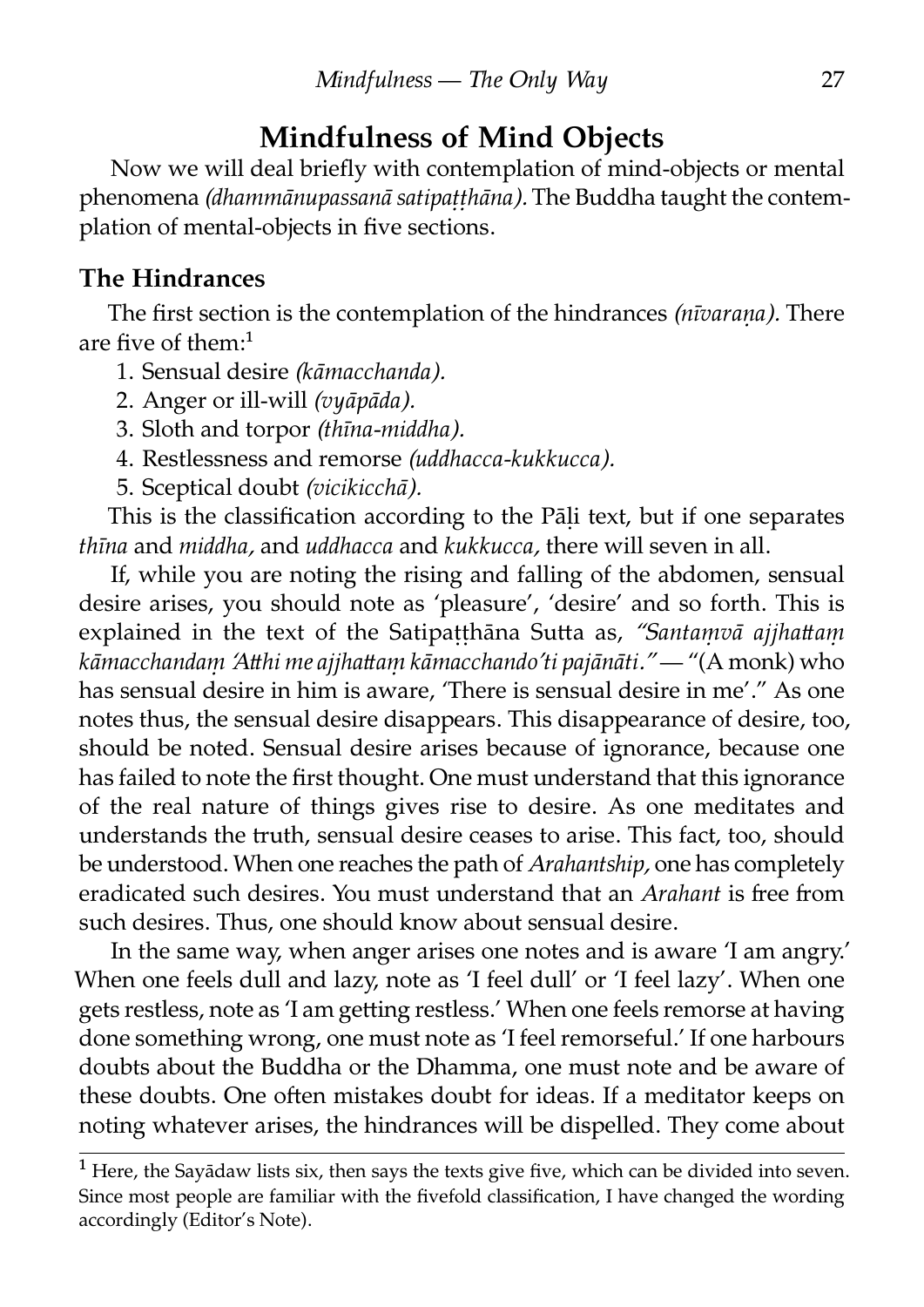## Mindfulness of Mind Objects

Now we will deal briefly with contemplation of mind-objects or mental phenomena *(dhammānupassanā satipaṭṭhāna).* The Buddha taught the contemplation of mental-objects in five sections.

### The Hindrances

The first section is the contemplation of the hindrances *(nīvaraṇa).* There are five of them:[1]

1. Sensual desire *(kāmacchanda).*
2. Anger or ill-will *(vyāpāda).*
3. Sloth and torpor *(thīna-middha).*
4. Restlessness and remorse *(uddhacca-kukkucca).*
5. Sceptical doubt *(vicikicchā).*

This is the classification according to the Pāḷi text, but if one separates *thīna* and *middha,* and *uddhacca* and *kukkucca,* there will seven in all.

If, while you are noting the rising and falling of the abdomen, sensual desire arises, you should note as 'pleasure', 'desire' and so forth. This is explained in the text of the Satipaṭṭhāna Sutta as, *"Santaṃvā ajjhattaṃ kāmacchandaṃ 'Atthi me ajjhattaṃ kāmacchando'ti pajānāti."* — "(A monk) who has sensual desire in him is aware, 'There is sensual desire in me'." As one notes thus, the sensual desire disappears. This disappearance of desire, too, should be noted. Sensual desire arises because of ignorance, because one has failed to note the first thought. One must understand that this ignorance of the real nature of things gives rise to desire. As one meditates and understands the truth, sensual desire ceases to arise. This fact, too, should be understood. When one reaches the path of *Arahantship,* one has completely eradicated such desires. You must understand that an *Arahant* is free from such desires. Thus, one should know about sensual desire.

In the same way, when anger arises one notes and is aware 'I am angry.' When one feels dull and lazy, note as 'I feel dull' or 'I feel lazy'. When one gets restless, note as 'I am getting restless.' When one feels remorse at having done something wrong, one must note as 'I feel remorseful.' If one harbours doubts about the Buddha or the Dhamma, one must note and be aware of these doubts. One often mistakes doubt for ideas. If a meditator keeps on noting whatever arises, the hindrances will be dispelled. They come about

[1] Here, the Sayādaw lists six, then says the texts give five, which can be divided into seven. Since most people are familiar with the fivefold classification, I have changed the wording accordingly (Editor's Note).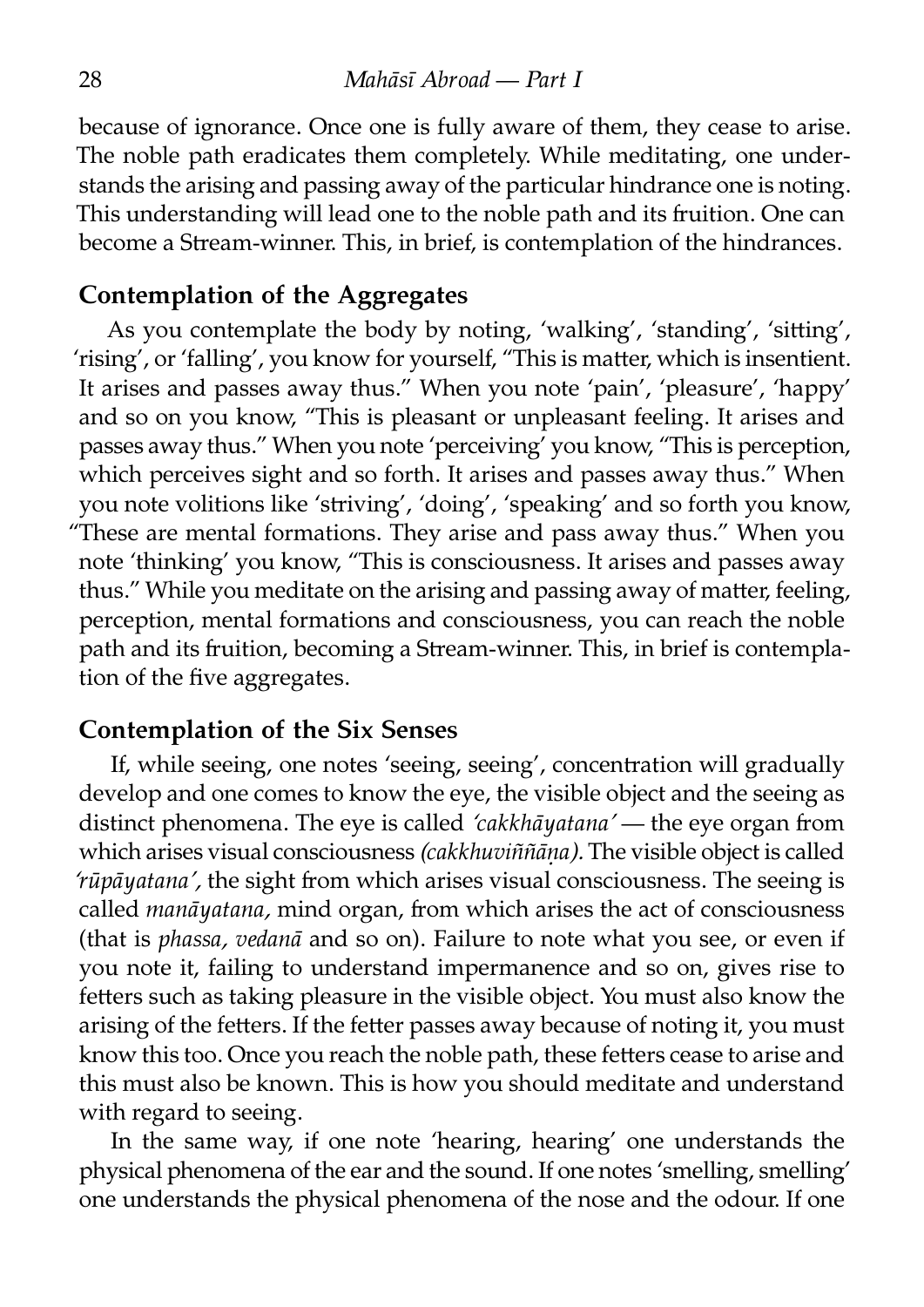because of ignorance. Once one is fully aware of them, they cease to arise. The noble path eradicates them completely. While meditating, one understands the arising and passing away of the particular hindrance one is noting. This understanding will lead one to the noble path and its fruition. One can become a Stream-winner. This, in brief, is contemplation of the hindrances.

## Contemplation of the Aggregates

As you contemplate the body by noting, 'walking', 'standing', 'sitting', 'rising', or 'falling', you know for yourself, "This is matter, which is insentient. It arises and passes away thus." When you note 'pain', 'pleasure', 'happy' and so on you know, "This is pleasant or unpleasant feeling. It arises and passes away thus." When you note 'perceiving' you know, "This is perception, which perceives sight and so forth. It arises and passes away thus." When you note volitions like 'striving', 'doing', 'speaking' and so forth you know, "These are mental formations. They arise and pass away thus." When you note 'thinking' you know, "This is consciousness. It arises and passes away thus." While you meditate on the arising and passing away of matter, feeling, perception, mental formations and consciousness, you can reach the noble path and its fruition, becoming a Stream-winner. This, in brief is contemplation of the five aggregates.

## Contemplation of the Six Senses

If, while seeing, one notes 'seeing, seeing', concentration will gradually develop and one comes to know the eye, the visible object and the seeing as distinct phenomena. The eye is called *'cakkhāyatana'* — the eye organ from which arises visual consciousness *(cakkhuviññāṇa).* The visible object is called *'rūpāyatana',* the sight from which arises visual consciousness. The seeing is called *manāyatana,* mind organ, from which arises the act of consciousness (that is *phassa, vedanā* and so on). Failure to note what you see, or even if you note it, failing to understand impermanence and so on, gives rise to fetters such as taking pleasure in the visible object. You must also know the arising of the fetters. If the fetter passes away because of noting it, you must know this too. Once you reach the noble path, these fetters cease to arise and this must also be known. This is how you should meditate and understand with regard to seeing.

In the same way, if one note 'hearing, hearing' one understands the physical phenomena of the ear and the sound. If one notes 'smelling, smelling' one understands the physical phenomena of the nose and the odour. If one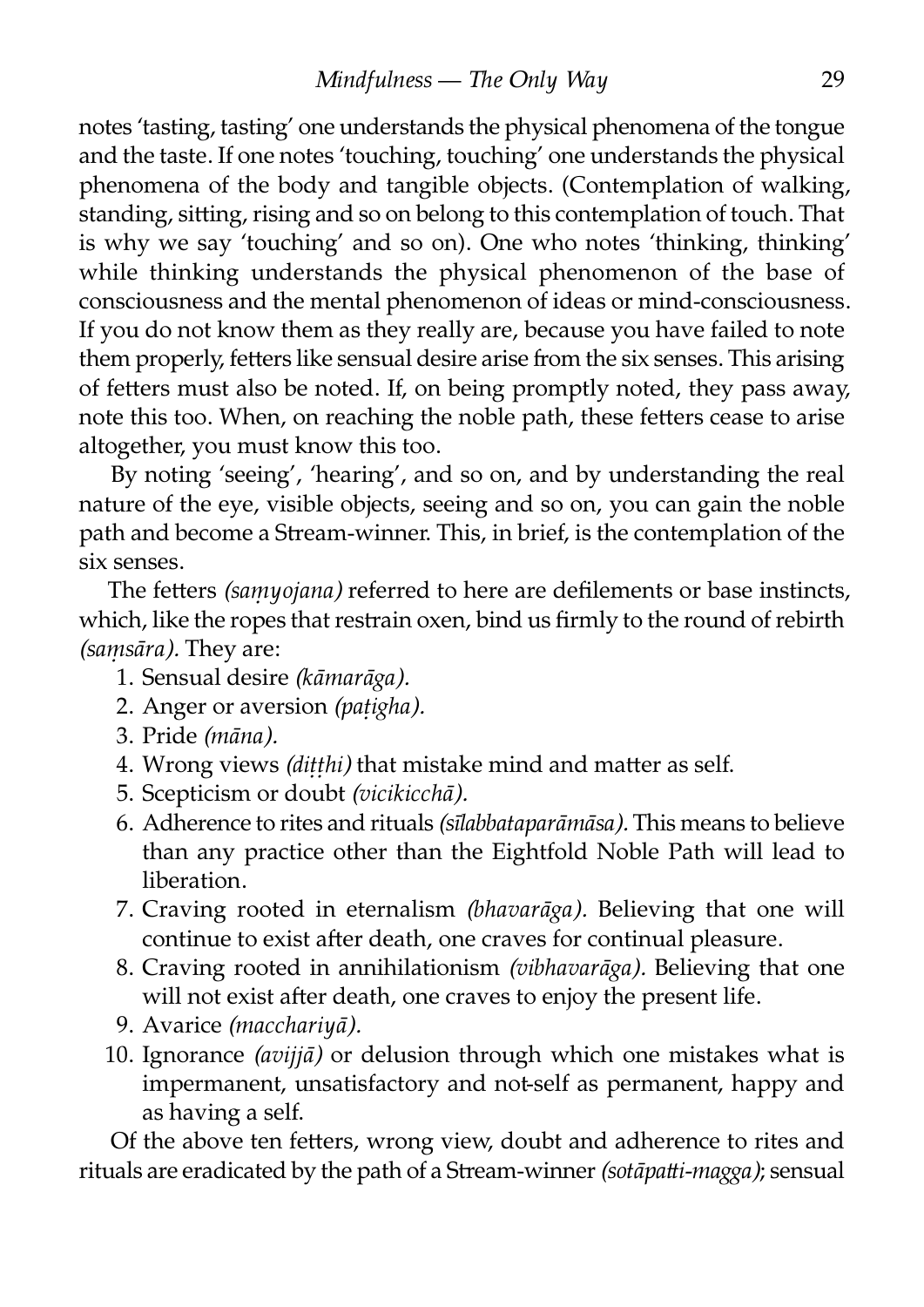notes 'tasting, tasting' one understands the physical phenomena of the tongue and the taste. If one notes 'touching, touching' one understands the physical phenomena of the body and tangible objects. (Contemplation of walking, standing, sitting, rising and so on belong to this contemplation of touch. That is why we say 'touching' and so on). One who notes 'thinking, thinking' while thinking understands the physical phenomenon of the base of consciousness and the mental phenomenon of ideas or mind-consciousness. If you do not know them as they really are, because you have failed to note them properly, fetters like sensual desire arise from the six senses. This arising of fetters must also be noted. If, on being promptly noted, they pass away, note this too. When, on reaching the noble path, these fetters cease to arise altogether, you must know this too.

By noting 'seeing', 'hearing', and so on, and by understanding the real nature of the eye, visible objects, seeing and so on, you can gain the noble path and become a Stream-winner. This, in brief, is the contemplation of the six senses.

The fetters *(saṃyojana)* referred to here are defilements or base instincts, which, like the ropes that restrain oxen, bind us firmly to the round of rebirth *(saṃsāra)*. They are:

1. Sensual desire *(kāmarāga)*.
2. Anger or aversion *(paṭigha)*.
3. Pride *(māna)*.
4. Wrong views *(diṭṭhi)* that mistake mind and matter as self.
5. Scepticism or doubt *(vicikicchā)*.
6. Adherence to rites and rituals *(sīlabbataparāmāsa)*. This means to believe than any practice other than the Eightfold Noble Path will lead to liberation.
7. Craving rooted in eternalism *(bhavarāga)*. Believing that one will continue to exist after death, one craves for continual pleasure.
8. Craving rooted in annihilationism *(vibhavarāga)*. Believing that one will not exist after death, one craves to enjoy the present life.
9. Avarice *(macchariyā)*.
10. Ignorance *(avijjā)* or delusion through which one mistakes what is impermanent, unsatisfactory and not-self as permanent, happy and as having a self.

Of the above ten fetters, wrong view, doubt and adherence to rites and rituals are eradicated by the path of a Stream-winner *(sotāpatti-magga)*; sensual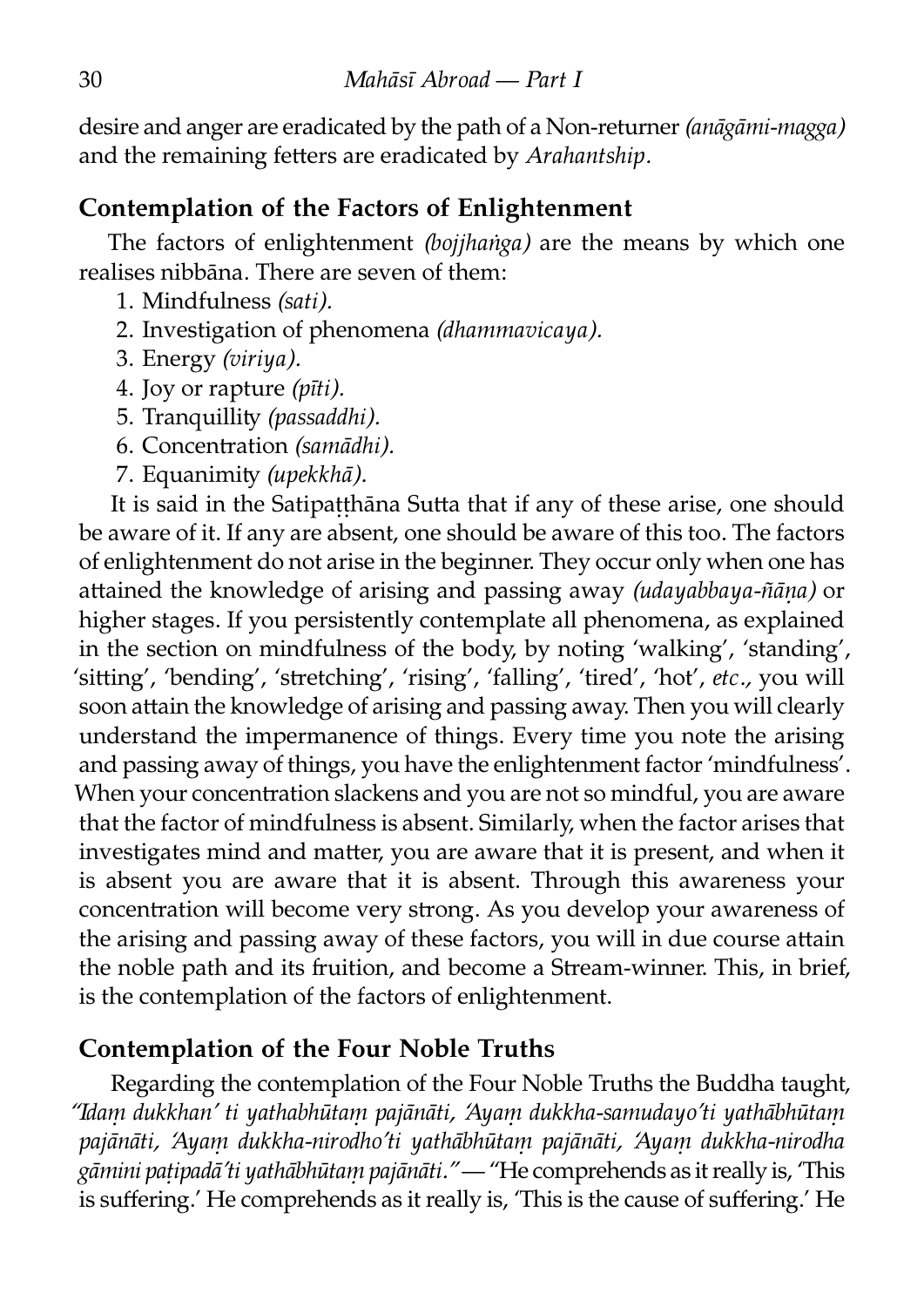desire and anger are eradicated by the path of a Non-returner *(anāgāmi-magga)* and the remaining fetters are eradicated by *Arahantship*.

## Contemplation of the Factors of Enlightenment

The factors of enlightenment *(bojjhaṅga)* are the means by which one realises nibbāna. There are seven of them:

1. Mindfulness *(sati).*
2. Investigation of phenomena *(dhammavicaya).*
3. Energy *(viriya).*
4. Joy or rapture *(pīti).*
5. Tranquillity *(passaddhi).*
6. Concentration *(samādhi).*
7. Equanimity *(upekkhā).*

It is said in the Satipaṭṭhāna Sutta that if any of these arise, one should be aware of it. If any are absent, one should be aware of this too. The factors of enlightenment do not arise in the beginner. They occur only when one has attained the knowledge of arising and passing away *(udayabbaya-ñāṇa)* or higher stages. If you persistently contemplate all phenomena, as explained in the section on mindfulness of the body, by noting 'walking', 'standing', 'sitting', 'bending', 'stretching', 'rising', 'falling', 'tired', 'hot', *etc.,* you will soon attain the knowledge of arising and passing away. Then you will clearly understand the impermanence of things. Every time you note the arising and passing away of things, you have the enlightenment factor 'mindfulness'. When your concentration slackens and you are not so mindful, you are aware that the factor of mindfulness is absent. Similarly, when the factor arises that investigates mind and matter, you are aware that it is present, and when it is absent you are aware that it is absent. Through this awareness your concentration will become very strong. As you develop your awareness of the arising and passing away of these factors, you will in due course attain the noble path and its fruition, and become a Stream-winner. This, in brief, is the contemplation of the factors of enlightenment.

## Contemplation of the Four Noble Truths

Regarding the contemplation of the Four Noble Truths the Buddha taught, *"Idaṃ dukkhan' ti yathabhūtaṃ pajānāti, 'Ayaṃ dukkha-samudayo'ti yathābhūtaṃ pajānāti, 'Ayaṃ dukkha-nirodho'ti yathābhūtaṃ pajānāti, 'Ayaṃ dukkha-nirodha gāmini paṭipadā'ti yathābhūtaṃ pajānāti."* — "He comprehends as it really is, 'This is suffering.' He comprehends as it really is, 'This is the cause of suffering.' He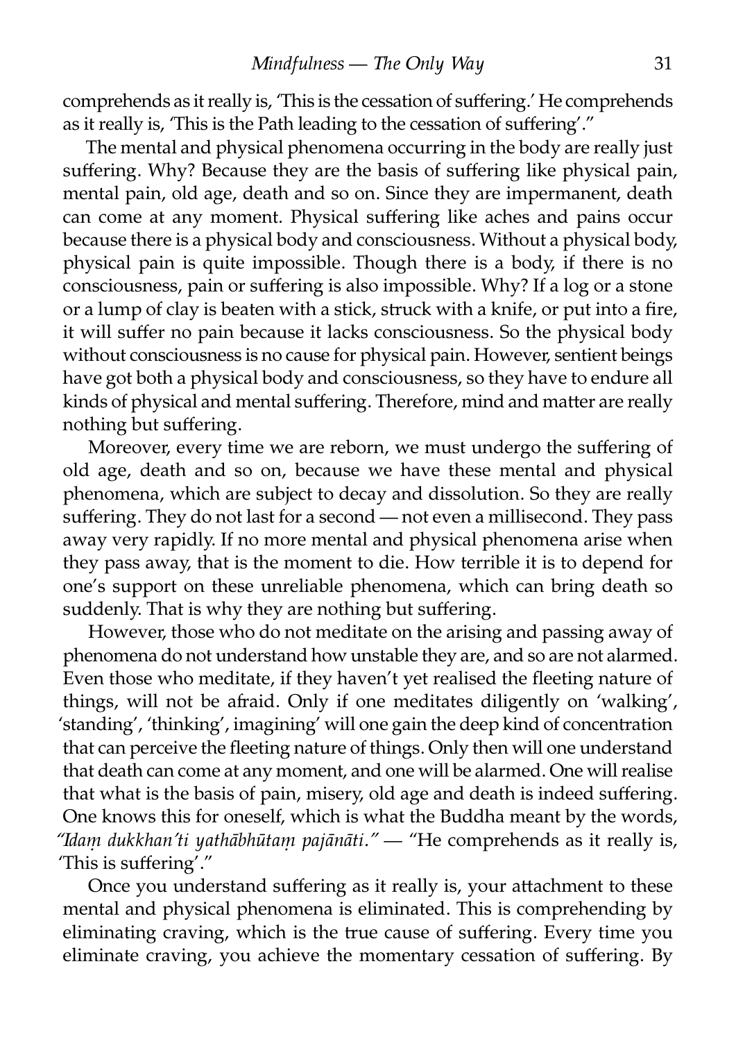comprehends as it really is, 'This is the cessation of suffering.' He comprehends as it really is, 'This is the Path leading to the cessation of suffering'."

The mental and physical phenomena occurring in the body are really just suffering. Why? Because they are the basis of suffering like physical pain, mental pain, old age, death and so on. Since they are impermanent, death can come at any moment. Physical suffering like aches and pains occur because there is a physical body and consciousness. Without a physical body, physical pain is quite impossible. Though there is a body, if there is no consciousness, pain or suffering is also impossible. Why? If a log or a stone or a lump of clay is beaten with a stick, struck with a knife, or put into a fire, it will suffer no pain because it lacks consciousness. So the physical body without consciousness is no cause for physical pain. However, sentient beings have got both a physical body and consciousness, so they have to endure all kinds of physical and mental suffering. Therefore, mind and matter are really nothing but suffering.

Moreover, every time we are reborn, we must undergo the suffering of old age, death and so on, because we have these mental and physical phenomena, which are subject to decay and dissolution. So they are really suffering. They do not last for a second — not even a millisecond. They pass away very rapidly. If no more mental and physical phenomena arise when they pass away, that is the moment to die. How terrible it is to depend for one's support on these unreliable phenomena, which can bring death so suddenly. That is why they are nothing but suffering.

However, those who do not meditate on the arising and passing away of phenomena do not understand how unstable they are, and so are not alarmed. Even those who meditate, if they haven't yet realised the fleeting nature of things, will not be afraid. Only if one meditates diligently on 'walking', 'standing', 'thinking', imagining' will one gain the deep kind of concentration that can perceive the fleeting nature of things. Only then will one understand that death can come at any moment, and one will be alarmed. One will realise that what is the basis of pain, misery, old age and death is indeed suffering. One knows this for oneself, which is what the Buddha meant by the words, *"Idaṃ dukkhan'ti yathābhūtaṃ pajānāti."* — "He comprehends as it really is, 'This is suffering'."

Once you understand suffering as it really is, your attachment to these mental and physical phenomena is eliminated. This is comprehending by eliminating craving, which is the true cause of suffering. Every time you eliminate craving, you achieve the momentary cessation of suffering. By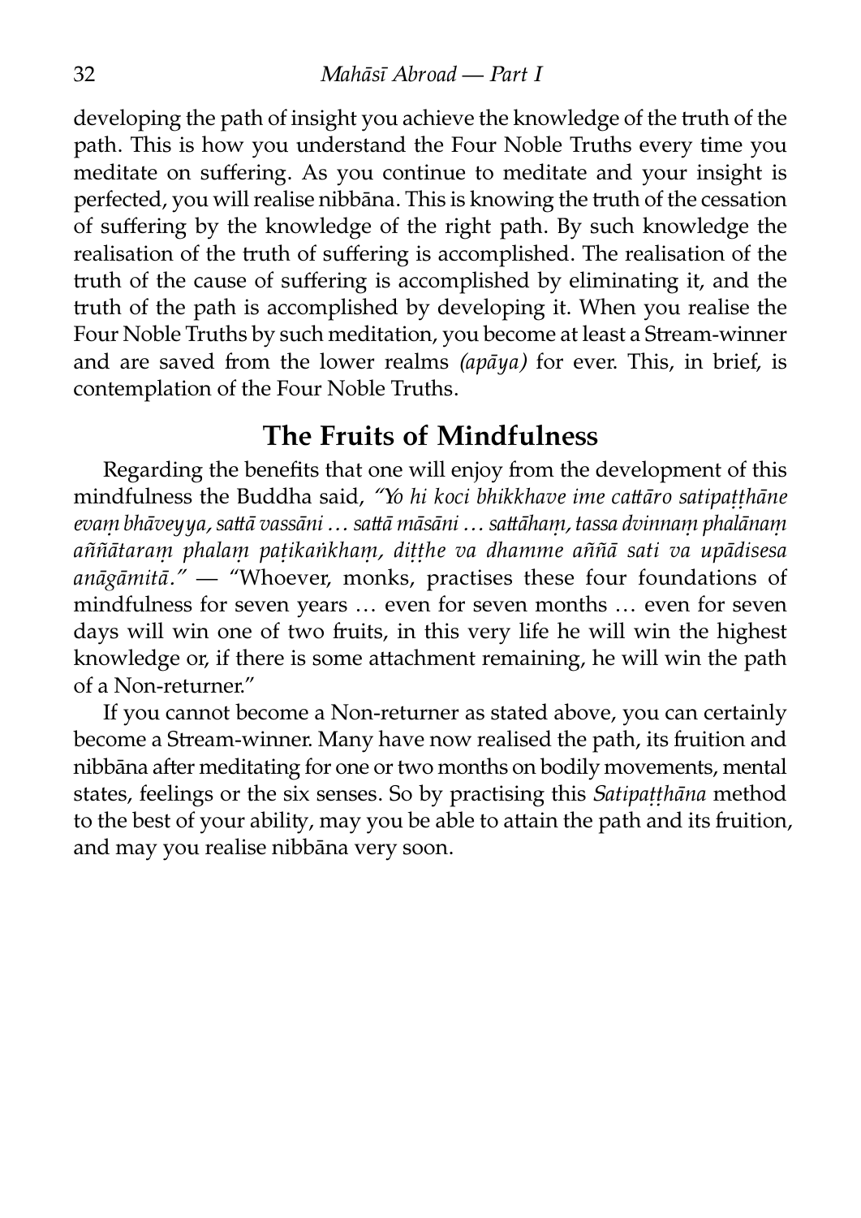developing the path of insight you achieve the knowledge of the truth of the path. This is how you understand the Four Noble Truths every time you meditate on suffering. As you continue to meditate and your insight is perfected, you will realise nibbāna. This is knowing the truth of the cessation of suffering by the knowledge of the right path. By such knowledge the realisation of the truth of suffering is accomplished. The realisation of the truth of the cause of suffering is accomplished by eliminating it, and the truth of the path is accomplished by developing it. When you realise the Four Noble Truths by such meditation, you become at least a Stream-winner and are saved from the lower realms *(apāya)* for ever. This, in brief, is contemplation of the Four Noble Truths.

## The Fruits of Mindfulness

Regarding the benefits that one will enjoy from the development of this mindfulness the Buddha said, *"Yo hi koci bhikkhave ime cattāro satipaṭṭhāne evaṃ bhāveyya, sattā vassāni … sattā māsāni … sattāhaṃ, tassa dvinnaṃ phalānaṃ aññātaraṃ phalaṃ paṭikaṅkhaṃ, diṭṭhe va dhamme aññā sati va upādisesa anāgāmitā."* — "Whoever, monks, practises these four foundations of mindfulness for seven years … even for seven months … even for seven days will win one of two fruits, in this very life he will win the highest knowledge or, if there is some attachment remaining, he will win the path of a Non-returner."

If you cannot become a Non-returner as stated above, you can certainly become a Stream-winner. Many have now realised the path, its fruition and nibbāna after meditating for one or two months on bodily movements, mental states, feelings or the six senses. So by practising this *Satipaṭṭhāna* method to the best of your ability, may you be able to attain the path and its fruition, and may you realise nibbāna very soon.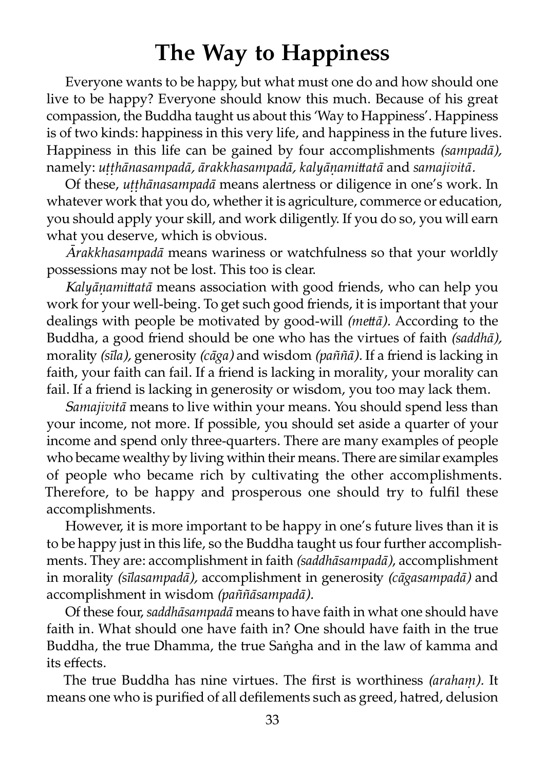# The Way to Happiness

Everyone wants to be happy, but what must one do and how should one live to be happy? Everyone should know this much. Because of his great compassion, the Buddha taught us about this 'Way to Happiness'. Happiness is of two kinds: happiness in this very life, and happiness in the future lives. Happiness in this life can be gained by four accomplishments *(sampadā),* namely: *uṭṭhānasampadā, ārakkhasampadā, kalyāṇamittatā* and *samajivitā*.

Of these, *uṭṭhānasampadā* means alertness or diligence in one's work. In whatever work that you do, whether it is agriculture, commerce or education, you should apply your skill, and work diligently. If you do so, you will earn what you deserve, which is obvious.

*Ārakkhasampadā* means wariness or watchfulness so that your worldly possessions may not be lost. This too is clear.

*Kalyāṇamittatā* means association with good friends, who can help you work for your well-being. To get such good friends, it is important that your dealings with people be motivated by good-will *(mettā).* According to the Buddha, a good friend should be one who has the virtues of faith *(saddhā),* morality *(sīla),* generosity *(cāga)* and wisdom *(paññā).* If a friend is lacking in faith, your faith can fail. If a friend is lacking in morality, your morality can fail. If a friend is lacking in generosity or wisdom, you too may lack them.

*Samajivitā* means to live within your means. You should spend less than your income, not more. If possible, you should set aside a quarter of your income and spend only three-quarters. There are many examples of people who became wealthy by living within their means. There are similar examples of people who became rich by cultivating the other accomplishments. Therefore, to be happy and prosperous one should try to fulfil these accomplishments.

However, it is more important to be happy in one's future lives than it is to be happy just in this life, so the Buddha taught us four further accomplishments. They are: accomplishment in faith *(saddhāsampadā)*, accomplishment in morality *(sīlasampadā),* accomplishment in generosity *(cāgasampadā)* and accomplishment in wisdom *(paññāsampadā).*

Of these four, *saddhāsampadā* means to have faith in what one should have faith in. What should one have faith in? One should have faith in the true Buddha, the true Dhamma, the true Saṅgha and in the law of kamma and its effects.

The true Buddha has nine virtues. The first is worthiness *(arahaṃ).* It means one who is purified of all defilements such as greed, hatred, delusion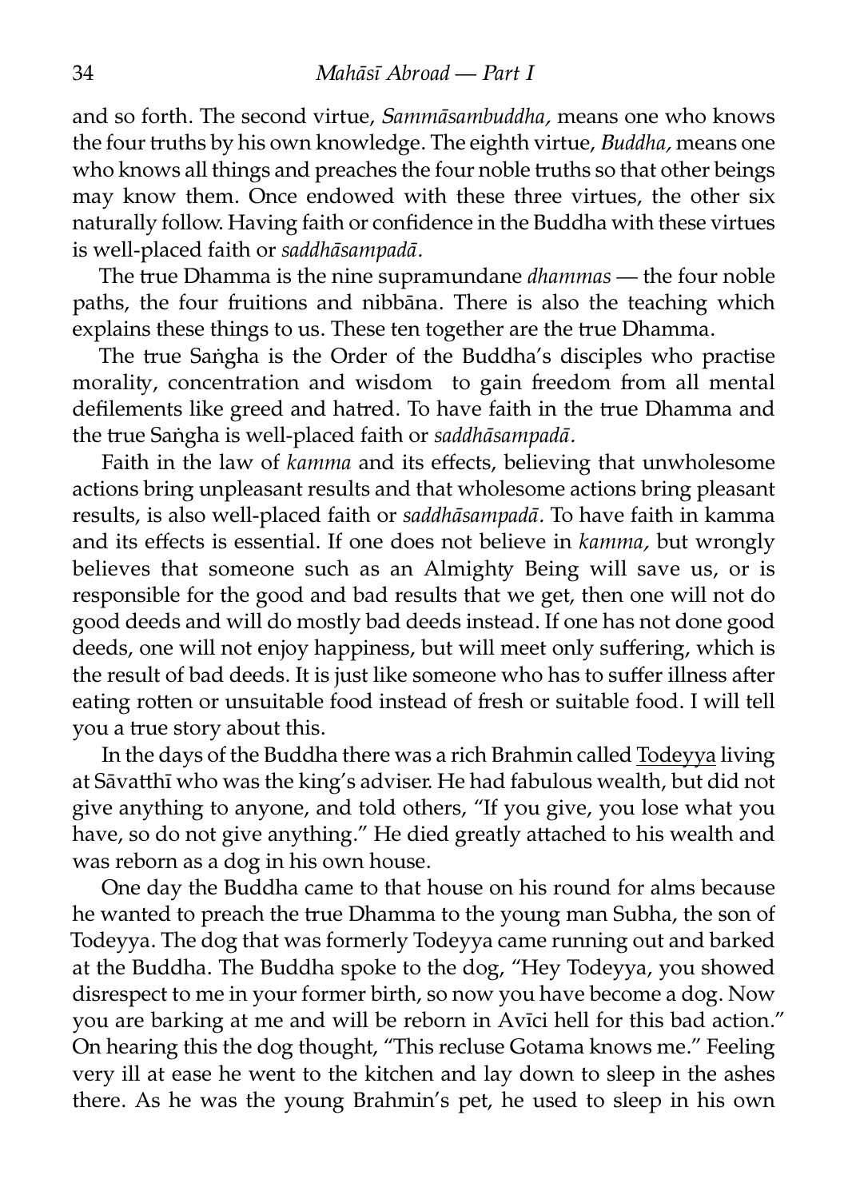and so forth. The second virtue, *Sammāsambuddha,* means one who knows the four truths by his own knowledge. The eighth virtue, *Buddha,* means one who knows all things and preaches the four noble truths so that other beings may know them. Once endowed with these three virtues, the other six naturally follow. Having faith or confidence in the Buddha with these virtues is well-placed faith or *saddhāsampadā.*

The true Dhamma is the nine supramundane *dhammas* — the four noble paths, the four fruitions and nibbāna. There is also the teaching which explains these things to us. These ten together are the true Dhamma.

The true Saṅgha is the Order of the Buddha's disciples who practise morality, concentration and wisdom to gain freedom from all mental defilements like greed and hatred. To have faith in the true Dhamma and the true Saṅgha is well-placed faith or *saddhāsampadā.*

Faith in the law of *kamma* and its effects, believing that unwholesome actions bring unpleasant results and that wholesome actions bring pleasant results, is also well-placed faith or *saddhāsampadā.* To have faith in kamma and its effects is essential. If one does not believe in *kamma,* but wrongly believes that someone such as an Almighty Being will save us, or is responsible for the good and bad results that we get, then one will not do good deeds and will do mostly bad deeds instead. If one has not done good deeds, one will not enjoy happiness, but will meet only suffering, which is the result of bad deeds. It is just like someone who has to suffer illness after eating rotten or unsuitable food instead of fresh or suitable food. I will tell you a true story about this.

In the days of the Buddha there was a rich Brahmin called Todeyya living at Sāvatthī who was the king's adviser. He had fabulous wealth, but did not give anything to anyone, and told others, "If you give, you lose what you have, so do not give anything." He died greatly attached to his wealth and was reborn as a dog in his own house.

One day the Buddha came to that house on his round for alms because he wanted to preach the true Dhamma to the young man Subha, the son of Todeyya. The dog that was formerly Todeyya came running out and barked at the Buddha. The Buddha spoke to the dog, "Hey Todeyya, you showed disrespect to me in your former birth, so now you have become a dog. Now you are barking at me and will be reborn in Avīci hell for this bad action." On hearing this the dog thought, "This recluse Gotama knows me." Feeling very ill at ease he went to the kitchen and lay down to sleep in the ashes there. As he was the young Brahmin's pet, he used to sleep in his own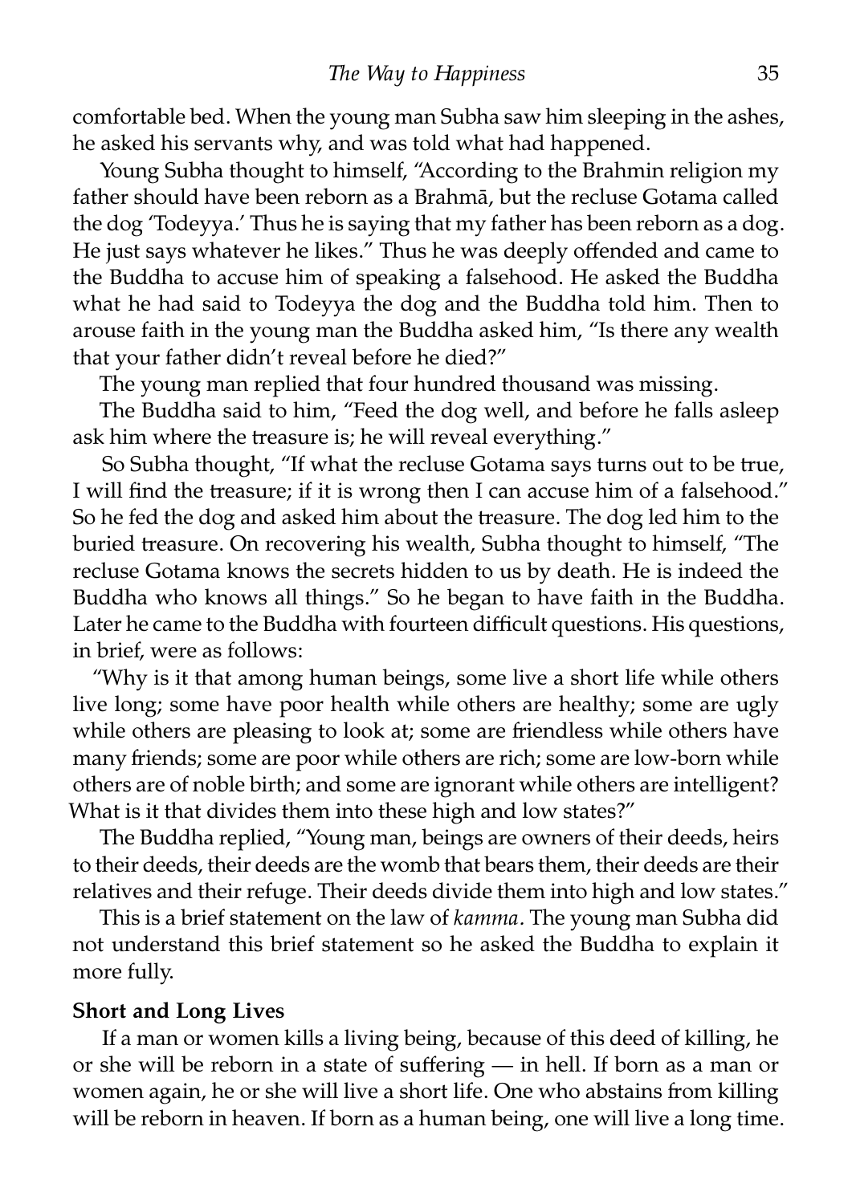comfortable bed. When the young man Subha saw him sleeping in the ashes, he asked his servants why, and was told what had happened.

Young Subha thought to himself, "According to the Brahmin religion my father should have been reborn as a Brahmā, but the recluse Gotama called the dog 'Todeyya.' Thus he is saying that my father has been reborn as a dog. He just says whatever he likes." Thus he was deeply offended and came to the Buddha to accuse him of speaking a falsehood. He asked the Buddha what he had said to Todeyya the dog and the Buddha told him. Then to arouse faith in the young man the Buddha asked him, "Is there any wealth that your father didn't reveal before he died?"

The young man replied that four hundred thousand was missing.

The Buddha said to him, "Feed the dog well, and before he falls asleep ask him where the treasure is; he will reveal everything."

So Subha thought, "If what the recluse Gotama says turns out to be true, I will find the treasure; if it is wrong then I can accuse him of a falsehood." So he fed the dog and asked him about the treasure. The dog led him to the buried treasure. On recovering his wealth, Subha thought to himself, "The recluse Gotama knows the secrets hidden to us by death. He is indeed the Buddha who knows all things." So he began to have faith in the Buddha. Later he came to the Buddha with fourteen difficult questions. His questions, in brief, were as follows:

"Why is it that among human beings, some live a short life while others live long; some have poor health while others are healthy; some are ugly while others are pleasing to look at; some are friendless while others have many friends; some are poor while others are rich; some are low-born while others are of noble birth; and some are ignorant while others are intelligent? What is it that divides them into these high and low states?"

The Buddha replied, "Young man, beings are owners of their deeds, heirs to their deeds, their deeds are the womb that bears them, their deeds are their relatives and their refuge. Their deeds divide them into high and low states."

This is a brief statement on the law of *kamma*. The young man Subha did not understand this brief statement so he asked the Buddha to explain it more fully.

**Short and Long Lives**

If a man or women kills a living being, because of this deed of killing, he or she will be reborn in a state of suffering — in hell. If born as a man or women again, he or she will live a short life. One who abstains from killing will be reborn in heaven. If born as a human being, one will live a long time.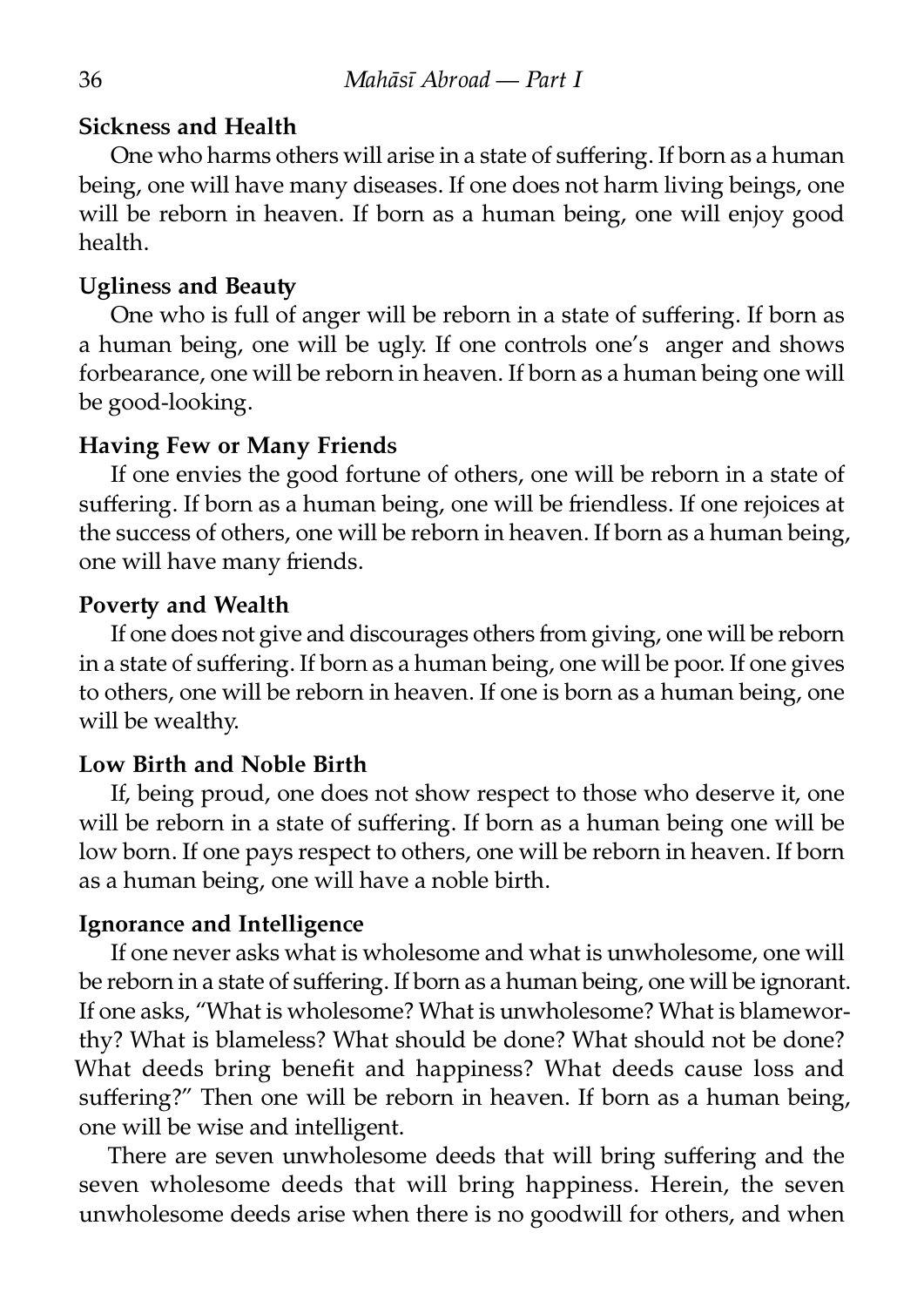**Sickness and Health**

One who harms others will arise in a state of suffering. If born as a human being, one will have many diseases. If one does not harm living beings, one will be reborn in heaven. If born as a human being, one will enjoy good health.

**Ugliness and Beauty**

One who is full of anger will be reborn in a state of suffering. If born as a human being, one will be ugly. If one controls one's anger and shows forbearance, one will be reborn in heaven. If born as a human being one will be good-looking.

**Having Few or Many Friends**

If one envies the good fortune of others, one will be reborn in a state of suffering. If born as a human being, one will be friendless. If one rejoices at the success of others, one will be reborn in heaven. If born as a human being, one will have many friends.

**Poverty and Wealth**

If one does not give and discourages others from giving, one will be reborn in a state of suffering. If born as a human being, one will be poor. If one gives to others, one will be reborn in heaven. If one is born as a human being, one will be wealthy.

**Low Birth and Noble Birth**

If, being proud, one does not show respect to those who deserve it, one will be reborn in a state of suffering. If born as a human being one will be low born. If one pays respect to others, one will be reborn in heaven. If born as a human being, one will have a noble birth.

**Ignorance and Intelligence**

If one never asks what is wholesome and what is unwholesome, one will be reborn in a state of suffering. If born as a human being, one will be ignorant. If one asks, "What is wholesome? What is unwholesome? What is blameworthy? What is blameless? What should be done? What should not be done? What deeds bring benefit and happiness? What deeds cause loss and suffering?" Then one will be reborn in heaven. If born as a human being, one will be wise and intelligent.

There are seven unwholesome deeds that will bring suffering and the seven wholesome deeds that will bring happiness. Herein, the seven unwholesome deeds arise when there is no goodwill for others, and when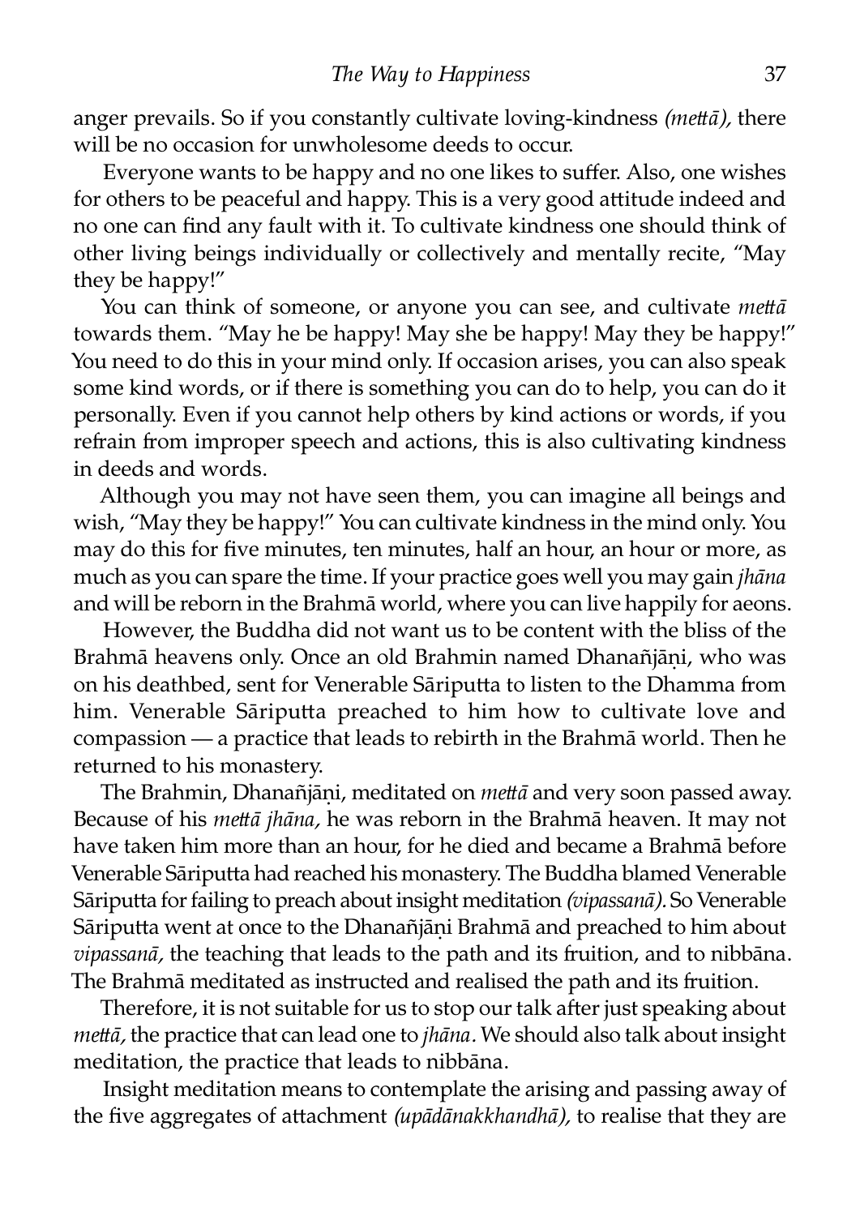anger prevails. So if you constantly cultivate loving-kindness *(mettā),* there will be no occasion for unwholesome deeds to occur.

Everyone wants to be happy and no one likes to suffer. Also, one wishes for others to be peaceful and happy. This is a very good attitude indeed and no one can find any fault with it. To cultivate kindness one should think of other living beings individually or collectively and mentally recite, "May they be happy!"

You can think of someone, or anyone you can see, and cultivate *mettā* towards them. "May he be happy! May she be happy! May they be happy!" You need to do this in your mind only. If occasion arises, you can also speak some kind words, or if there is something you can do to help, you can do it personally. Even if you cannot help others by kind actions or words, if you refrain from improper speech and actions, this is also cultivating kindness in deeds and words.

Although you may not have seen them, you can imagine all beings and wish, "May they be happy!" You can cultivate kindness in the mind only. You may do this for five minutes, ten minutes, half an hour, an hour or more, as much as you can spare the time. If your practice goes well you may gain *jhāna* and will be reborn in the Brahmā world, where you can live happily for aeons.

However, the Buddha did not want us to be content with the bliss of the Brahmā heavens only. Once an old Brahmin named Dhanañjāṇi, who was on his deathbed, sent for Venerable Sāriputta to listen to the Dhamma from him. Venerable Sāriputta preached to him how to cultivate love and compassion — a practice that leads to rebirth in the Brahmā world. Then he returned to his monastery.

The Brahmin, Dhanañjāṇi, meditated on *mettā* and very soon passed away. Because of his *mettā jhāna,* he was reborn in the Brahmā heaven. It may not have taken him more than an hour, for he died and became a Brahmā before Venerable Sāriputta had reached his monastery. The Buddha blamed Venerable Sāriputta for failing to preach about insight meditation *(vipassanā).* So Venerable Sāriputta went at once to the Dhanañjāṇi Brahmā and preached to him about *vipassanā,* the teaching that leads to the path and its fruition, and to nibbāna. The Brahmā meditated as instructed and realised the path and its fruition.

Therefore, it is not suitable for us to stop our talk after just speaking about *mettā,* the practice that can lead one to *jhāna.* We should also talk about insight meditation, the practice that leads to nibbāna.

Insight meditation means to contemplate the arising and passing away of the five aggregates of attachment *(upādānakkhandhā),* to realise that they are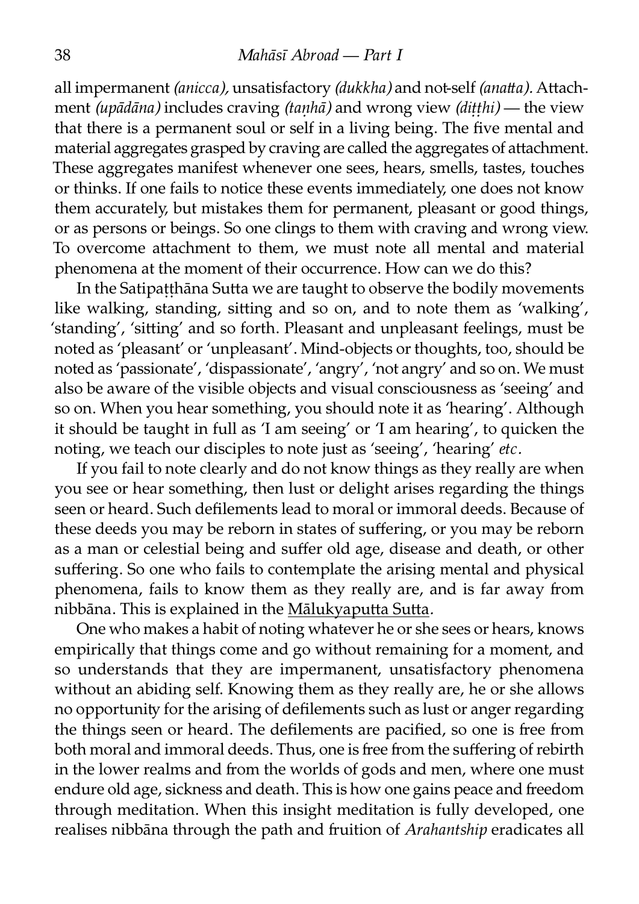all impermanent *(anicca),* unsatisfactory *(dukkha)* and not-self *(anatta).* Attachment *(upādāna)* includes craving *(taṇhā)* and wrong view *(diṭṭhi)* — the view that there is a permanent soul or self in a living being. The five mental and material aggregates grasped by craving are called the aggregates of attachment. These aggregates manifest whenever one sees, hears, smells, tastes, touches or thinks. If one fails to notice these events immediately, one does not know them accurately, but mistakes them for permanent, pleasant or good things, or as persons or beings. So one clings to them with craving and wrong view. To overcome attachment to them, we must note all mental and material phenomena at the moment of their occurrence. How can we do this?

In the Satipaṭṭhāna Sutta we are taught to observe the bodily movements like walking, standing, sitting and so on, and to note them as 'walking', 'standing', 'sitting' and so forth. Pleasant and unpleasant feelings, must be noted as 'pleasant' or 'unpleasant'. Mind-objects or thoughts, too, should be noted as 'passionate', 'dispassionate', 'angry', 'not angry' and so on. We must also be aware of the visible objects and visual consciousness as 'seeing' and so on. When you hear something, you should note it as 'hearing'. Although it should be taught in full as 'I am seeing' or 'I am hearing', to quicken the noting, we teach our disciples to note just as 'seeing', 'hearing' *etc.*

If you fail to note clearly and do not know things as they really are when you see or hear something, then lust or delight arises regarding the things seen or heard. Such defilements lead to moral or immoral deeds. Because of these deeds you may be reborn in states of suffering, or you may be reborn as a man or celestial being and suffer old age, disease and death, or other suffering. So one who fails to contemplate the arising mental and physical phenomena, fails to know them as they really are, and is far away from nibbāna. This is explained in the Mālukyaputta Sutta.

One who makes a habit of noting whatever he or she sees or hears, knows empirically that things come and go without remaining for a moment, and so understands that they are impermanent, unsatisfactory phenomena without an abiding self. Knowing them as they really are, he or she allows no opportunity for the arising of defilements such as lust or anger regarding the things seen or heard. The defilements are pacified, so one is free from both moral and immoral deeds. Thus, one is free from the suffering of rebirth in the lower realms and from the worlds of gods and men, where one must endure old age, sickness and death. This is how one gains peace and freedom through meditation. When this insight meditation is fully developed, one realises nibbāna through the path and fruition of *Arahantship* eradicates all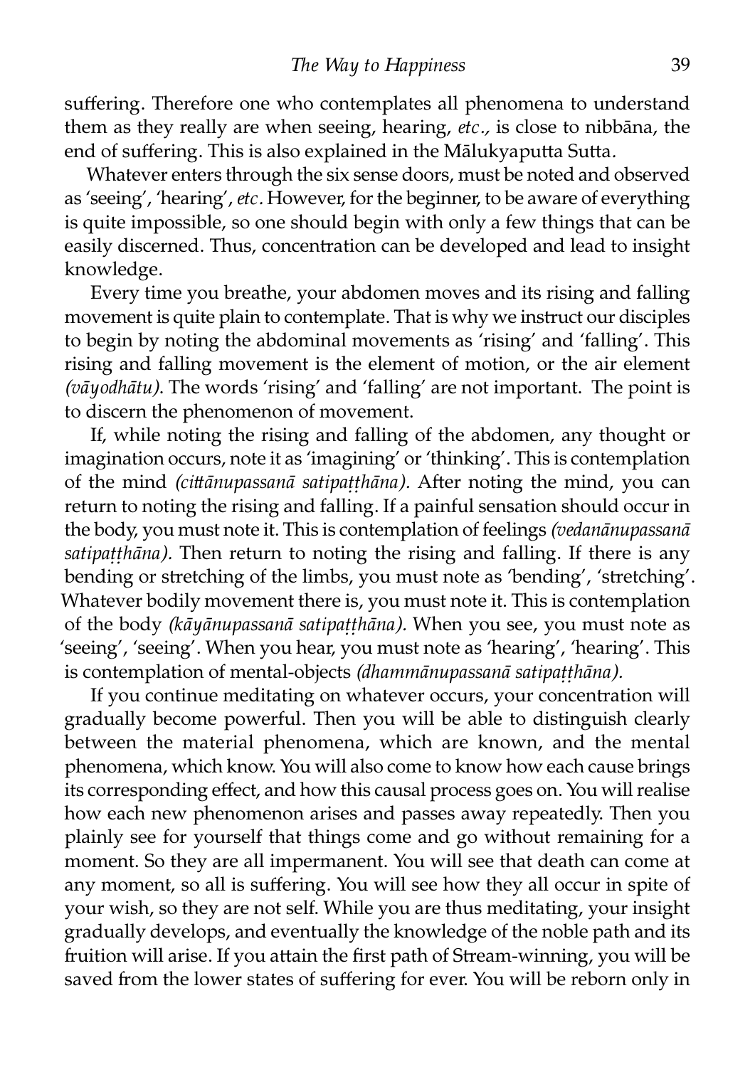suffering. Therefore one who contemplates all phenomena to understand them as they really are when seeing, hearing, *etc.*, is close to nibbāna, the end of suffering. This is also explained in the Mālukyaputta Sutta.

Whatever enters through the six sense doors, must be noted and observed as 'seeing', 'hearing', *etc*. However, for the beginner, to be aware of everything is quite impossible, so one should begin with only a few things that can be easily discerned. Thus, concentration can be developed and lead to insight knowledge.

Every time you breathe, your abdomen moves and its rising and falling movement is quite plain to contemplate. That is why we instruct our disciples to begin by noting the abdominal movements as 'rising' and 'falling'. This rising and falling movement is the element of motion, or the air element *(vāyodhātu)*. The words 'rising' and 'falling' are not important. The point is to discern the phenomenon of movement.

If, while noting the rising and falling of the abdomen, any thought or imagination occurs, note it as 'imagining' or 'thinking'. This is contemplation of the mind *(cittānupassanā satipaṭṭhāna)*. After noting the mind, you can return to noting the rising and falling. If a painful sensation should occur in the body, you must note it. This is contemplation of feelings *(vedanānupassanā satipaṭṭhāna)*. Then return to noting the rising and falling. If there is any bending or stretching of the limbs, you must note as 'bending', 'stretching'. Whatever bodily movement there is, you must note it. This is contemplation of the body *(kāyānupassanā satipaṭṭhāna)*. When you see, you must note as 'seeing', 'seeing'. When you hear, you must note as 'hearing', 'hearing'. This is contemplation of mental-objects *(dhammānupassanā satipaṭṭhāna)*.

If you continue meditating on whatever occurs, your concentration will gradually become powerful. Then you will be able to distinguish clearly between the material phenomena, which are known, and the mental phenomena, which know. You will also come to know how each cause brings its corresponding effect, and how this causal process goes on. You will realise how each new phenomenon arises and passes away repeatedly. Then you plainly see for yourself that things come and go without remaining for a moment. So they are all impermanent. You will see that death can come at any moment, so all is suffering. You will see how they all occur in spite of your wish, so they are not self. While you are thus meditating, your insight gradually develops, and eventually the knowledge of the noble path and its fruition will arise. If you attain the first path of Stream-winning, you will be saved from the lower states of suffering for ever. You will be reborn only in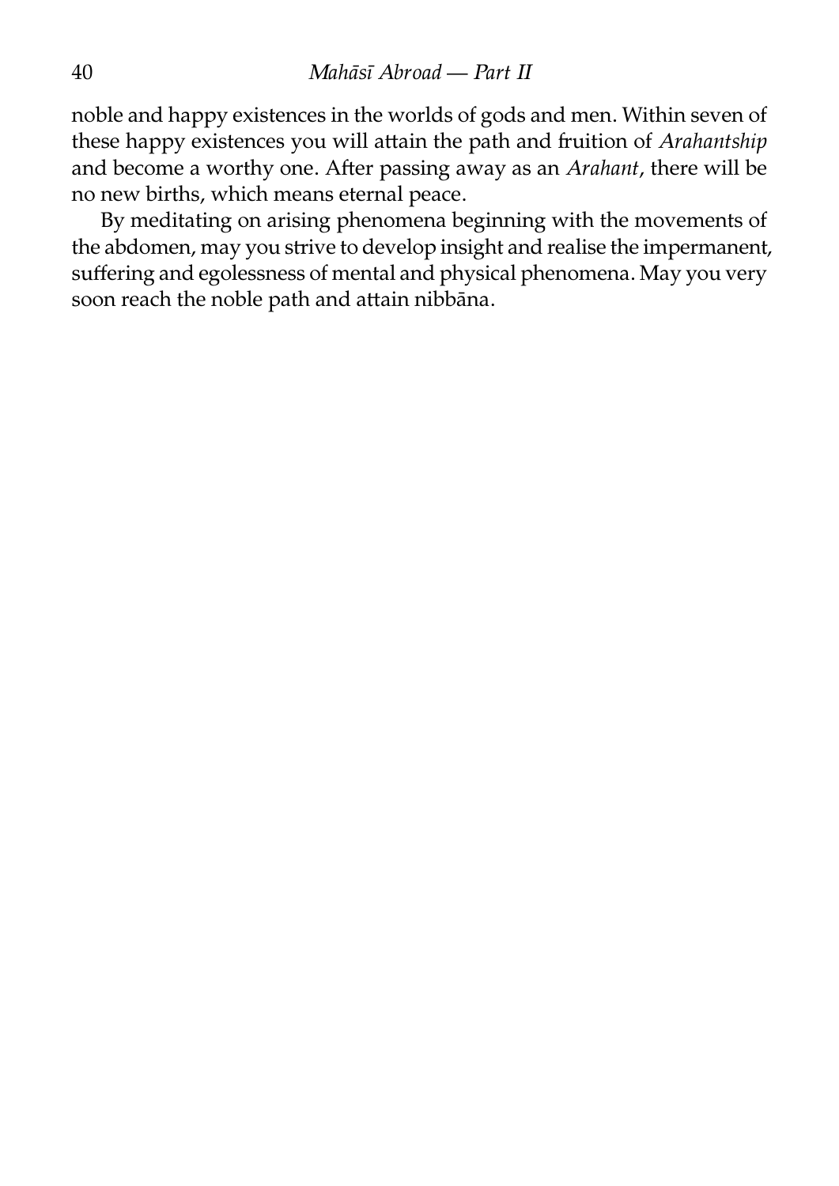noble and happy existences in the worlds of gods and men. Within seven of these happy existences you will attain the path and fruition of *Arahantship* and become a worthy one. After passing away as an *Arahant*, there will be no new births, which means eternal peace.

By meditating on arising phenomena beginning with the movements of the abdomen, may you strive to develop insight and realise the impermanent, suffering and egolessness of mental and physical phenomena. May you very soon reach the noble path and attain nibbāna.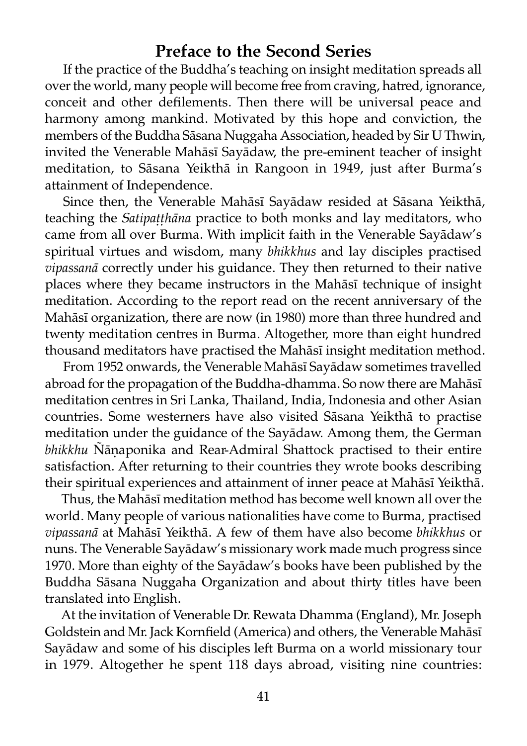## Preface to the Second Series

If the practice of the Buddha's teaching on insight meditation spreads all over the world, many people will become free from craving, hatred, ignorance, conceit and other defilements. Then there will be universal peace and harmony among mankind. Motivated by this hope and conviction, the members of the Buddha Sāsana Nuggaha Association, headed by Sir U Thwin, invited the Venerable Mahāsī Sayādaw, the pre-eminent teacher of insight meditation, to Sāsana Yeikthā in Rangoon in 1949, just after Burma's attainment of Independence.

Since then, the Venerable Mahāsī Sayādaw resided at Sāsana Yeikthā, teaching the *Satipaṭṭhāna* practice to both monks and lay meditators, who came from all over Burma. With implicit faith in the Venerable Sayādaw's spiritual virtues and wisdom, many *bhikkhus* and lay disciples practised *vipassanā* correctly under his guidance. They then returned to their native places where they became instructors in the Mahāsī technique of insight meditation. According to the report read on the recent anniversary of the Mahāsī organization, there are now (in 1980) more than three hundred and twenty meditation centres in Burma. Altogether, more than eight hundred thousand meditators have practised the Mahāsī insight meditation method.

From 1952 onwards, the Venerable Mahāsī Sayādaw sometimes travelled abroad for the propagation of the Buddha-dhamma. So now there are Mahāsī meditation centres in Sri Lanka, Thailand, India, Indonesia and other Asian countries. Some westerners have also visited Sāsana Yeikthā to practise meditation under the guidance of the Sayādaw. Among them, the German *bhikkhu* Ñāṇaponika and Rear-Admiral Shattock practised to their entire satisfaction. After returning to their countries they wrote books describing their spiritual experiences and attainment of inner peace at Mahāsī Yeikthā.

Thus, the Mahāsī meditation method has become well known all over the world. Many people of various nationalities have come to Burma, practised *vipassanā* at Mahāsī Yeikthā. A few of them have also become *bhikkhus* or nuns. The Venerable Sayādaw's missionary work made much progress since 1970. More than eighty of the Sayādaw's books have been published by the Buddha Sāsana Nuggaha Organization and about thirty titles have been translated into English.

At the invitation of Venerable Dr. Rewata Dhamma (England), Mr. Joseph Goldstein and Mr. Jack Kornfield (America) and others, the Venerable Mahāsī Sayādaw and some of his disciples left Burma on a world missionary tour in 1979. Altogether he spent 118 days abroad, visiting nine countries: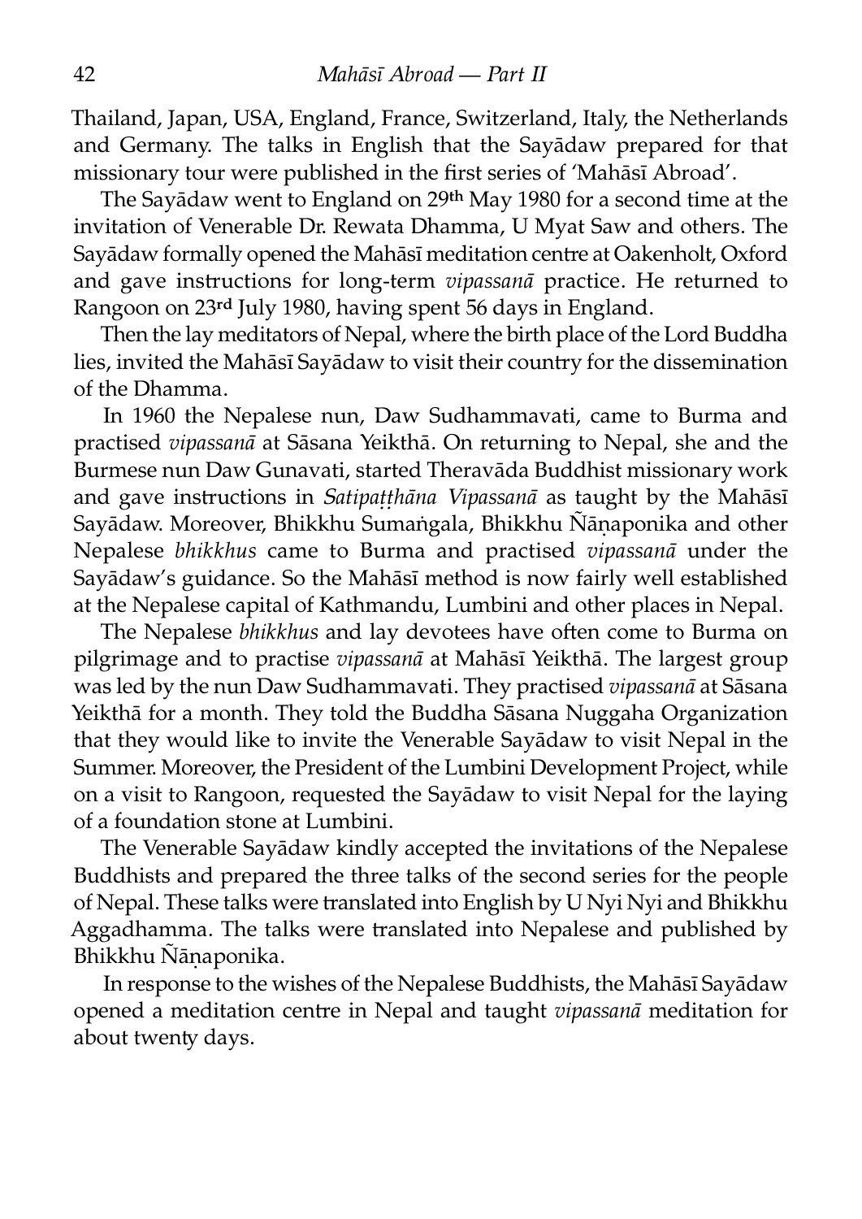Thailand, Japan, USA, England, France, Switzerland, Italy, the Netherlands and Germany. The talks in English that the Sayādaw prepared for that missionary tour were published in the first series of 'Mahāsī Abroad'.

The Sayādaw went to England on 29th May 1980 for a second time at the invitation of Venerable Dr. Rewata Dhamma, U Myat Saw and others. The Sayādaw formally opened the Mahāsī meditation centre at Oakenholt, Oxford and gave instructions for long-term *vipassanā* practice. He returned to Rangoon on 23rd July 1980, having spent 56 days in England.

Then the lay meditators of Nepal, where the birth place of the Lord Buddha lies, invited the Mahāsī Sayādaw to visit their country for the dissemination of the Dhamma.

In 1960 the Nepalese nun, Daw Sudhammavati, came to Burma and practised *vipassanā* at Sāsana Yeikthā. On returning to Nepal, she and the Burmese nun Daw Gunavati, started Theravāda Buddhist missionary work and gave instructions in *Satipaṭṭhāna Vipassanā* as taught by the Mahāsī Sayādaw. Moreover, Bhikkhu Sumaṅgala, Bhikkhu Ñāṇaponika and other Nepalese *bhikkhus* came to Burma and practised *vipassanā* under the Sayādaw's guidance. So the Mahāsī method is now fairly well established at the Nepalese capital of Kathmandu, Lumbini and other places in Nepal.

The Nepalese *bhikkhus* and lay devotees have often come to Burma on pilgrimage and to practise *vipassanā* at Mahāsī Yeikthā. The largest group was led by the nun Daw Sudhammavati. They practised *vipassanā* at Sāsana Yeikthā for a month. They told the Buddha Sāsana Nuggaha Organization that they would like to invite the Venerable Sayādaw to visit Nepal in the Summer. Moreover, the President of the Lumbini Development Project, while on a visit to Rangoon, requested the Sayādaw to visit Nepal for the laying of a foundation stone at Lumbini.

The Venerable Sayādaw kindly accepted the invitations of the Nepalese Buddhists and prepared the three talks of the second series for the people of Nepal. These talks were translated into English by U Nyi Nyi and Bhikkhu Aggadhamma. The talks were translated into Nepalese and published by Bhikkhu Ñāṇaponika.

In response to the wishes of the Nepalese Buddhists, the Mahāsī Sayādaw opened a meditation centre in Nepal and taught *vipassanā* meditation for about twenty days.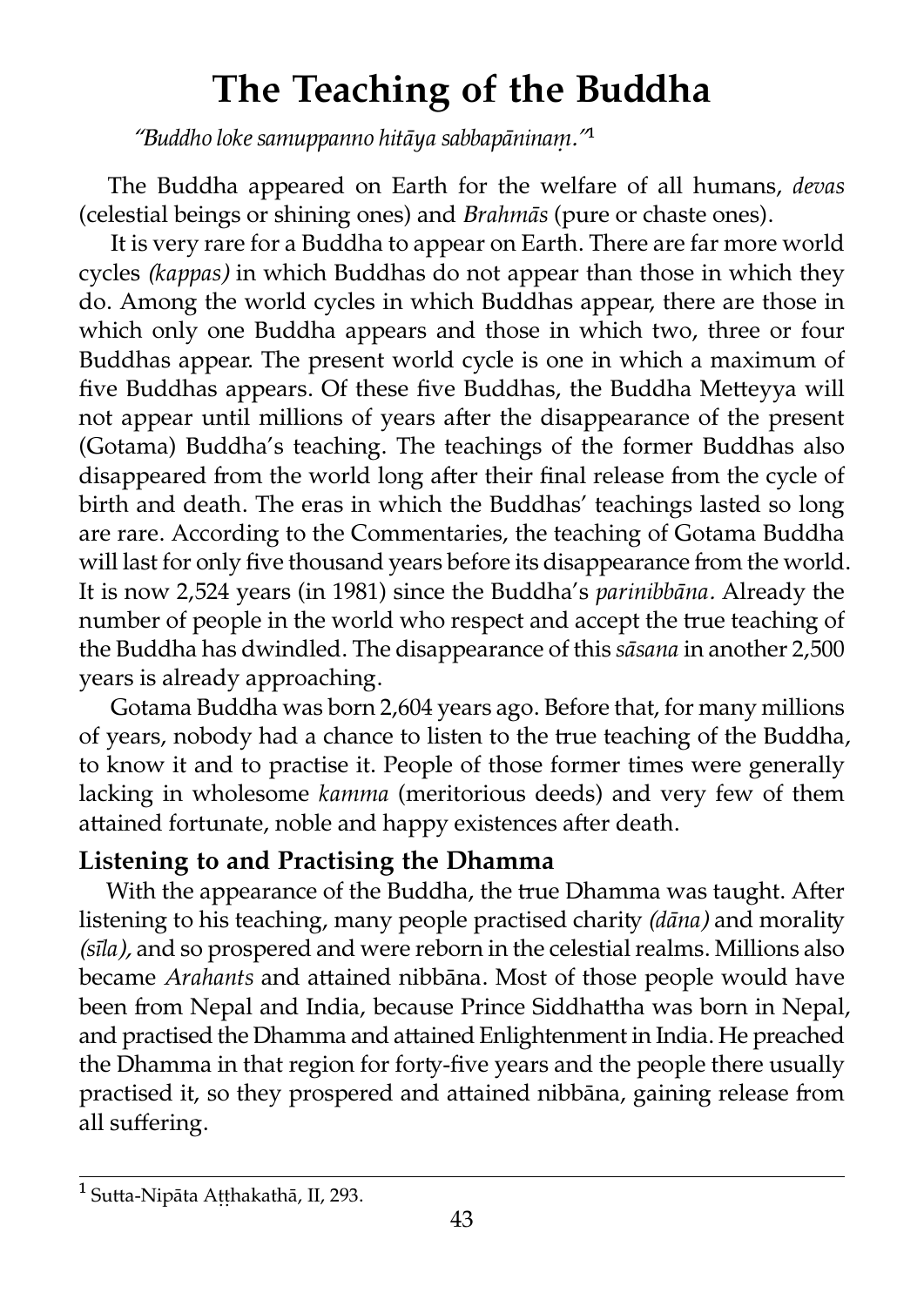# The Teaching of the Buddha

*"Buddho loke samuppanno hitāya sabbapāninaṃ."*[1]

The Buddha appeared on Earth for the welfare of all humans, *devas* (celestial beings or shining ones) and *Brahmās* (pure or chaste ones).

It is very rare for a Buddha to appear on Earth. There are far more world cycles *(kappas)* in which Buddhas do not appear than those in which they do. Among the world cycles in which Buddhas appear, there are those in which only one Buddha appears and those in which two, three or four Buddhas appear. The present world cycle is one in which a maximum of five Buddhas appears. Of these five Buddhas, the Buddha Metteyya will not appear until millions of years after the disappearance of the present (Gotama) Buddha's teaching. The teachings of the former Buddhas also disappeared from the world long after their final release from the cycle of birth and death. The eras in which the Buddhas' teachings lasted so long are rare. According to the Commentaries, the teaching of Gotama Buddha will last for only five thousand years before its disappearance from the world. It is now 2,524 years (in 1981) since the Buddha's *parinibbāna*. Already the number of people in the world who respect and accept the true teaching of the Buddha has dwindled. The disappearance of this *sāsana* in another 2,500 years is already approaching.

Gotama Buddha was born 2,604 years ago. Before that, for many millions of years, nobody had a chance to listen to the true teaching of the Buddha, to know it and to practise it. People of those former times were generally lacking in wholesome *kamma* (meritorious deeds) and very few of them attained fortunate, noble and happy existences after death.

### Listening to and Practising the Dhamma

With the appearance of the Buddha, the true Dhamma was taught. After listening to his teaching, many people practised charity *(dāna)* and morality *(sīla),* and so prospered and were reborn in the celestial realms. Millions also became *Arahants* and attained nibbāna. Most of those people would have been from Nepal and India, because Prince Siddhattha was born in Nepal, and practised the Dhamma and attained Enlightenment in India. He preached the Dhamma in that region for forty-five years and the people there usually practised it, so they prospered and attained nibbāna, gaining release from all suffering.

---

[1] Sutta-Nipāta Aṭṭhakathā, II, 293.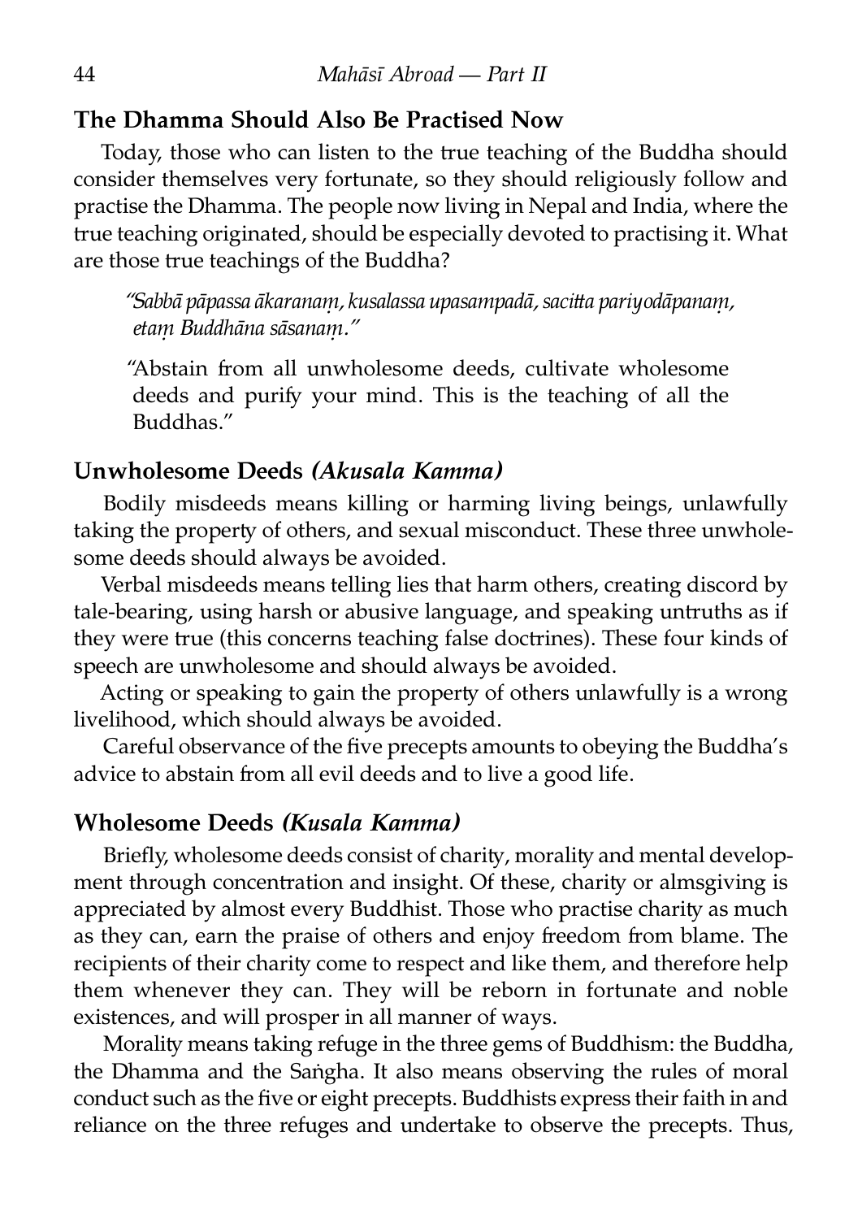## The Dhamma Should Also Be Practised Now

Today, those who can listen to the true teaching of the Buddha should consider themselves very fortunate, so they should religiously follow and practise the Dhamma. The people now living in Nepal and India, where the true teaching originated, should be especially devoted to practising it. What are those true teachings of the Buddha?

> *"Sabbā pāpassa ākaranaṃ, kusalassa upasampadā, sacitta pariyodāpanaṃ, etaṃ Buddhāna sāsanaṃ."*
>
> "Abstain from all unwholesome deeds, cultivate wholesome deeds and purify your mind. This is the teaching of all the Buddhas."

## Unwholesome Deeds *(Akusala Kamma)*

Bodily misdeeds means killing or harming living beings, unlawfully taking the property of others, and sexual misconduct. These three unwholesome deeds should always be avoided.

Verbal misdeeds means telling lies that harm others, creating discord by tale-bearing, using harsh or abusive language, and speaking untruths as if they were true (this concerns teaching false doctrines). These four kinds of speech are unwholesome and should always be avoided.

Acting or speaking to gain the property of others unlawfully is a wrong livelihood, which should always be avoided.

Careful observance of the five precepts amounts to obeying the Buddha's advice to abstain from all evil deeds and to live a good life.

## Wholesome Deeds *(Kusala Kamma)*

Briefly, wholesome deeds consist of charity, morality and mental development through concentration and insight. Of these, charity or almsgiving is appreciated by almost every Buddhist. Those who practise charity as much as they can, earn the praise of others and enjoy freedom from blame. The recipients of their charity come to respect and like them, and therefore help them whenever they can. They will be reborn in fortunate and noble existences, and will prosper in all manner of ways.

Morality means taking refuge in the three gems of Buddhism: the Buddha, the Dhamma and the Saṅgha. It also means observing the rules of moral conduct such as the five or eight precepts. Buddhists express their faith in and reliance on the three refuges and undertake to observe the precepts. Thus,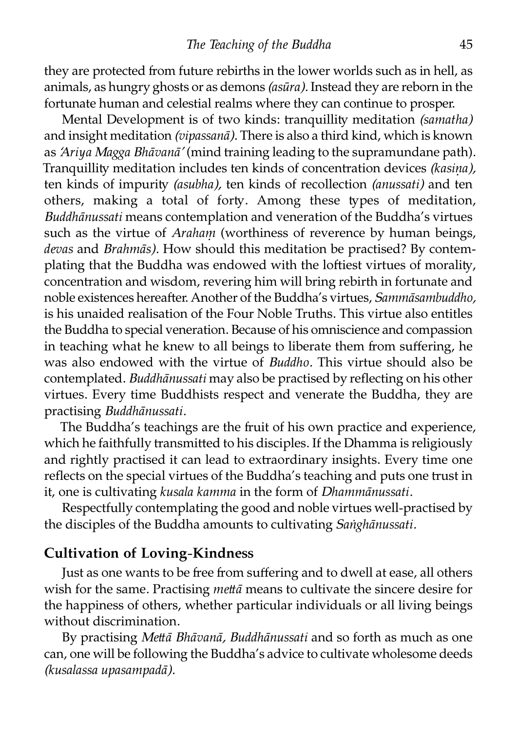they are protected from future rebirths in the lower worlds such as in hell, as animals, as hungry ghosts or as demons *(asūra)*. Instead they are reborn in the fortunate human and celestial realms where they can continue to prosper.

Mental Development is of two kinds: tranquillity meditation *(samatha)* and insight meditation *(vipassanā)*. There is also a third kind, which is known as *'Ariya Magga Bhāvanā'* (mind training leading to the supramundane path). Tranquillity meditation includes ten kinds of concentration devices *(kasiṇa)*, ten kinds of impurity *(asubha)*, ten kinds of recollection *(anussati)* and ten others, making a total of forty. Among these types of meditation, *Buddhānussati* means contemplation and veneration of the Buddha's virtues such as the virtue of *Arahaṃ* (worthiness of reverence by human beings, *devas* and *Brahmās*). How should this meditation be practised? By contemplating that the Buddha was endowed with the loftiest virtues of morality, concentration and wisdom, revering him will bring rebirth in fortunate and noble existences hereafter. Another of the Buddha's virtues, *Sammāsambuddho*, is his unaided realisation of the Four Noble Truths. This virtue also entitles the Buddha to special veneration. Because of his omniscience and compassion in teaching what he knew to all beings to liberate them from suffering, he was also endowed with the virtue of *Buddho*. This virtue should also be contemplated. *Buddhānussati* may also be practised by reflecting on his other virtues. Every time Buddhists respect and venerate the Buddha, they are practising *Buddhānussati*.

The Buddha's teachings are the fruit of his own practice and experience, which he faithfully transmitted to his disciples. If the Dhamma is religiously and rightly practised it can lead to extraordinary insights. Every time one reflects on the special virtues of the Buddha's teaching and puts one trust in it, one is cultivating *kusala kamma* in the form of *Dhammānussati*.

Respectfully contemplating the good and noble virtues well-practised by the disciples of the Buddha amounts to cultivating *Saṅghānussati*.

## Cultivation of Loving-Kindness

Just as one wants to be free from suffering and to dwell at ease, all others wish for the same. Practising *mettā* means to cultivate the sincere desire for the happiness of others, whether particular individuals or all living beings without discrimination.

By practising *Mettā Bhāvanā*, *Buddhānussati* and so forth as much as one can, one will be following the Buddha's advice to cultivate wholesome deeds *(kusalassa upasampadā)*.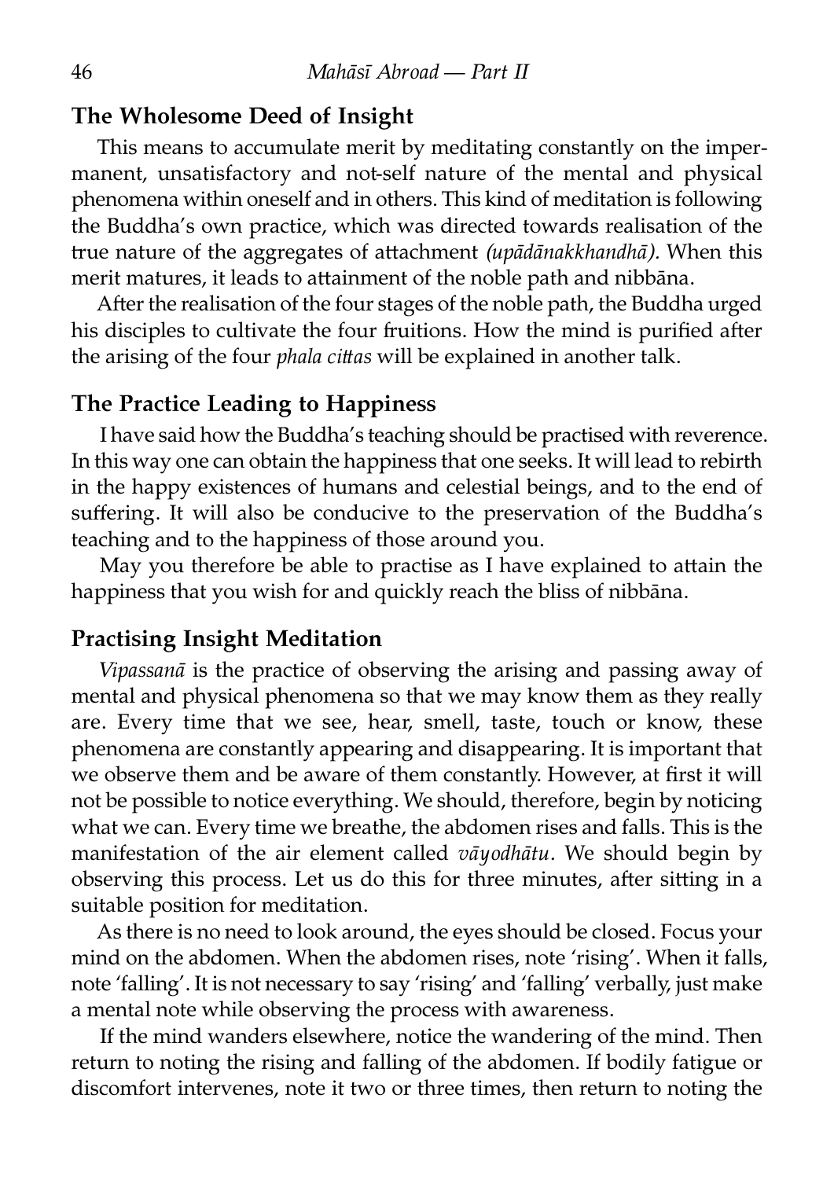## The Wholesome Deed of Insight

This means to accumulate merit by meditating constantly on the impermanent, unsatisfactory and not-self nature of the mental and physical phenomena within oneself and in others. This kind of meditation is following the Buddha's own practice, which was directed towards realisation of the true nature of the aggregates of attachment *(upādānakkhandhā).* When this merit matures, it leads to attainment of the noble path and nibbāna.

After the realisation of the four stages of the noble path, the Buddha urged his disciples to cultivate the four fruitions. How the mind is purified after the arising of the four *phala cittas* will be explained in another talk.

## The Practice Leading to Happiness

I have said how the Buddha's teaching should be practised with reverence. In this way one can obtain the happiness that one seeks. It will lead to rebirth in the happy existences of humans and celestial beings, and to the end of suffering. It will also be conducive to the preservation of the Buddha's teaching and to the happiness of those around you.

May you therefore be able to practise as I have explained to attain the happiness that you wish for and quickly reach the bliss of nibbāna.

## Practising Insight Meditation

*Vipassanā* is the practice of observing the arising and passing away of mental and physical phenomena so that we may know them as they really are. Every time that we see, hear, smell, taste, touch or know, these phenomena are constantly appearing and disappearing. It is important that we observe them and be aware of them constantly. However, at first it will not be possible to notice everything. We should, therefore, begin by noticing what we can. Every time we breathe, the abdomen rises and falls. This is the manifestation of the air element called *vāyodhātu.* We should begin by observing this process. Let us do this for three minutes, after sitting in a suitable position for meditation.

As there is no need to look around, the eyes should be closed. Focus your mind on the abdomen. When the abdomen rises, note 'rising'. When it falls, note 'falling'. It is not necessary to say 'rising' and 'falling' verbally, just make a mental note while observing the process with awareness.

If the mind wanders elsewhere, notice the wandering of the mind. Then return to noting the rising and falling of the abdomen. If bodily fatigue or discomfort intervenes, note it two or three times, then return to noting the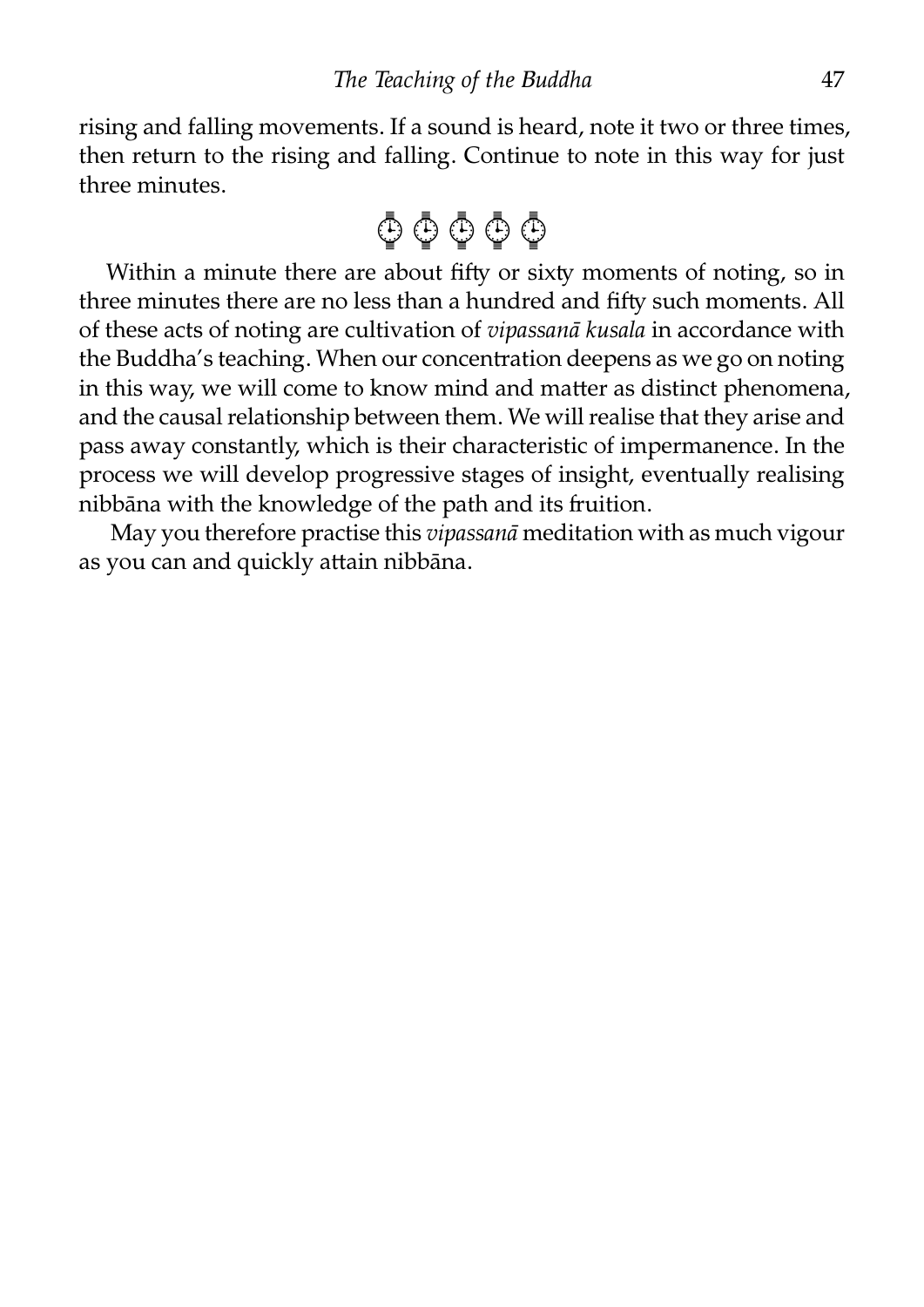rising and falling movements. If a sound is heard, note it two or three times, then return to the rising and falling. Continue to note in this way for just three minutes.

⏱ ⏱ ⏱ ⏱ ⏱

Within a minute there are about fifty or sixty moments of noting, so in three minutes there are no less than a hundred and fifty such moments. All of these acts of noting are cultivation of *vipassanā kusala* in accordance with the Buddha's teaching. When our concentration deepens as we go on noting in this way, we will come to know mind and matter as distinct phenomena, and the causal relationship between them. We will realise that they arise and pass away constantly, which is their characteristic of impermanence. In the process we will develop progressive stages of insight, eventually realising nibbāna with the knowledge of the path and its fruition.

May you therefore practise this *vipassanā* meditation with as much vigour as you can and quickly attain nibbāna.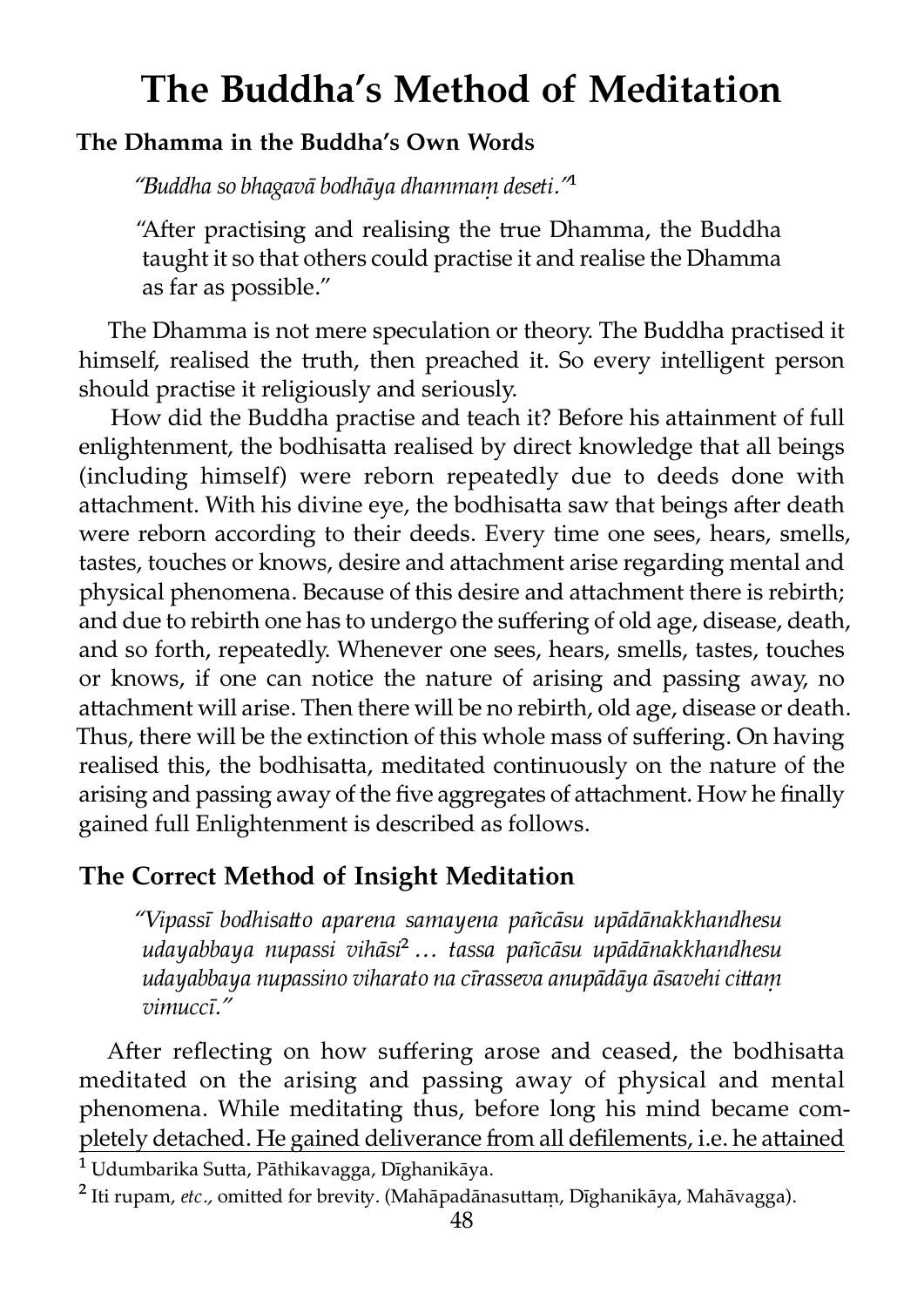# The Buddha's Method of Meditation

### The Dhamma in the Buddha's Own Words

> *"Buddha so bhagavā bodhāya dhammaṃ deseti."*[1]
>
> "After practising and realising the true Dhamma, the Buddha taught it so that others could practise it and realise the Dhamma as far as possible."

The Dhamma is not mere speculation or theory. The Buddha practised it himself, realised the truth, then preached it. So every intelligent person should practise it religiously and seriously.

How did the Buddha practise and teach it? Before his attainment of full enlightenment, the bodhisatta realised by direct knowledge that all beings (including himself) were reborn repeatedly due to deeds done with attachment. With his divine eye, the bodhisatta saw that beings after death were reborn according to their deeds. Every time one sees, hears, smells, tastes, touches or knows, desire and attachment arise regarding mental and physical phenomena. Because of this desire and attachment there is rebirth; and due to rebirth one has to undergo the suffering of old age, disease, death, and so forth, repeatedly. Whenever one sees, hears, smells, tastes, touches or knows, if one can notice the nature of arising and passing away, no attachment will arise. Then there will be no rebirth, old age, disease or death. Thus, there will be the extinction of this whole mass of suffering. On having realised this, the bodhisatta, meditated continuously on the nature of the arising and passing away of the five aggregates of attachment. How he finally gained full Enlightenment is described as follows.

## The Correct Method of Insight Meditation

> *"Vipassī bodhisatto aparena samayena pañcāsu upādānakkhandhesu udayabbaya nupassi vihāsi*[2] *… tassa pañcāsu upādānakkhandhesu udayabbaya nupassino viharato na cīrasseva anupādāya āsavehi cittaṃ vimuccī."*

After reflecting on how suffering arose and ceased, the bodhisatta meditated on the arising and passing away of physical and mental phenomena. While meditating thus, before long his mind became completely detached. He gained deliverance from all defilements, i.e. he attained

[1] Udumbarika Sutta, Pāthikavagga, Dīghanikāya.

[2] Iti rupam, *etc*., omitted for brevity. (Mahāpadānasuttaṃ, Dīghanikāya, Mahāvagga).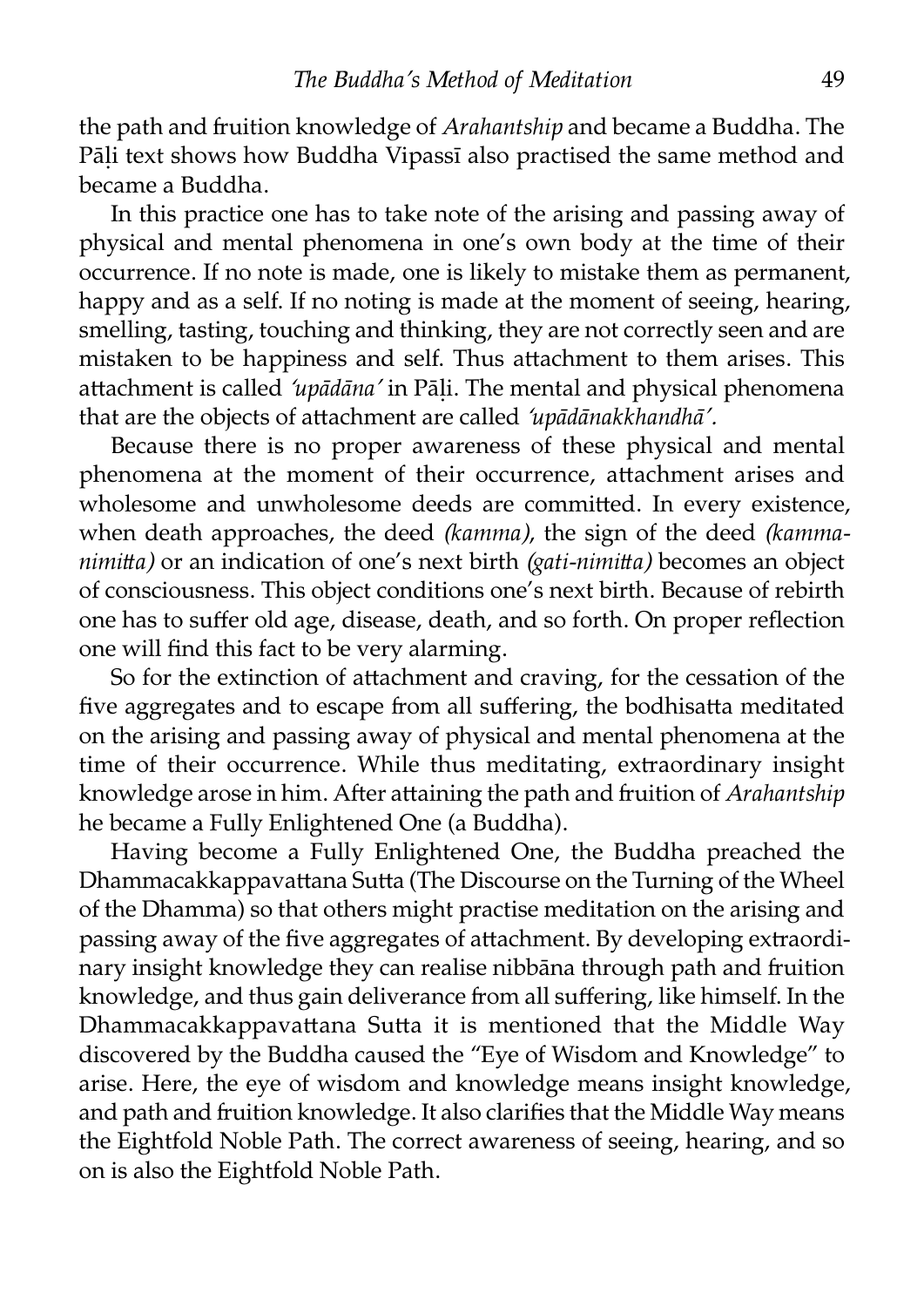the path and fruition knowledge of *Arahantship* and became a Buddha. The Pāḷi text shows how Buddha Vipassī also practised the same method and became a Buddha.

In this practice one has to take note of the arising and passing away of physical and mental phenomena in one's own body at the time of their occurrence. If no note is made, one is likely to mistake them as permanent, happy and as a self. If no noting is made at the moment of seeing, hearing, smelling, tasting, touching and thinking, they are not correctly seen and are mistaken to be happiness and self. Thus attachment to them arises. This attachment is called *'upādāna'* in Pāḷi. The mental and physical phenomena that are the objects of attachment are called *'upādānakkhandhā'.*

Because there is no proper awareness of these physical and mental phenomena at the moment of their occurrence, attachment arises and wholesome and unwholesome deeds are committed. In every existence, when death approaches, the deed *(kamma)*, the sign of the deed *(kamma-nimitta)* or an indication of one's next birth *(gati-nimitta)* becomes an object of consciousness. This object conditions one's next birth. Because of rebirth one has to suffer old age, disease, death, and so forth. On proper reflection one will find this fact to be very alarming.

So for the extinction of attachment and craving, for the cessation of the five aggregates and to escape from all suffering, the bodhisatta meditated on the arising and passing away of physical and mental phenomena at the time of their occurrence. While thus meditating, extraordinary insight knowledge arose in him. After attaining the path and fruition of *Arahantship* he became a Fully Enlightened One (a Buddha).

Having become a Fully Enlightened One, the Buddha preached the Dhammacakkappavattana Sutta (The Discourse on the Turning of the Wheel of the Dhamma) so that others might practise meditation on the arising and passing away of the five aggregates of attachment. By developing extraordinary insight knowledge they can realise nibbāna through path and fruition knowledge, and thus gain deliverance from all suffering, like himself. In the Dhammacakkappavattana Sutta it is mentioned that the Middle Way discovered by the Buddha caused the "Eye of Wisdom and Knowledge" to arise. Here, the eye of wisdom and knowledge means insight knowledge, and path and fruition knowledge. It also clarifies that the Middle Way means the Eightfold Noble Path. The correct awareness of seeing, hearing, and so on is also the Eightfold Noble Path.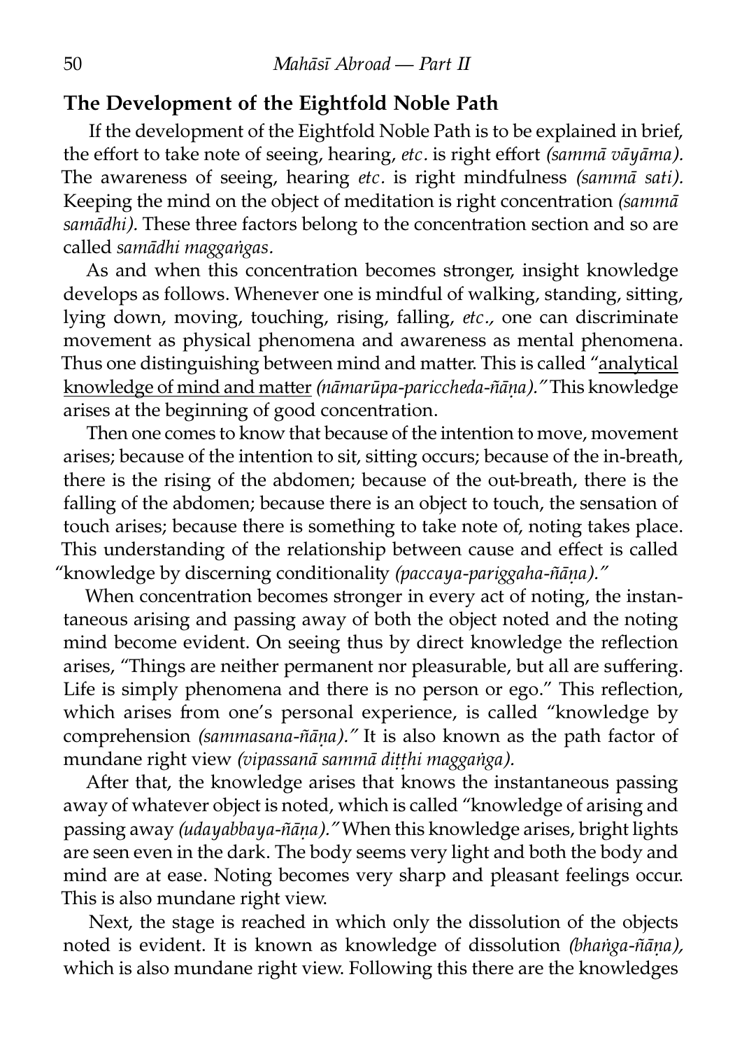## The Development of the Eightfold Noble Path

If the development of the Eightfold Noble Path is to be explained in brief, the effort to take note of seeing, hearing, *etc.* is right effort *(sammā vāyāma).* The awareness of seeing, hearing *etc.* is right mindfulness *(sammā sati).* Keeping the mind on the object of meditation is right concentration *(sammā samādhi).* These three factors belong to the concentration section and so are called *samādhi maggaṅgas.*

As and when this concentration becomes stronger, insight knowledge develops as follows. Whenever one is mindful of walking, standing, sitting, lying down, moving, touching, rising, falling, *etc.,* one can discriminate movement as physical phenomena and awareness as mental phenomena. Thus one distinguishing between mind and matter. This is called "analytical knowledge of mind and matter *(nāmarūpa-pariccheda-ñāṇa).*" This knowledge arises at the beginning of good concentration.

Then one comes to know that because of the intention to move, movement arises; because of the intention to sit, sitting occurs; because of the in-breath, there is the rising of the abdomen; because of the out-breath, there is the falling of the abdomen; because there is an object to touch, the sensation of touch arises; because there is something to take note of, noting takes place. This understanding of the relationship between cause and effect is called "knowledge by discerning conditionality *(paccaya-pariggaha-ñāṇa).*"

When concentration becomes stronger in every act of noting, the instantaneous arising and passing away of both the object noted and the noting mind become evident. On seeing thus by direct knowledge the reflection arises, "Things are neither permanent nor pleasurable, but all are suffering. Life is simply phenomena and there is no person or ego." This reflection, which arises from one's personal experience, is called "knowledge by comprehension *(sammasana-ñāṇa).*" It is also known as the path factor of mundane right view *(vipassanā sammā diṭṭhi maggaṅga).*

After that, the knowledge arises that knows the instantaneous passing away of whatever object is noted, which is called "knowledge of arising and passing away *(udayabbaya-ñāṇa).*" When this knowledge arises, bright lights are seen even in the dark. The body seems very light and both the body and mind are at ease. Noting becomes very sharp and pleasant feelings occur. This is also mundane right view.

Next, the stage is reached in which only the dissolution of the objects noted is evident. It is known as knowledge of dissolution *(bhaṅga-ñāṇa),* which is also mundane right view. Following this there are the knowledges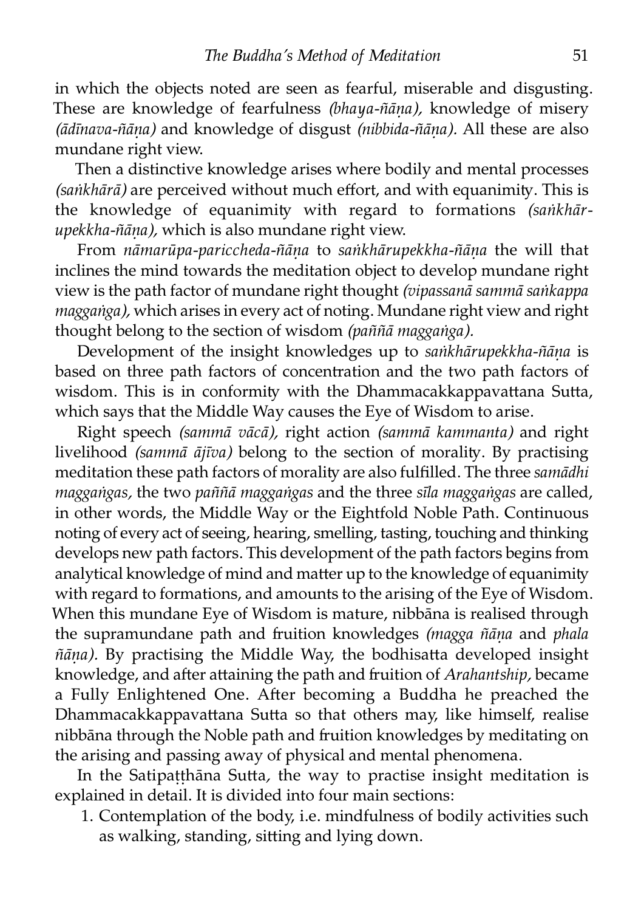in which the objects noted are seen as fearful, miserable and disgusting. These are knowledge of fearfulness *(bhaya-ñāṇa),* knowledge of misery *(ādīnava-ñāṇa)* and knowledge of disgust *(nibbida-ñāṇa).* All these are also mundane right view.

Then a distinctive knowledge arises where bodily and mental processes *(saṅkhārā)* are perceived without much effort, and with equanimity. This is the knowledge of equanimity with regard to formations *(saṅkhār-upekkha-ñāṇa),* which is also mundane right view.

From *nāmarūpa-pariccheda-ñāṇa* to *saṅkhārupekkha-ñāṇa* the will that inclines the mind towards the meditation object to develop mundane right view is the path factor of mundane right thought *(vipassanā sammā saṅkappa maggaṅga),* which arises in every act of noting. Mundane right view and right thought belong to the section of wisdom *(paññā maggaṅga).*

Development of the insight knowledges up to *saṅkhārupekkha-ñāṇa* is based on three path factors of concentration and the two path factors of wisdom. This is in conformity with the Dhammacakkappavattana Sutta, which says that the Middle Way causes the Eye of Wisdom to arise.

Right speech *(sammā vācā),* right action *(sammā kammanta)* and right livelihood *(sammā ājīva)* belong to the section of morality. By practising meditation these path factors of morality are also fulfilled. The three *samādhi maggaṅgas,* the two *paññā maggaṅgas* and the three *sīla maggaṅgas* are called, in other words, the Middle Way or the Eightfold Noble Path. Continuous noting of every act of seeing, hearing, smelling, tasting, touching and thinking develops new path factors. This development of the path factors begins from analytical knowledge of mind and matter up to the knowledge of equanimity with regard to formations, and amounts to the arising of the Eye of Wisdom. When this mundane Eye of Wisdom is mature, nibbāna is realised through the supramundane path and fruition knowledges *(magga ñāṇa* and *phala ñāṇa).* By practising the Middle Way, the bodhisatta developed insight knowledge, and after attaining the path and fruition of *Arahantship,* became a Fully Enlightened One. After becoming a Buddha he preached the Dhammacakkappavattana Sutta so that others may, like himself, realise nibbāna through the Noble path and fruition knowledges by meditating on the arising and passing away of physical and mental phenomena.

In the Satipaṭṭhāna Sutta, the way to practise insight meditation is explained in detail. It is divided into four main sections:

1. Contemplation of the body, i.e. mindfulness of bodily activities such as walking, standing, sitting and lying down.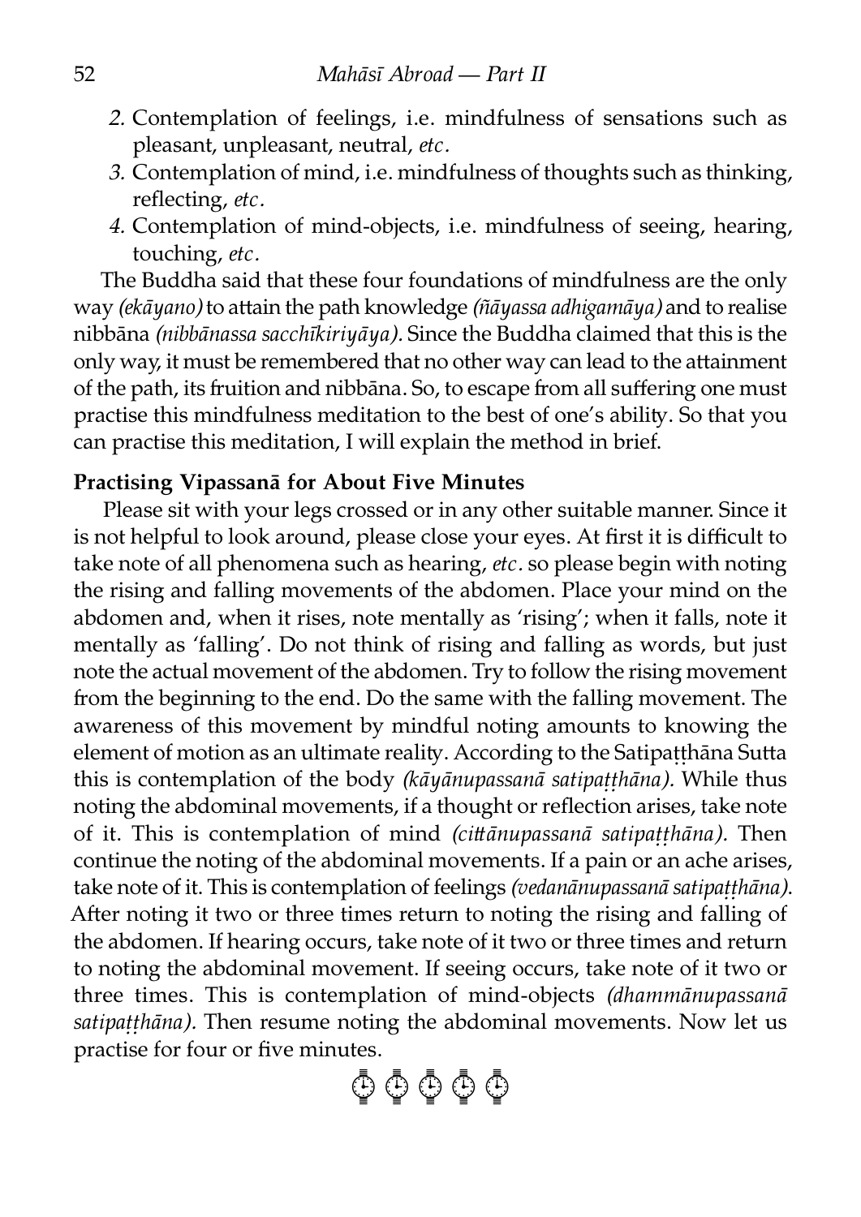2. Contemplation of feelings, i.e. mindfulness of sensations such as pleasant, unpleasant, neutral, *etc.*
3. Contemplation of mind, i.e. mindfulness of thoughts such as thinking, reflecting, *etc.*
4. Contemplation of mind-objects, i.e. mindfulness of seeing, hearing, touching, *etc.*

The Buddha said that these four foundations of mindfulness are the only way *(ekāyano)* to attain the path knowledge *(ñāyassa adhigamāya)* and to realise nibbāna *(nibbānassa sacchīkiriyāya)*. Since the Buddha claimed that this is the only way, it must be remembered that no other way can lead to the attainment of the path, its fruition and nibbāna. So, to escape from all suffering one must practise this mindfulness meditation to the best of one's ability. So that you can practise this meditation, I will explain the method in brief.

**Practising Vipassanā for About Five Minutes**

Please sit with your legs crossed or in any other suitable manner. Since it is not helpful to look around, please close your eyes. At first it is difficult to take note of all phenomena such as hearing, *etc.* so please begin with noting the rising and falling movements of the abdomen. Place your mind on the abdomen and, when it rises, note mentally as 'rising'; when it falls, note it mentally as 'falling'. Do not think of rising and falling as words, but just note the actual movement of the abdomen. Try to follow the rising movement from the beginning to the end. Do the same with the falling movement. The awareness of this movement by mindful noting amounts to knowing the element of motion as an ultimate reality. According to the Satipaṭṭhāna Sutta this is contemplation of the body *(kāyānupassanā satipaṭṭhāna)*. While thus noting the abdominal movements, if a thought or reflection arises, take note of it. This is contemplation of mind *(cittānupassanā satipaṭṭhāna)*. Then continue the noting of the abdominal movements. If a pain or an ache arises, take note of it. This is contemplation of feelings *(vedanānupassanā satipaṭṭhāna)*. After noting it two or three times return to noting the rising and falling of the abdomen. If hearing occurs, take note of it two or three times and return to noting the abdominal movement. If seeing occurs, take note of it two or three times. This is contemplation of mind-objects *(dhammānupassanā satipaṭṭhāna)*. Then resume noting the abdominal movements. Now let us practise for four or five minutes.

⌚ ⌚ ⌚ ⌚ ⌚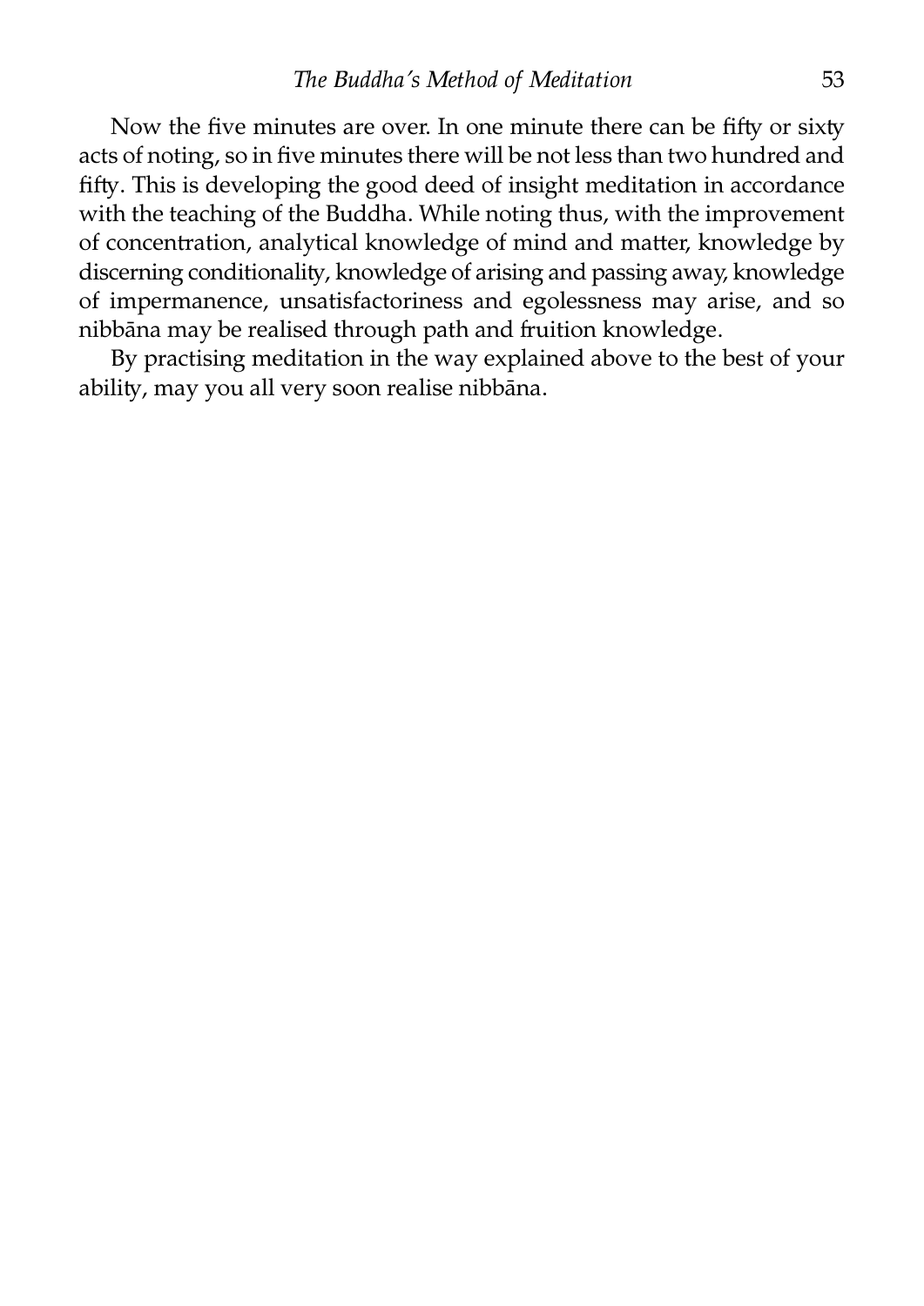Now the five minutes are over. In one minute there can be fifty or sixty acts of noting, so in five minutes there will be not less than two hundred and fifty. This is developing the good deed of insight meditation in accordance with the teaching of the Buddha. While noting thus, with the improvement of concentration, analytical knowledge of mind and matter, knowledge by discerning conditionality, knowledge of arising and passing away, knowledge of impermanence, unsatisfactoriness and egolessness may arise, and so nibbāna may be realised through path and fruition knowledge.

By practising meditation in the way explained above to the best of your ability, may you all very soon realise nibbāna.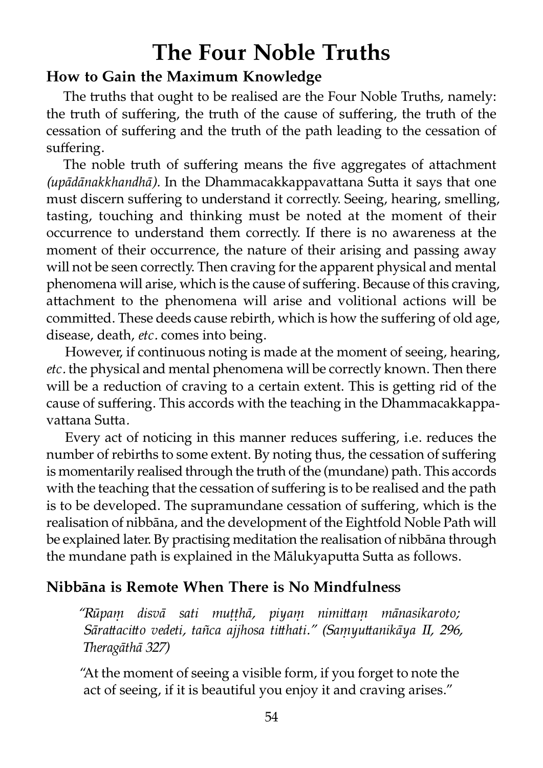# The Four Noble Truths

### How to Gain the Maximum Knowledge

The truths that ought to be realised are the Four Noble Truths, namely: the truth of suffering, the truth of the cause of suffering, the truth of the cessation of suffering and the truth of the path leading to the cessation of suffering.

The noble truth of suffering means the five aggregates of attachment *(upādānakkhandhā).* In the Dhammacakkappavattana Sutta it says that one must discern suffering to understand it correctly. Seeing, hearing, smelling, tasting, touching and thinking must be noted at the moment of their occurrence to understand them correctly. If there is no awareness at the moment of their occurrence, the nature of their arising and passing away will not be seen correctly. Then craving for the apparent physical and mental phenomena will arise, which is the cause of suffering. Because of this craving, attachment to the phenomena will arise and volitional actions will be committed. These deeds cause rebirth, which is how the suffering of old age, disease, death, *etc.* comes into being.

However, if continuous noting is made at the moment of seeing, hearing, *etc.* the physical and mental phenomena will be correctly known. Then there will be a reduction of craving to a certain extent. This is getting rid of the cause of suffering. This accords with the teaching in the Dhammacakkappavattana Sutta.

Every act of noticing in this manner reduces suffering, i.e. reduces the number of rebirths to some extent. By noting thus, the cessation of suffering is momentarily realised through the truth of the (mundane) path. This accords with the teaching that the cessation of suffering is to be realised and the path is to be developed. The supramundane cessation of suffering, which is the realisation of nibbāna, and the development of the Eightfold Noble Path will be explained later. By practising meditation the realisation of nibbāna through the mundane path is explained in the Mālukyaputta Sutta as follows.

### Nibbāna is Remote When There is No Mindfulness

> *"Rūpaṃ disvā sati muṭṭhā, piyaṃ nimittaṃ mānasikaroto; Sārattacitto vedeti, tañca ajjhosa titthati." (Saṃyuttanikāya II, 296, Theragāthā 327)*
>
> "At the moment of seeing a visible form, if you forget to note the act of seeing, if it is beautiful you enjoy it and craving arises."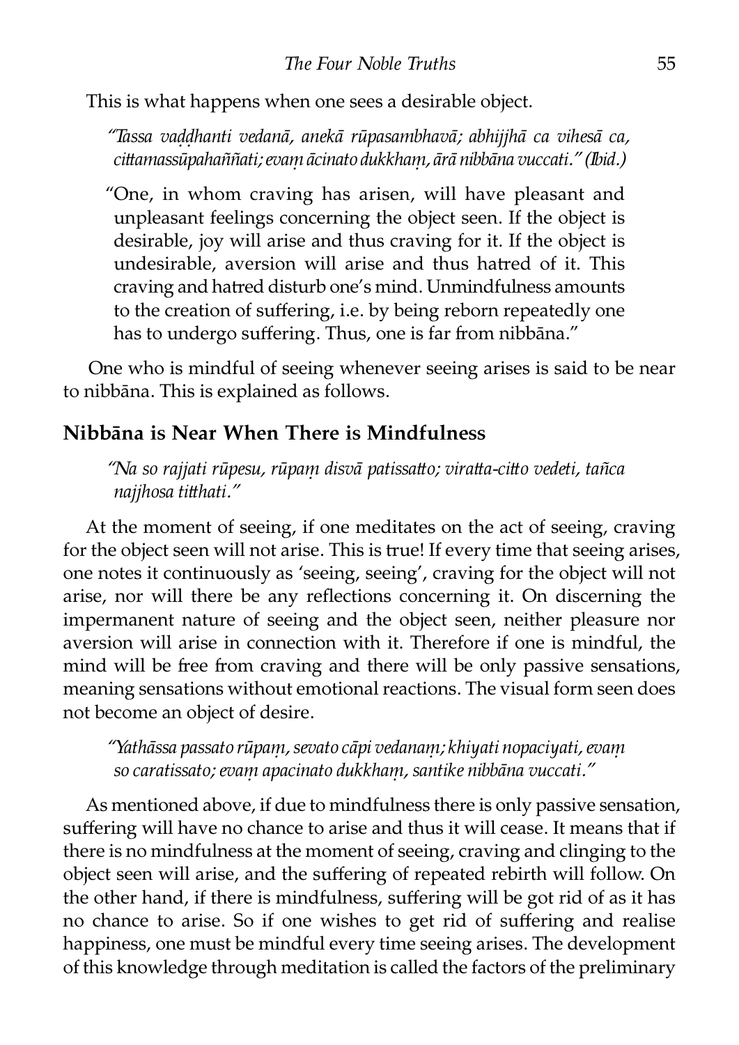This is what happens when one sees a desirable object.

> *"Tassa vaḍḍhanti vedanā, anekā rūpasambhavā; abhijjhā ca vihesā ca, cittamassūpahaññati; evaṃ ācinato dukkhaṃ, ārā nibbāna vuccati." (Ibid.)*

> "One, in whom craving has arisen, will have pleasant and unpleasant feelings concerning the object seen. If the object is desirable, joy will arise and thus craving for it. If the object is undesirable, aversion will arise and thus hatred of it. This craving and hatred disturb one's mind. Unmindfulness amounts to the creation of suffering, i.e. by being reborn repeatedly one has to undergo suffering. Thus, one is far from nibbāna."

One who is mindful of seeing whenever seeing arises is said to be near to nibbāna. This is explained as follows.

## Nibbāna is Near When There is Mindfulness

> *"Na so rajjati rūpesu, rūpaṃ disvā patissatto; viratta-citto vedeti, tañca najjhosa titthati."*

At the moment of seeing, if one meditates on the act of seeing, craving for the object seen will not arise. This is true! If every time that seeing arises, one notes it continuously as 'seeing, seeing', craving for the object will not arise, nor will there be any reflections concerning it. On discerning the impermanent nature of seeing and the object seen, neither pleasure nor aversion will arise in connection with it. Therefore if one is mindful, the mind will be free from craving and there will be only passive sensations, meaning sensations without emotional reactions. The visual form seen does not become an object of desire.

> *"Yathāssa passato rūpaṃ, sevato cāpi vedanaṃ; khiyati nopaciyati, evaṃ so caratissato; evaṃ apacinato dukkhaṃ, santike nibbāna vuccati."*

As mentioned above, if due to mindfulness there is only passive sensation, suffering will have no chance to arise and thus it will cease. It means that if there is no mindfulness at the moment of seeing, craving and clinging to the object seen will arise, and the suffering of repeated rebirth will follow. On the other hand, if there is mindfulness, suffering will be got rid of as it has no chance to arise. So if one wishes to get rid of suffering and realise happiness, one must be mindful every time seeing arises. The development of this knowledge through meditation is called the factors of the preliminary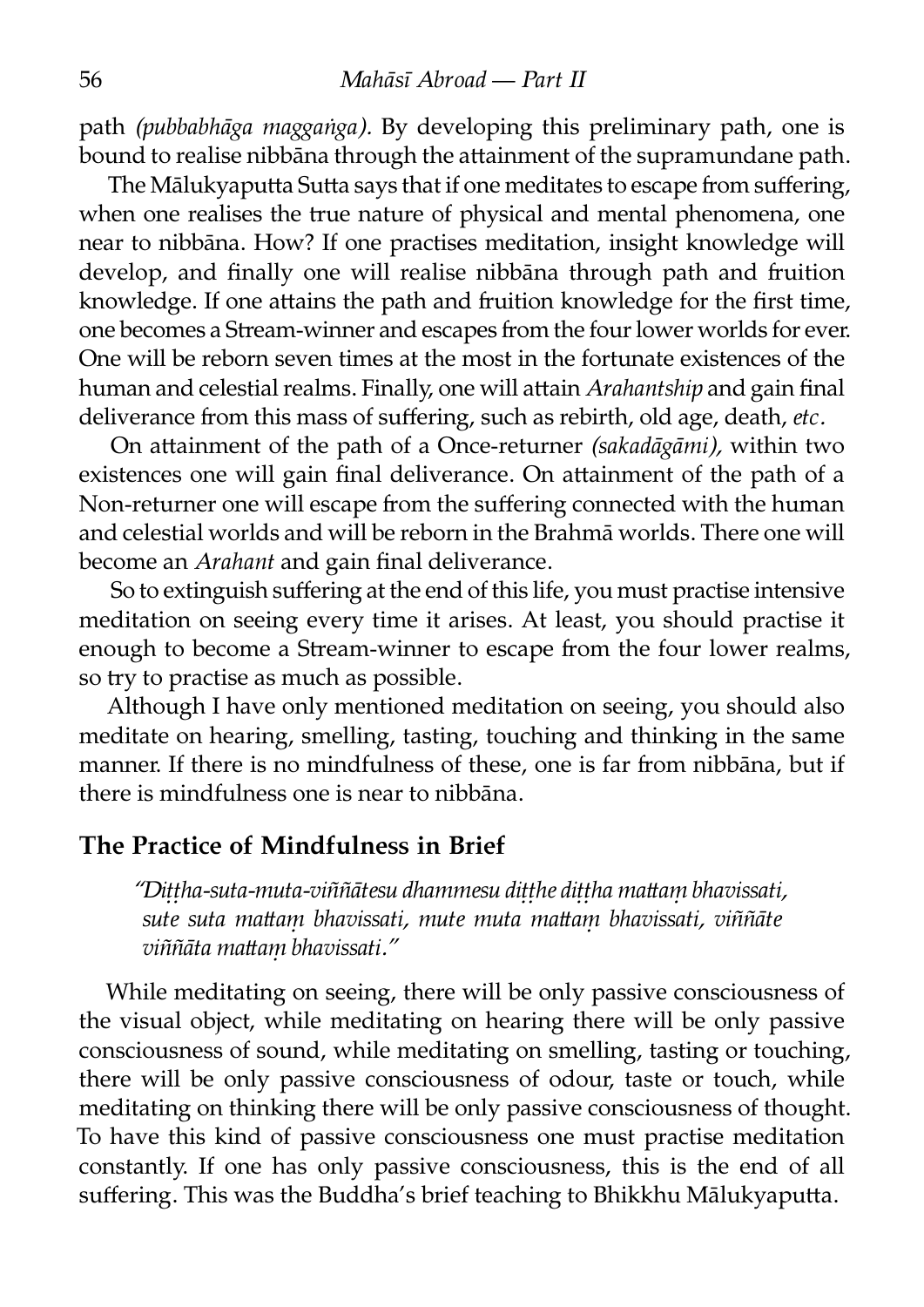path *(pubbabhāga maggaṅga)*. By developing this preliminary path, one is bound to realise nibbāna through the attainment of the supramundane path.

The Mālukyaputta Sutta says that if one meditates to escape from suffering, when one realises the true nature of physical and mental phenomena, one near to nibbāna. How? If one practises meditation, insight knowledge will develop, and finally one will realise nibbāna through path and fruition knowledge. If one attains the path and fruition knowledge for the first time, one becomes a Stream-winner and escapes from the four lower worlds for ever. One will be reborn seven times at the most in the fortunate existences of the human and celestial realms. Finally, one will attain *Arahantship* and gain final deliverance from this mass of suffering, such as rebirth, old age, death, *etc*.

On attainment of the path of a Once-returner *(sakadāgāmi),* within two existences one will gain final deliverance. On attainment of the path of a Non-returner one will escape from the suffering connected with the human and celestial worlds and will be reborn in the Brahmā worlds. There one will become an *Arahant* and gain final deliverance.

So to extinguish suffering at the end of this life, you must practise intensive meditation on seeing every time it arises. At least, you should practise it enough to become a Stream-winner to escape from the four lower realms, so try to practise as much as possible.

Although I have only mentioned meditation on seeing, you should also meditate on hearing, smelling, tasting, touching and thinking in the same manner. If there is no mindfulness of these, one is far from nibbāna, but if there is mindfulness one is near to nibbāna.

## The Practice of Mindfulness in Brief

> *"Diṭṭha-suta-muta-viññātesu dhammesu diṭṭhe diṭṭha mattaṃ bhavissati, sute suta mattaṃ bhavissati, mute muta mattaṃ bhavissati, viññāte viññāta mattaṃ bhavissati."*

While meditating on seeing, there will be only passive consciousness of the visual object, while meditating on hearing there will be only passive consciousness of sound, while meditating on smelling, tasting or touching, there will be only passive consciousness of odour, taste or touch, while meditating on thinking there will be only passive consciousness of thought. To have this kind of passive consciousness one must practise meditation constantly. If one has only passive consciousness, this is the end of all suffering. This was the Buddha's brief teaching to Bhikkhu Mālukyaputta.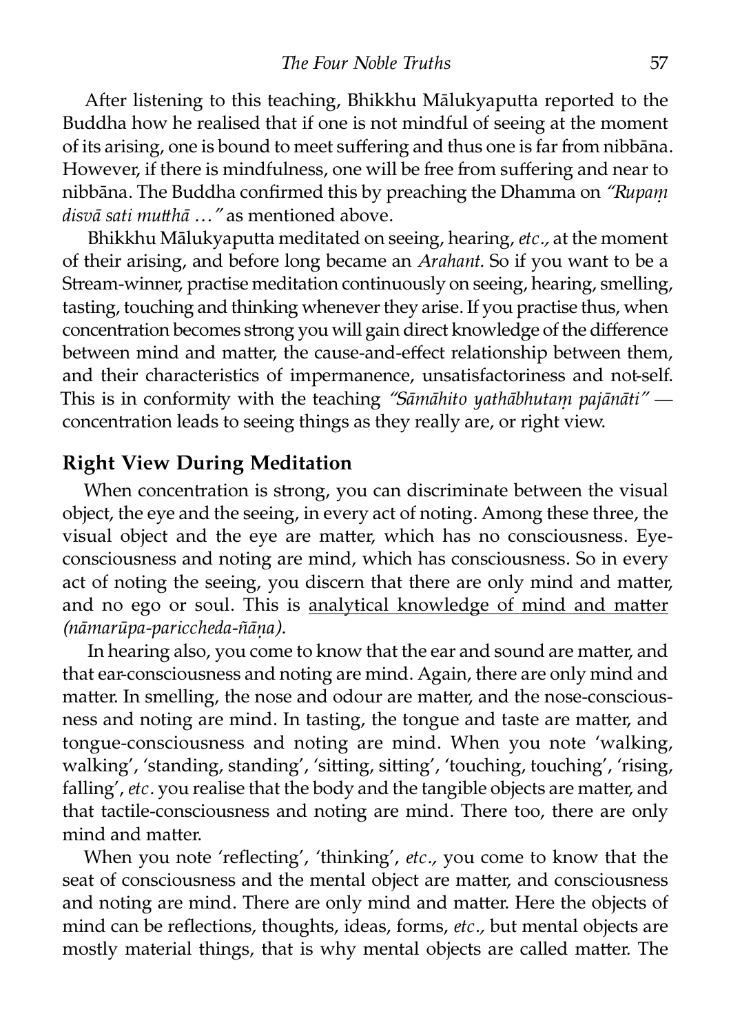After listening to this teaching, Bhikkhu Mālukyaputta reported to the Buddha how he realised that if one is not mindful of seeing at the moment of its arising, one is bound to meet suffering and thus one is far from nibbāna. However, if there is mindfulness, one will be free from suffering and near to nibbāna. The Buddha confirmed this by preaching the Dhamma on *"Rupaṃ disvā sati muṭṭhā …"* as mentioned above.

Bhikkhu Mālukyaputta meditated on seeing, hearing, *etc.,* at the moment of their arising, and before long became an *Arahant.* So if you want to be a Stream-winner, practise meditation continuously on seeing, hearing, smelling, tasting, touching and thinking whenever they arise. If you practise thus, when concentration becomes strong you will gain direct knowledge of the difference between mind and matter, the cause-and-effect relationship between them, and their characteristics of impermanence, unsatisfactoriness and not-self. This is in conformity with the teaching *"Sāmāhito yathābhutaṃ pajānāti"* — concentration leads to seeing things as they really are, or right view.

## Right View During Meditation

When concentration is strong, you can discriminate between the visual object, the eye and the seeing, in every act of noting. Among these three, the visual object and the eye are matter, which has no consciousness. Eye-consciousness and noting are mind, which has consciousness. So in every act of noting the seeing, you discern that there are only mind and matter, and no ego or soul. This is <u>analytical knowledge of mind and matter *(nāmarūpa-pariccheda-ñāṇa)*</u>.

In hearing also, you come to know that the ear and sound are matter, and that ear-consciousness and noting are mind. Again, there are only mind and matter. In smelling, the nose and odour are matter, and the nose-consciousness and noting are mind. In tasting, the tongue and taste are matter, and tongue-consciousness and noting are mind. When you note 'walking, walking', 'standing, standing', 'sitting, sitting', 'touching, touching', 'rising, falling', *etc.* you realise that the body and the tangible objects are matter, and that tactile-consciousness and noting are mind. There too, there are only mind and matter.

When you note 'reflecting', 'thinking', *etc.,* you come to know that the seat of consciousness and the mental object are matter, and consciousness and noting are mind. There are only mind and matter. Here the objects of mind can be reflections, thoughts, ideas, forms, *etc.,* but mental objects are mostly material things, that is why mental objects are called matter. The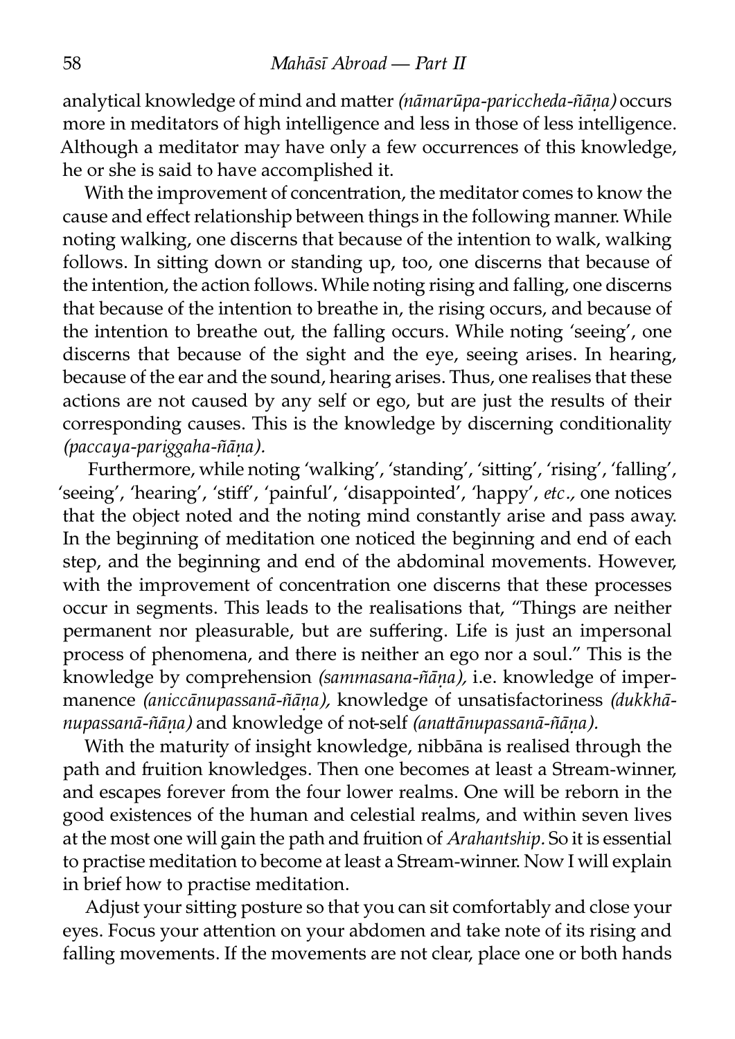analytical knowledge of mind and matter *(nāmarūpa-pariccheda-ñāṇa)* occurs more in meditators of high intelligence and less in those of less intelligence. Although a meditator may have only a few occurrences of this knowledge, he or she is said to have accomplished it.

With the improvement of concentration, the meditator comes to know the cause and effect relationship between things in the following manner. While noting walking, one discerns that because of the intention to walk, walking follows. In sitting down or standing up, too, one discerns that because of the intention, the action follows. While noting rising and falling, one discerns that because of the intention to breathe in, the rising occurs, and because of the intention to breathe out, the falling occurs. While noting 'seeing', one discerns that because of the sight and the eye, seeing arises. In hearing, because of the ear and the sound, hearing arises. Thus, one realises that these actions are not caused by any self or ego, but are just the results of their corresponding causes. This is the knowledge by discerning conditionality *(paccaya-pariggaha-ñāṇa).*

Furthermore, while noting 'walking', 'standing', 'sitting', 'rising', 'falling', 'seeing', 'hearing', 'stiff', 'painful', 'disappointed', 'happy', *etc.,* one notices that the object noted and the noting mind constantly arise and pass away. In the beginning of meditation one noticed the beginning and end of each step, and the beginning and end of the abdominal movements. However, with the improvement of concentration one discerns that these processes occur in segments. This leads to the realisations that, "Things are neither permanent nor pleasurable, but are suffering. Life is just an impersonal process of phenomena, and there is neither an ego nor a soul." This is the knowledge by comprehension *(sammasana-ñāṇa),* i.e. knowledge of impermanence *(aniccānupassanā-ñāṇa),* knowledge of unsatisfactoriness *(dukkhānupassanā-ñāṇa)* and knowledge of not-self *(anattānupassanā-ñāṇa).*

With the maturity of insight knowledge, nibbāna is realised through the path and fruition knowledges. Then one becomes at least a Stream-winner, and escapes forever from the four lower realms. One will be reborn in the good existences of the human and celestial realms, and within seven lives at the most one will gain the path and fruition of *Arahantship.* So it is essential to practise meditation to become at least a Stream-winner. Now I will explain in brief how to practise meditation.

Adjust your sitting posture so that you can sit comfortably and close your eyes. Focus your attention on your abdomen and take note of its rising and falling movements. If the movements are not clear, place one or both hands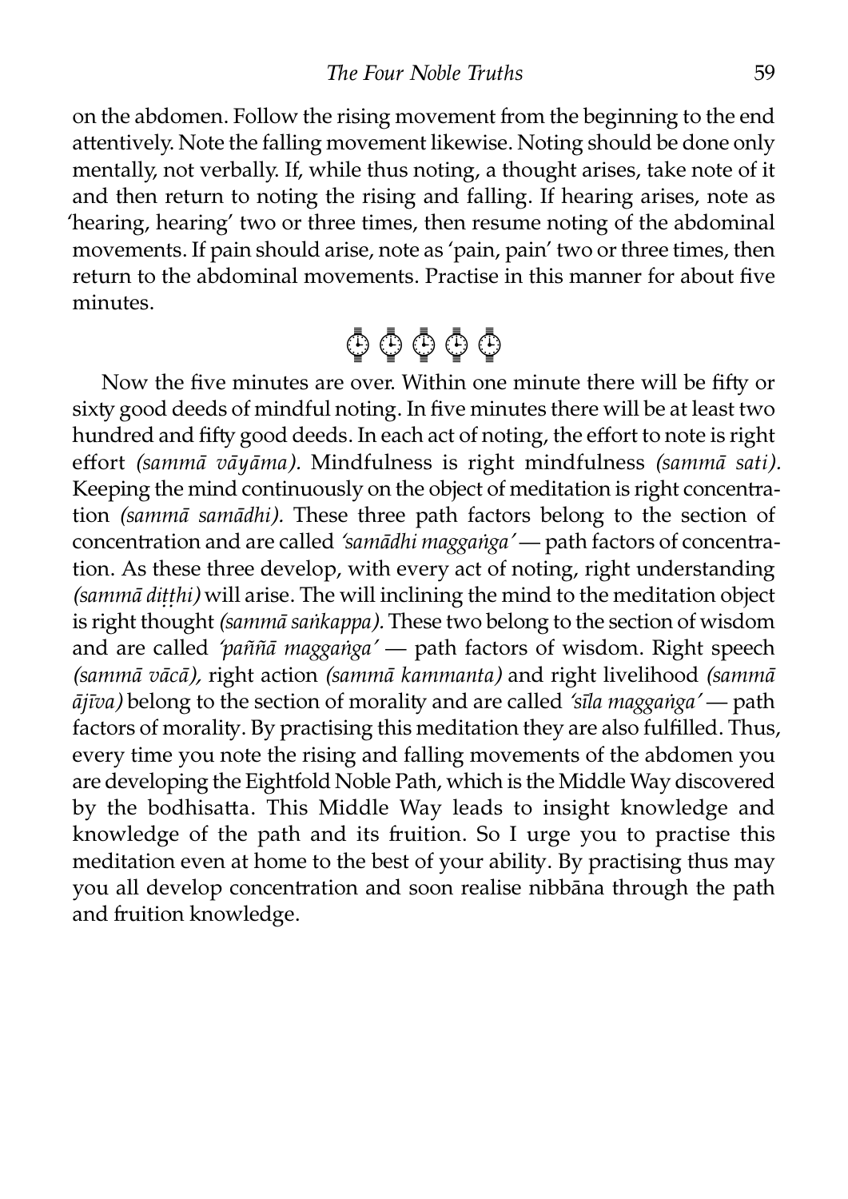on the abdomen. Follow the rising movement from the beginning to the end attentively. Note the falling movement likewise. Noting should be done only mentally, not verbally. If, while thus noting, a thought arises, take note of it and then return to noting the rising and falling. If hearing arises, note as 'hearing, hearing' two or three times, then resume noting of the abdominal movements. If pain should arise, note as 'pain, pain' two or three times, then return to the abdominal movements. Practise in this manner for about five minutes.

Now the five minutes are over. Within one minute there will be fifty or sixty good deeds of mindful noting. In five minutes there will be at least two hundred and fifty good deeds. In each act of noting, the effort to note is right effort *(sammā vāyāma).* Mindfulness is right mindfulness *(sammā sati).* Keeping the mind continuously on the object of meditation is right concentration *(sammā samādhi).* These three path factors belong to the section of concentration and are called *'samādhi maggaṅga'* — path factors of concentration. As these three develop, with every act of noting, right understanding *(sammā diṭṭhi)* will arise. The will inclining the mind to the meditation object is right thought *(sammā saṅkappa).* These two belong to the section of wisdom and are called *'paññā maggaṅga'* — path factors of wisdom. Right speech *(sammā vācā),* right action *(sammā kammanta)* and right livelihood *(sammā ājīva)* belong to the section of morality and are called *'sīla maggaṅga'* — path factors of morality. By practising this meditation they are also fulfilled. Thus, every time you note the rising and falling movements of the abdomen you are developing the Eightfold Noble Path, which is the Middle Way discovered by the bodhisatta. This Middle Way leads to insight knowledge and knowledge of the path and its fruition. So I urge you to practise this meditation even at home to the best of your ability. By practising thus may you all develop concentration and soon realise nibbāna through the path and fruition knowledge.